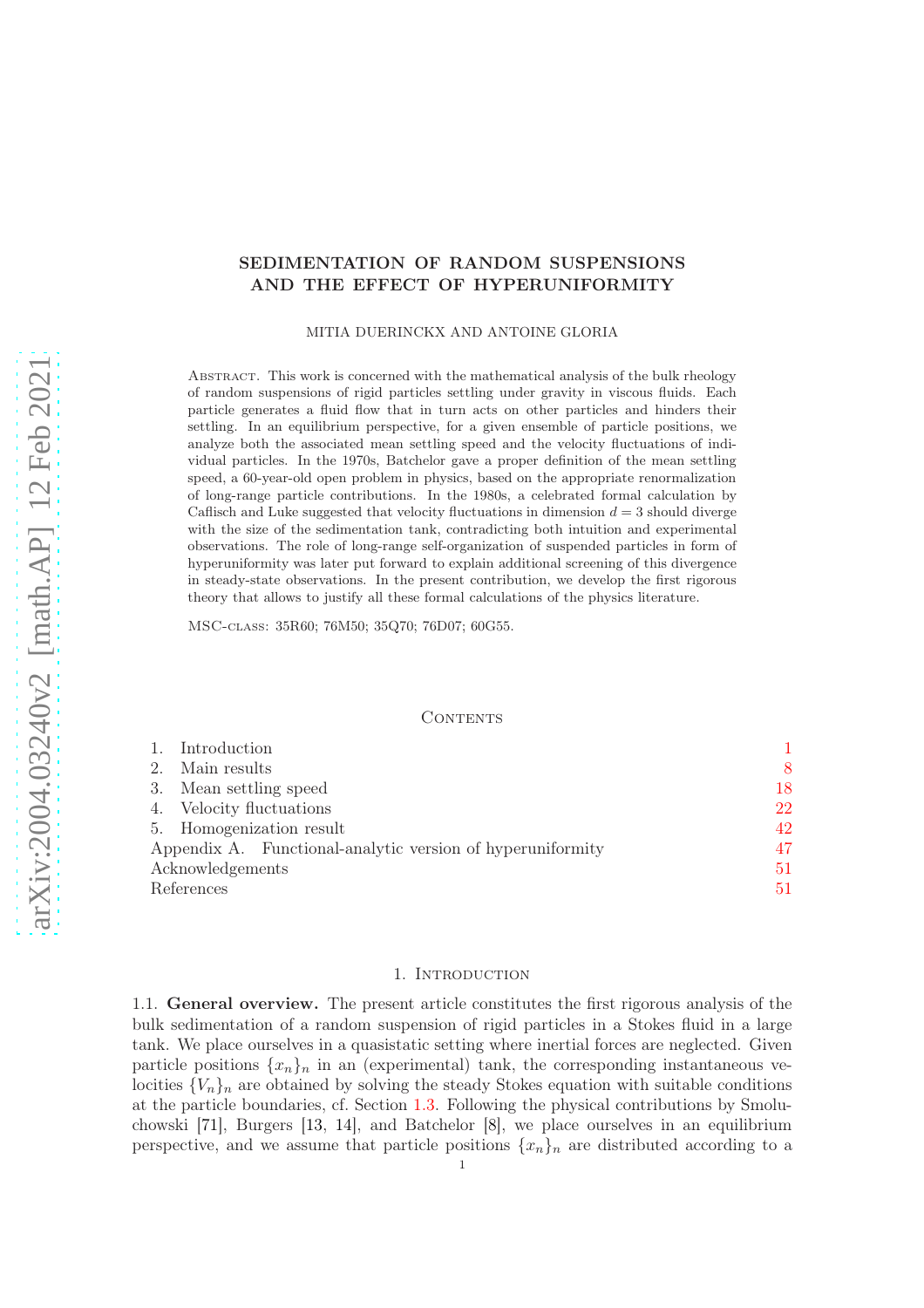# SEDIMENTATION OF RANDOM SUSPENSIONS AND THE EFFECT OF HYPERUNIFORMITY

MITIA DUERINCKX AND ANTOINE GLORIA

Abstract. This work is concerned with the mathematical analysis of the bulk rheology of random suspensions of rigid particles settling under gravity in viscous fluids. Each particle generates a fluid flow that in turn acts on other particles and hinders their settling. In an equilibrium perspective, for a given ensemble of particle positions, we analyze both the associated mean settling speed and the velocity fluctuations of individual particles. In the 1970s, Batchelor gave a proper definition of the mean settling speed, a 60-year-old open problem in physics, based on the appropriate renormalization of long-range particle contributions. In the 1980s, a celebrated formal calculation by Caflisch and Luke suggested that velocity fluctuations in dimension $d = 3$ should diverge with the size of the sedimentation tank, contradicting both intuition and experimental observations. The role of long-range self-organization of suspended particles in form of hyperuniformity was later put forward to explain additional screening of this divergence in steady-state observations. In the present contribution, we develop the first rigorous theory that allows to justify all these formal calculations of the physics literature.

MSC-class: 35R60; 76M50; 35Q70; 76D07; 60G55.

## Contents

| | |
|---|---|
| 1. Introduction | 1 |
| 2. Main results | 8 |
| 3. Mean settling speed | 18 |
| 4. Velocity fluctuations | 22 |
| 5. Homogenization result | 42 |
| Appendix A. Functional-analytic version of hyperuniformity | 47 |
| Acknowledgements | 51 |
| References | 51 |

## 1. Introduction

1.1. **General overview.** The present article constitutes the first rigorous analysis of the bulk sedimentation of a random suspension of rigid particles in a Stokes fluid in a large tank. We place ourselves in a quasistatic setting where inertial forces are neglected. Given particle positions $\{x_n\}_n$ in an (experimental) tank, the corresponding instantaneous velocities $\{V_n\}_n$ are obtained by solving the steady Stokes equation with suitable conditions at the particle boundaries, cf. Section 1.3. Following the physical contributions by Smoluchowski [71], Burgers [13, 14], and Batchelor [8], we place ourselves in an equilibrium perspective, and we assume that particle positions $\{x_n\}_n$ are distributed according to a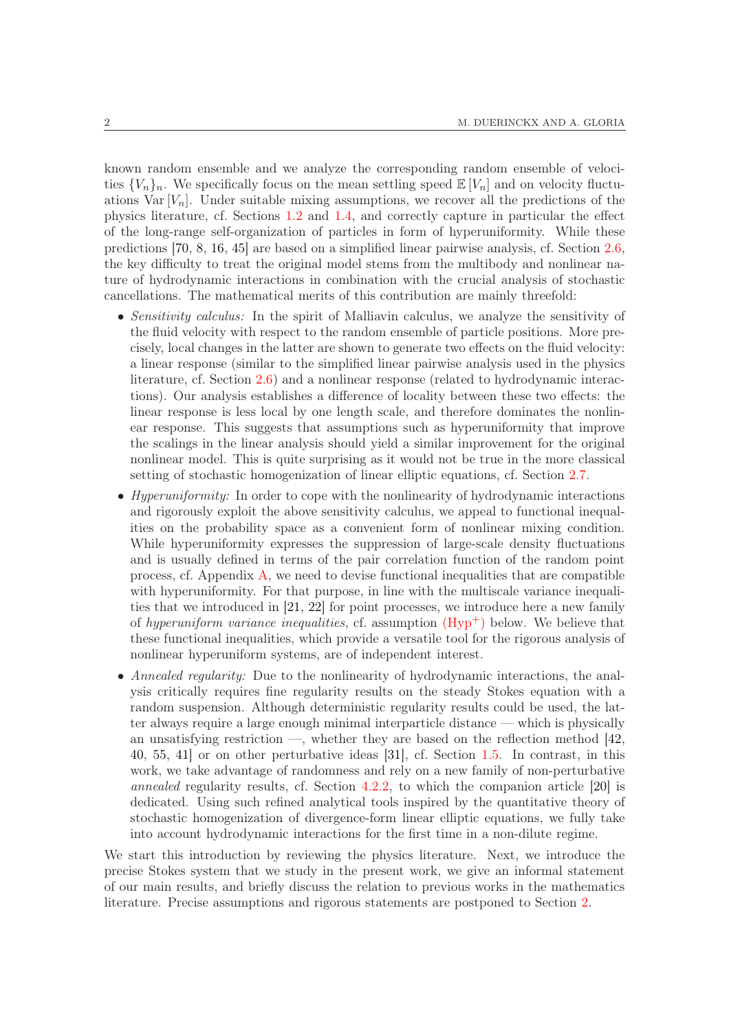known random ensemble and we analyze the corresponding random ensemble of velocities $\{V_n\}_n$. We specifically focus on the mean settling speed $\mathbb{E}[V_n]$ and on velocity fluctuations $\operatorname{Var}[V_n]$. Under suitable mixing assumptions, we recover all the predictions of the physics literature, cf. Sections 1.2 and 1.4, and correctly capture in particular the effect of the long-range self-organization of particles in form of hyperuniformity. While these predictions [70, 8, 16, 45] are based on a simplified linear pairwise analysis, cf. Section 2.6, the key difficulty to treat the original model stems from the multibody and nonlinear nature of hydrodynamic interactions in combination with the crucial analysis of stochastic cancellations. The mathematical merits of this contribution are mainly threefold:

- *Sensitivity calculus:* In the spirit of Malliavin calculus, we analyze the sensitivity of the fluid velocity with respect to the random ensemble of particle positions. More precisely, local changes in the latter are shown to generate two effects on the fluid velocity: a linear response (similar to the simplified linear pairwise analysis used in the physics literature, cf. Section 2.6) and a nonlinear response (related to hydrodynamic interactions). Our analysis establishes a difference of locality between these two effects: the linear response is less local by one length scale, and therefore dominates the nonlinear response. This suggests that assumptions such as hyperuniformity that improve the scalings in the linear analysis should yield a similar improvement for the original nonlinear model. This is quite surprising as it would not be true in the more classical setting of stochastic homogenization of linear elliptic equations, cf. Section 2.7.
- *Hyperuniformity:* In order to cope with the nonlinearity of hydrodynamic interactions and rigorously exploit the above sensitivity calculus, we appeal to functional inequalities on the probability space as a convenient form of nonlinear mixing condition. While hyperuniformity expresses the suppression of large-scale density fluctuations and is usually defined in terms of the pair correlation function of the random point process, cf. Appendix A, we need to devise functional inequalities that are compatible with hyperuniformity. For that purpose, in line with the multiscale variance inequalities that we introduced in [21, 22] for point processes, we introduce here a new family of *hyperuniform variance inequalities*, cf. assumption (Hyp$^+$) below. We believe that these functional inequalities, which provide a versatile tool for the rigorous analysis of nonlinear hyperuniform systems, are of independent interest.
- *Annealed regularity:* Due to the nonlinearity of hydrodynamic interactions, the analysis critically requires fine regularity results on the steady Stokes equation with a random suspension. Although deterministic regularity results could be used, the latter always require a large enough minimal interparticle distance — which is physically an unsatisfying restriction —, whether they are based on the reflection method [42, 40, 55, 41] or on other perturbative ideas [31], cf. Section 1.5. In contrast, in this work, we take advantage of randomness and rely on a new family of non-perturbative *annealed* regularity results, cf. Section 4.2.2, to which the companion article [20] is dedicated. Using such refined analytical tools inspired by the quantitative theory of stochastic homogenization of divergence-form linear elliptic equations, we fully take into account hydrodynamic interactions for the first time in a non-dilute regime.

We start this introduction by reviewing the physics literature. Next, we introduce the precise Stokes system that we study in the present work, we give an informal statement of our main results, and briefly discuss the relation to previous works in the mathematics literature. Precise assumptions and rigorous statements are postponed to Section 2.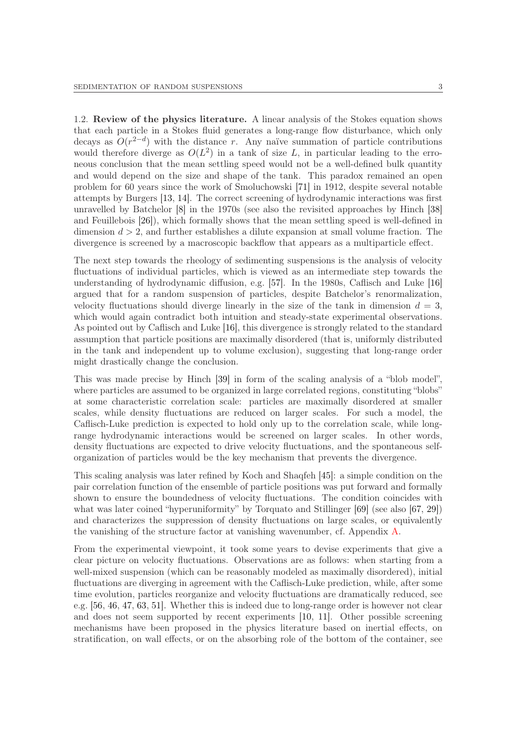1.2. **Review of the physics literature.** A linear analysis of the Stokes equation shows that each particle in a Stokes fluid generates a long-range flow disturbance, which only decays as $O(r^{2-d})$ with the distance $r$. Any naïve summation of particle contributions would therefore diverge as $O(L^2)$ in a tank of size $L$, in particular leading to the erroneous conclusion that the mean settling speed would not be a well-defined bulk quantity and would depend on the size and shape of the tank. This paradox remained an open problem for 60 years since the work of Smoluchowski [71] in 1912, despite several notable attempts by Burgers [13, 14]. The correct screening of hydrodynamic interactions was first unravelled by Batchelor [8] in the 1970s (see also the revisited approaches by Hinch [38] and Feuillebois [26]), which formally shows that the mean settling speed is well-defined in dimension $d > 2$, and further establishes a dilute expansion at small volume fraction. The divergence is screened by a macroscopic backflow that appears as a multiparticle effect.

The next step towards the rheology of sedimenting suspensions is the analysis of velocity fluctuations of individual particles, which is viewed as an intermediate step towards the understanding of hydrodynamic diffusion, e.g. [57]. In the 1980s, Caflisch and Luke [16] argued that for a random suspension of particles, despite Batchelor's renormalization, velocity fluctuations should diverge linearly in the size of the tank in dimension $d = 3$, which would again contradict both intuition and steady-state experimental observations. As pointed out by Caflisch and Luke [16], this divergence is strongly related to the standard assumption that particle positions are maximally disordered (that is, uniformly distributed in the tank and independent up to volume exclusion), suggesting that long-range order might drastically change the conclusion.

This was made precise by Hinch [39] in form of the scaling analysis of a "blob model", where particles are assumed to be organized in large correlated regions, constituting "blobs" at some characteristic correlation scale: particles are maximally disordered at smaller scales, while density fluctuations are reduced on larger scales. For such a model, the Caflisch-Luke prediction is expected to hold only up to the correlation scale, while long-range hydrodynamic interactions would be screened on larger scales. In other words, density fluctuations are expected to drive velocity fluctuations, and the spontaneous self-organization of particles would be the key mechanism that prevents the divergence.

This scaling analysis was later refined by Koch and Shaqfeh [45]: a simple condition on the pair correlation function of the ensemble of particle positions was put forward and formally shown to ensure the boundedness of velocity fluctuations. The condition coincides with what was later coined "hyperuniformity" by Torquato and Stillinger [69] (see also [67, 29]) and characterizes the suppression of density fluctuations on large scales, or equivalently the vanishing of the structure factor at vanishing wavenumber, cf. Appendix A.

From the experimental viewpoint, it took some years to devise experiments that give a clear picture on velocity fluctuations. Observations are as follows: when starting from a well-mixed suspension (which can be reasonably modeled as maximally disordered), initial fluctuations are diverging in agreement with the Caflisch-Luke prediction, while, after some time evolution, particles reorganize and velocity fluctuations are dramatically reduced, see e.g. [56, 46, 47, 63, 51]. Whether this is indeed due to long-range order is however not clear and does not seem supported by recent experiments [10, 11]. Other possible screening mechanisms have been proposed in the physics literature based on inertial effects, on stratification, on wall effects, or on the absorbing role of the bottom of the container, see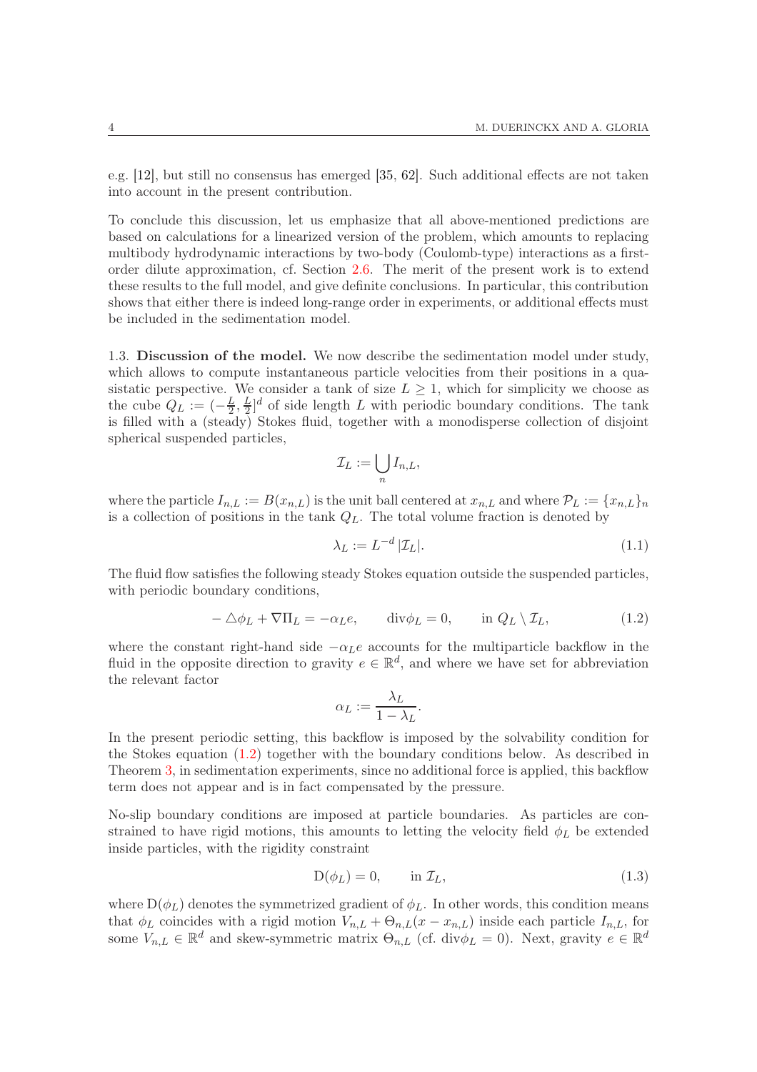e.g. [12], but still no consensus has emerged [35, 62]. Such additional effects are not taken into account in the present contribution.

To conclude this discussion, let us emphasize that all above-mentioned predictions are based on calculations for a linearized version of the problem, which amounts to replacing multibody hydrodynamic interactions by two-body (Coulomb-type) interactions as a first-order dilute approximation, cf. Section 2.6. The merit of the present work is to extend these results to the full model, and give definite conclusions. In particular, this contribution shows that either there is indeed long-range order in experiments, or additional effects must be included in the sedimentation model.

**1.3. Discussion of the model.** We now describe the sedimentation model under study, which allows to compute instantaneous particle velocities from their positions in a quasistatic perspective. We consider a tank of size $L \geq 1$, which for simplicity we choose as the cube $Q_L := (-\frac{L}{2}, \frac{L}{2}]^d$ of side length $L$ with periodic boundary conditions. The tank is filled with a (steady) Stokes fluid, together with a monodisperse collection of disjoint spherical suspended particles,

$$
\mathcal{I}_L := \bigcup_n I_{n,L},
$$

where the particle $I_{n,L} := B(x_{n,L})$ is the unit ball centered at $x_{n,L}$ and where $\mathcal{P}_L := \{x_{n,L}\}_n$ is a collection of positions in the tank $Q_L$. The total volume fraction is denoted by

$$
\lambda_L := L^{-d} \, |\mathcal{I}_L|. \tag{1.1}
$$

The fluid flow satisfies the following steady Stokes equation outside the suspended particles, with periodic boundary conditions,

$$
-\triangle \phi_L + \nabla \Pi_L = -\alpha_L e, \qquad \mathrm{div} \phi_L = 0, \qquad \text{in } Q_L \setminus \mathcal{I}_L, \tag{1.2}
$$

where the constant right-hand side $-\alpha_L e$ accounts for the multiparticle backflow in the fluid in the opposite direction to gravity $e \in \mathbb{R}^d$, and where we have set for abbreviation the relevant factor

$$
\alpha_L := \frac{\lambda_L}{1 - \lambda_L}.
$$

In the present periodic setting, this backflow is imposed by the solvability condition for the Stokes equation (1.2) together with the boundary conditions below. As described in Theorem 3, in sedimentation experiments, since no additional force is applied, this backflow term does not appear and is in fact compensated by the pressure.

No-slip boundary conditions are imposed at particle boundaries. As particles are constrained to have rigid motions, this amounts to letting the velocity field $\phi_L$ be extended inside particles, with the rigidity constraint

$$
\mathrm{D}(\phi_L) = 0, \qquad \text{in } \mathcal{I}_L, \tag{1.3}
$$

where $\mathrm{D}(\phi_L)$ denotes the symmetrized gradient of $\phi_L$. In other words, this condition means that $\phi_L$ coincides with a rigid motion $V_{n,L} + \Theta_{n,L}(x - x_{n,L})$ inside each particle $I_{n,L}$, for some $V_{n,L} \in \mathbb{R}^d$ and skew-symmetric matrix $\Theta_{n,L}$ (cf. $\mathrm{div} \phi_L = 0$). Next, gravity $e \in \mathbb{R}^d$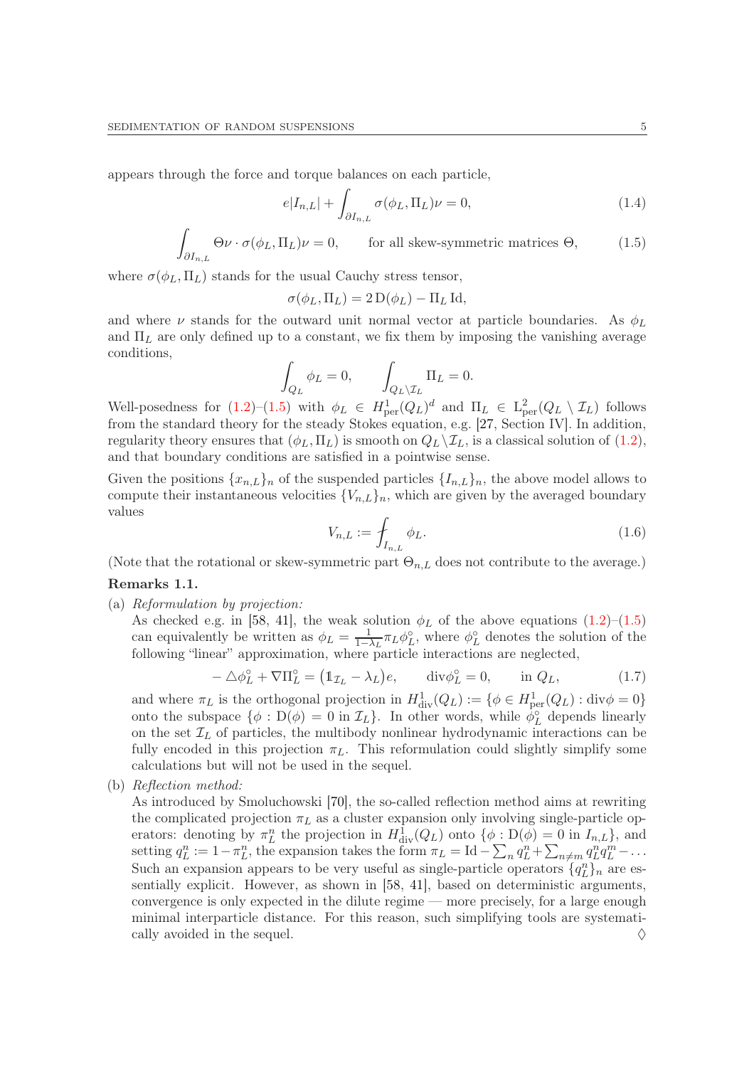appears through the force and torque balances on each particle,

$$e|I_{n,L}| + \int_{\partial I_{n,L}} \sigma(\phi_L, \Pi_L)\nu = 0, \tag{1.4}$$

$$\int_{\partial I_{n,L}} \Theta\nu \cdot \sigma(\phi_L, \Pi_L)\nu = 0, \qquad \text{for all skew-symmetric matrices } \Theta, \tag{1.5}$$

where $\sigma(\phi_L, \Pi_L)$ stands for the usual Cauchy stress tensor,

$$\sigma(\phi_L, \Pi_L) = 2\,\mathrm{D}(\phi_L) - \Pi_L\,\mathrm{Id},$$

and where $\nu$ stands for the outward unit normal vector at particle boundaries. As $\phi_L$ and $\Pi_L$ are only defined up to a constant, we fix them by imposing the vanishing average conditions,

$$\int_{Q_L} \phi_L = 0, \qquad \int_{Q_L \setminus \mathcal{I}_L} \Pi_L = 0.$$

Well-posedness for (1.2)–(1.5) with $\phi_L \in H^1_{\mathrm{per}}(Q_L)^d$ and $\Pi_L \in \mathrm{L}^2_{\mathrm{per}}(Q_L \setminus \mathcal{I}_L)$ follows from the standard theory for the steady Stokes equation, e.g. [27, Section IV]. In addition, regularity theory ensures that $(\phi_L, \Pi_L)$ is smooth on $Q_L \setminus \mathcal{I}_L$, is a classical solution of (1.2), and that boundary conditions are satisfied in a pointwise sense.

Given the positions $\{x_{n,L}\}_n$ of the suspended particles $\{I_{n,L}\}_n$, the above model allows to compute their instantaneous velocities $\{V_{n,L}\}_n$, which are given by the averaged boundary values

$$V_{n,L} := \fint_{I_{n,L}} \phi_L. \tag{1.6}$$

(Note that the rotational or skew-symmetric part $\Theta_{n,L}$ does not contribute to the average.)

**Remarks 1.1.**

(a) *Reformulation by projection:*
As checked e.g. in [58, 41], the weak solution $\phi_L$ of the above equations (1.2)–(1.5) can equivalently be written as $\phi_L = \frac{1}{1-\lambda_L}\pi_L\phi_L^\circ$, where $\phi_L^\circ$ denotes the solution of the following "linear" approximation, where particle interactions are neglected,

$$-\triangle\phi_L^\circ + \nabla\Pi_L^\circ = \big(\mathbb{1}_{\mathcal{I}_L} - \lambda_L\big)e, \qquad \mathrm{div}\phi_L^\circ = 0, \qquad \text{in } Q_L, \tag{1.7}$$

and where $\pi_L$ is the orthogonal projection in $H^1_{\mathrm{div}}(Q_L) := \{\phi \in H^1_{\mathrm{per}}(Q_L) : \mathrm{div}\phi = 0\}$ onto the subspace $\{\phi : \mathrm{D}(\phi) = 0 \text{ in } \mathcal{I}_L\}$. In other words, while $\phi_L^\circ$ depends linearly on the set $\mathcal{I}_L$ of particles, the multibody nonlinear hydrodynamic interactions can be fully encoded in this projection $\pi_L$. This reformulation could slightly simplify some calculations but will not be used in the sequel.

(b) *Reflection method:*
As introduced by Smoluchowski [70], the so-called reflection method aims at rewriting the complicated projection $\pi_L$ as a cluster expansion only involving single-particle operators: denoting by $\pi_L^n$ the projection in $H^1_{\mathrm{div}}(Q_L)$ onto $\{\phi : \mathrm{D}(\phi) = 0 \text{ in } I_{n,L}\}$, and setting $q_L^n := 1 - \pi_L^n$, the expansion takes the form $\pi_L = \mathrm{Id} - \sum_n q_L^n + \sum_{n\neq m} q_L^n q_L^m - \ldots$ Such an expansion appears to be very useful as single-particle operators $\{q_L^n\}_n$ are essentially explicit. However, as shown in [58, 41], based on deterministic arguments, convergence is only expected in the dilute regime — more precisely, for a large enough minimal interparticle distance. For this reason, such simplifying tools are systematically avoided in the sequel. $\Diamond$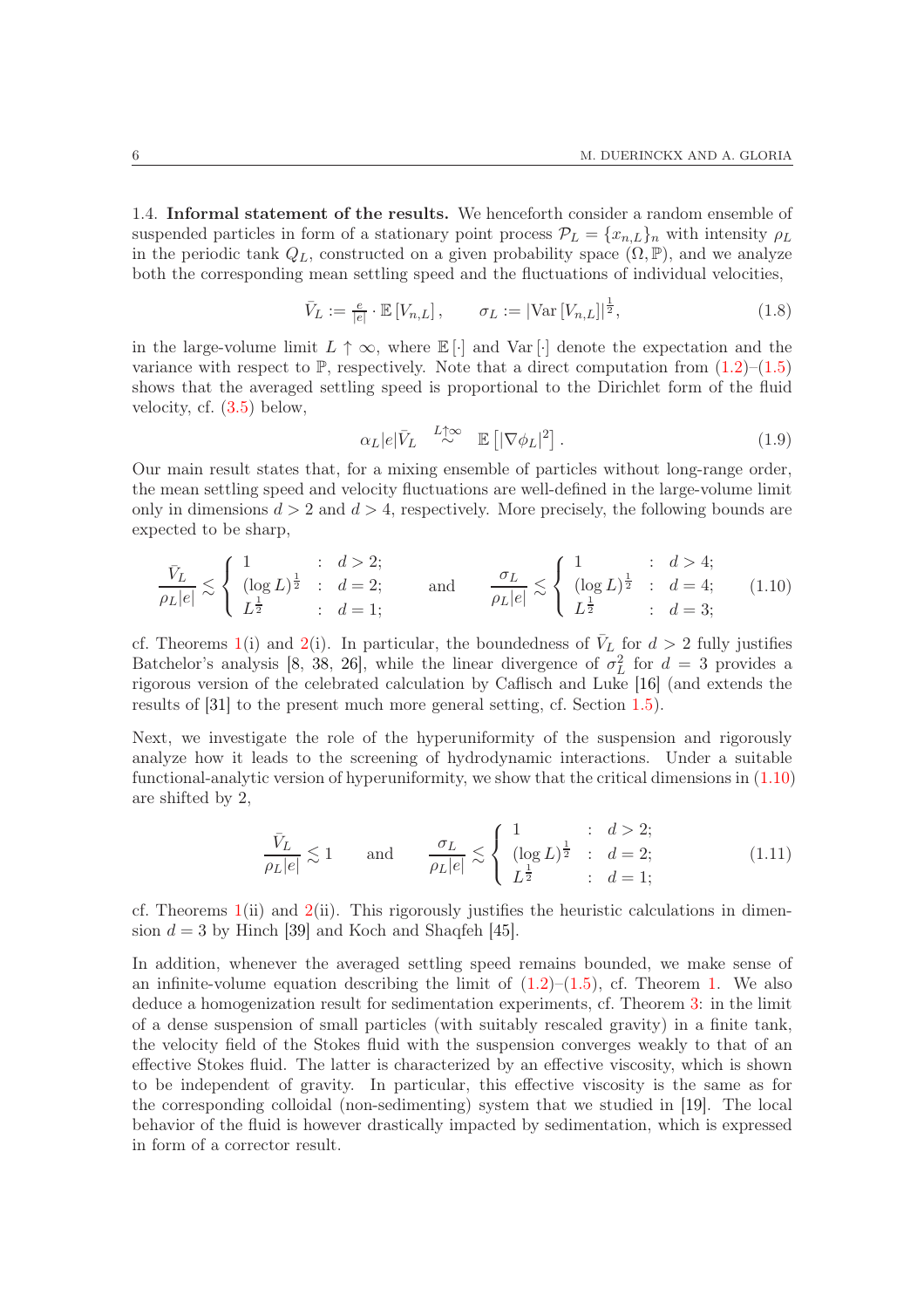### 1.4. Informal statement of the results.

We henceforth consider a random ensemble of suspended particles in form of a stationary point process $\mathcal{P}_L = \{x_{n,L}\}_n$ with intensity $\rho_L$ in the periodic tank $Q_L$, constructed on a given probability space $(\Omega, \mathbb{P})$, and we analyze both the corresponding mean settling speed and the fluctuations of individual velocities,

$$\bar{V}_L := \tfrac{e}{|e|} \cdot \mathbb{E}\left[V_{n,L}\right], \qquad \sigma_L := |\mathrm{Var}\left[V_{n,L}\right]|^{\frac{1}{2}}, \tag{1.8}$$

in the large-volume limit $L \uparrow \infty$, where $\mathbb{E}[\cdot]$ and $\mathrm{Var}[\cdot]$ denote the expectation and the variance with respect to $\mathbb{P}$, respectively. Note that a direct computation from (1.2)–(1.5) shows that the averaged settling speed is proportional to the Dirichlet form of the fluid velocity, cf. (3.5) below,

$$\alpha_L |e| \bar{V}_L \overset{L\uparrow\infty}{\sim} \mathbb{E}\left[|\nabla \phi_L|^2\right]. \tag{1.9}$$

Our main result states that, for a mixing ensemble of particles without long-range order, the mean settling speed and velocity fluctuations are well-defined in the large-volume limit only in dimensions $d > 2$ and $d > 4$, respectively. More precisely, the following bounds are expected to be sharp,

$$\frac{\bar{V}_L}{\rho_L |e|} \lesssim \begin{cases} 1 & : \ d > 2; \\ (\log L)^{\frac{1}{2}} & : \ d = 2; \\ L^{\frac{1}{2}} & : \ d = 1; \end{cases} \qquad \text{and} \qquad \frac{\sigma_L}{\rho_L |e|} \lesssim \begin{cases} 1 & : \ d > 4; \\ (\log L)^{\frac{1}{2}} & : \ d = 4; \\ L^{\frac{1}{2}} & : \ d = 3; \end{cases} \tag{1.10}$$

cf. Theorems 1(i) and 2(i). In particular, the boundedness of $\bar{V}_L$ for $d > 2$ fully justifies Batchelor's analysis [8, 38, 26], while the linear divergence of $\sigma_L^2$ for $d = 3$ provides a rigorous version of the celebrated calculation by Caflisch and Luke [16] (and extends the results of [31] to the present much more general setting, cf. Section 1.5).

Next, we investigate the role of the hyperuniformity of the suspension and rigorously analyze how it leads to the screening of hydrodynamic interactions. Under a suitable functional-analytic version of hyperuniformity, we show that the critical dimensions in (1.10) are shifted by 2,

$$\frac{\bar{V}_L}{\rho_L |e|} \lesssim 1 \qquad \text{and} \qquad \frac{\sigma_L}{\rho_L |e|} \lesssim \begin{cases} 1 & : \ d > 2; \\ (\log L)^{\frac{1}{2}} & : \ d = 2; \\ L^{\frac{1}{2}} & : \ d = 1; \end{cases} \tag{1.11}$$

cf. Theorems 1(ii) and 2(ii). This rigorously justifies the heuristic calculations in dimension $d = 3$ by Hinch [39] and Koch and Shaqfeh [45].

In addition, whenever the averaged settling speed remains bounded, we make sense of an infinite-volume equation describing the limit of (1.2)–(1.5), cf. Theorem 1. We also deduce a homogenization result for sedimentation experiments, cf. Theorem 3: in the limit of a dense suspension of small particles (with suitably rescaled gravity) in a finite tank, the velocity field of the Stokes fluid with the suspension converges weakly to that of an effective Stokes fluid. The latter is characterized by an effective viscosity, which is shown to be independent of gravity. In particular, this effective viscosity is the same as for the corresponding colloidal (non-sedimenting) system that we studied in [19]. The local behavior of the fluid is however drastically impacted by sedimentation, which is expressed in form of a corrector result.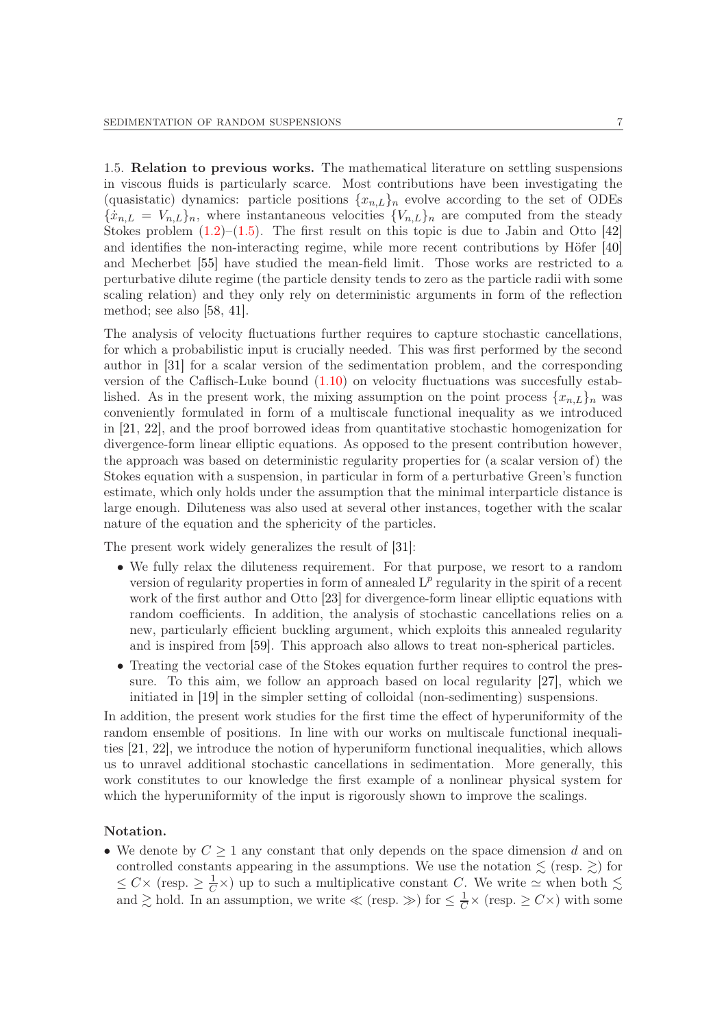### 1.5. Relation to previous works.

The mathematical literature on settling suspensions in viscous fluids is particularly scarce. Most contributions have been investigating the (quasistatic) dynamics: particle positions $\{x_{n,L}\}_n$ evolve according to the set of ODEs $\{\dot{x}_{n,L} = V_{n,L}\}_n$, where instantaneous velocities $\{V_{n,L}\}_n$ are computed from the steady Stokes problem (1.2)–(1.5). The first result on this topic is due to Jabin and Otto [42] and identifies the non-interacting regime, while more recent contributions by Höfer [40] and Mecherbet [55] have studied the mean-field limit. Those works are restricted to a perturbative dilute regime (the particle density tends to zero as the particle radii with some scaling relation) and they only rely on deterministic arguments in form of the reflection method; see also [58, 41].

The analysis of velocity fluctuations further requires to capture stochastic cancellations, for which a probabilistic input is crucially needed. This was first performed by the second author in [31] for a scalar version of the sedimentation problem, and the corresponding version of the Caflisch-Luke bound (1.10) on velocity fluctuations was succesfully established. As in the present work, the mixing assumption on the point process $\{x_{n,L}\}_n$ was conveniently formulated in form of a multiscale functional inequality as we introduced in [21, 22], and the proof borrowed ideas from quantitative stochastic homogenization for divergence-form linear elliptic equations. As opposed to the present contribution however, the approach was based on deterministic regularity properties for (a scalar version of) the Stokes equation with a suspension, in particular in form of a perturbative Green's function estimate, which only holds under the assumption that the minimal interparticle distance is large enough. Diluteness was also used at several other instances, together with the scalar nature of the equation and the sphericity of the particles.

The present work widely generalizes the result of [31]:

- We fully relax the diluteness requirement. For that purpose, we resort to a random version of regularity properties in form of annealed $\mathrm{L}^p$ regularity in the spirit of a recent work of the first author and Otto [23] for divergence-form linear elliptic equations with random coefficients. In addition, the analysis of stochastic cancellations relies on a new, particularly efficient buckling argument, which exploits this annealed regularity and is inspired from [59]. This approach also allows to treat non-spherical particles.
- Treating the vectorial case of the Stokes equation further requires to control the pressure. To this aim, we follow an approach based on local regularity [27], which we initiated in [19] in the simpler setting of colloidal (non-sedimenting) suspensions.

In addition, the present work studies for the first time the effect of hyperuniformity of the random ensemble of positions. In line with our works on multiscale functional inequalities [21, 22], we introduce the notion of hyperuniform functional inequalities, which allows us to unravel additional stochastic cancellations in sedimentation. More generally, this work constitutes to our knowledge the first example of a nonlinear physical system for which the hyperuniformity of the input is rigorously shown to improve the scalings.

### Notation.

- We denote by $C \geq 1$ any constant that only depends on the space dimension $d$ and on controlled constants appearing in the assumptions. We use the notation $\lesssim$ (resp. $\gtrsim$) for $\leq C\times$ (resp. $\geq \frac{1}{C}\times$) up to such a multiplicative constant $C$. We write $\simeq$ when both $\lesssim$ and $\gtrsim$ hold. In an assumption, we write $\ll$ (resp. $\gg$) for $\leq \frac{1}{C}\times$ (resp. $\geq C\times$) with some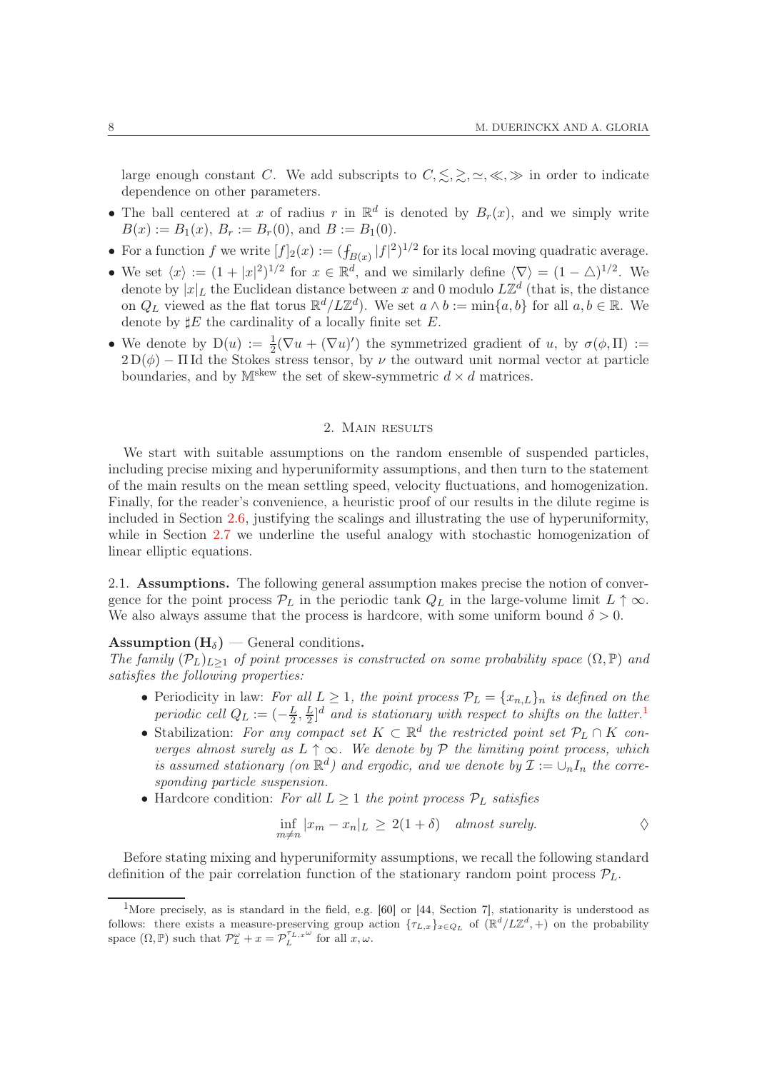large enough constant $C$. We add subscripts to $C, \lesssim, \gtrsim, \simeq, \ll, \gg$ in order to indicate dependence on other parameters.

- The ball centered at $x$ of radius $r$ in $\mathbb{R}^d$ is denoted by $B_r(x)$, and we simply write $B(x) := B_1(x)$, $B_r := B_r(0)$, and $B := B_1(0)$.
- For a function $f$ we write $[f]_2(x) := (\fint_{B(x)} |f|^2)^{1/2}$ for its local moving quadratic average.
- We set $\langle x \rangle := (1+|x|^2)^{1/2}$ for $x \in \mathbb{R}^d$, and we similarly define $\langle \nabla \rangle = (1-\triangle)^{1/2}$. We denote by $|x|_L$ the Euclidean distance between $x$ and $0$ modulo $L\mathbb{Z}^d$ (that is, the distance on $Q_L$ viewed as the flat torus $\mathbb{R}^d/L\mathbb{Z}^d$). We set $a \wedge b := \min\{a, b\}$ for all $a, b \in \mathbb{R}$. We denote by $\sharp E$ the cardinality of a locally finite set $E$.
- We denote by $\mathrm{D}(u) := \frac{1}{2}(\nabla u + (\nabla u)')$ the symmetrized gradient of $u$, by $\sigma(\phi, \Pi) := 2\,\mathrm{D}(\phi) - \Pi\,\mathrm{Id}$ the Stokes stress tensor, by $\nu$ the outward unit normal vector at particle boundaries, and by $\mathbb{M}^{\mathrm{skew}}$ the set of skew-symmetric $d \times d$ matrices.

## 2. Main results

We start with suitable assumptions on the random ensemble of suspended particles, including precise mixing and hyperuniformity assumptions, and then turn to the statement of the main results on the mean settling speed, velocity fluctuations, and homogenization. Finally, for the reader's convenience, a heuristic proof of our results in the dilute regime is included in Section 2.6, justifying the scalings and illustrating the use of hyperuniformity, while in Section 2.7 we underline the useful analogy with stochastic homogenization of linear elliptic equations.

### 2.1. Assumptions.

The following general assumption makes precise the notion of convergence for the point process $\mathcal{P}_L$ in the periodic tank $Q_L$ in the large-volume limit $L \uparrow \infty$. We also always assume that the process is hardcore, with some uniform bound $\delta > 0$.

**Assumption $(\mathrm{H}_\delta)$** — General conditions**.**
*The family $(\mathcal{P}_L)_{L\geq 1}$ of point processes is constructed on some probability space $(\Omega, \mathbb{P})$ and satisfies the following properties:*

- Periodicity in law: *For all $L \geq 1$, the point process $\mathcal{P}_L = \{x_{n,L}\}_n$ is defined on the periodic cell $Q_L := (-\frac{L}{2}, \frac{L}{2}]^d$ and is stationary with respect to shifts on the latter.*[1]
- Stabilization: *For any compact set $K \subset \mathbb{R}^d$ the restricted point set $\mathcal{P}_L \cap K$ converges almost surely as $L \uparrow \infty$. We denote by $\mathcal{P}$ the limiting point process, which is assumed stationary (on $\mathbb{R}^d$) and ergodic, and we denote by $\mathcal{I} := \cup_n I_n$ the corresponding particle suspension.*
- Hardcore condition: *For all $L \geq 1$ the point process $\mathcal{P}_L$ satisfies*

$$\inf_{m \neq n} |x_m - x_n|_L \;\geq\; 2(1+\delta) \quad \textit{almost surely.} \qquad \Diamond$$

Before stating mixing and hyperuniformity assumptions, we recall the following standard definition of the pair correlation function of the stationary random point process $\mathcal{P}_L$.

[1] More precisely, as is standard in the field, e.g. [60] or [44, Section 7], stationarity is understood as follows: there exists a measure-preserving group action $\{\tau_{L,x}\}_{x \in Q_L}$ of $(\mathbb{R}^d/L\mathbb{Z}^d, +)$ on the probability space $(\Omega, \mathbb{P})$ such that $\mathcal{P}_L^\omega + x = \mathcal{P}_L^{\tau_{L,x}\omega}$ for all $x, \omega$.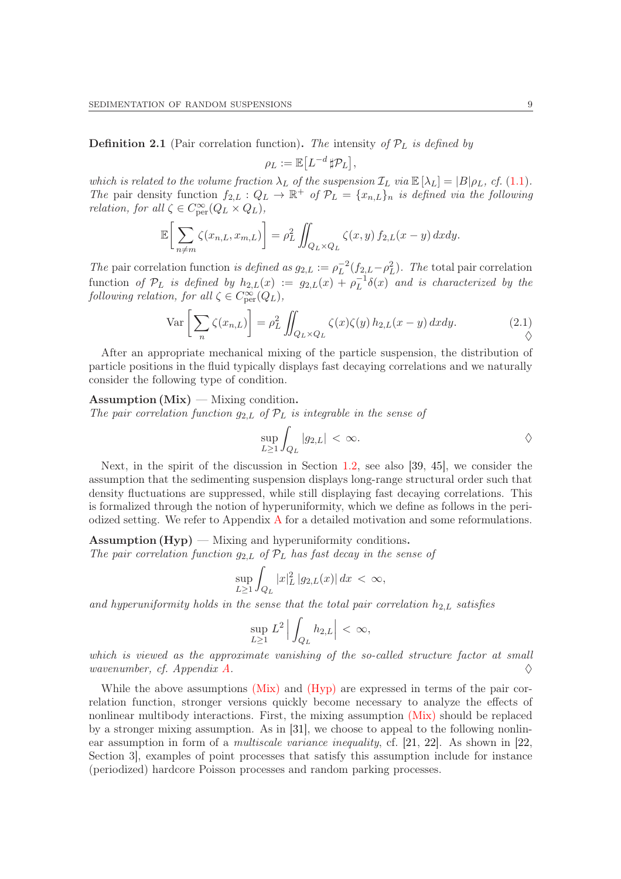**Definition 2.1** (Pair correlation function)**.** *The* intensity *of $\mathcal{P}_L$ is defined by*

$$\rho_L := \mathbb{E}\big[L^{-d}\,\sharp\mathcal{P}_L\big],$$

*which is related to the volume fraction $\lambda_L$ of the suspension $\mathcal{I}_L$ via $\mathbb{E}\,[\lambda_L] = |B|\rho_L$, cf. (1.1). The* pair density function *$f_{2,L} : Q_L \to \mathbb{R}^+$ of $\mathcal{P}_L = \{x_{n,L}\}_n$ is defined via the following relation, for all $\zeta \in C^\infty_{\mathrm{per}}(Q_L \times Q_L)$,*

$$\mathbb{E}\bigg[\sum_{n\neq m} \zeta(x_{n,L}, x_{m,L})\bigg] = \rho_L^2 \iint_{Q_L\times Q_L} \zeta(x,y)\, f_{2,L}(x-y)\, dxdy.$$

*The* pair correlation function *is defined as $g_{2,L} := \rho_L^{-2}(f_{2,L} - \rho_L^2)$. The* total pair correlation function *of $\mathcal{P}_L$ is defined by $h_{2,L}(x) := g_{2,L}(x) + \rho_L^{-1}\delta(x)$ and is characterized by the following relation, for all $\zeta \in C^\infty_{\mathrm{per}}(Q_L)$,*

$$\mathrm{Var}\left[\sum_n \zeta(x_{n,L})\right] = \rho_L^2 \iint_{Q_L\times Q_L} \zeta(x)\zeta(y)\, h_{2,L}(x-y)\, dxdy. \tag{2.1}$$

◊

After an appropriate mechanical mixing of the particle suspension, the distribution of particle positions in the fluid typically displays fast decaying correlations and we naturally consider the following type of condition.

**Assumption (Mix)** — Mixing condition**.**
*The pair correlation function $g_{2,L}$ of $\mathcal{P}_L$ is integrable in the sense of*

$$\sup_{L\geq 1} \int_{Q_L} |g_{2,L}| \,<\, \infty.$$

◊

Next, in the spirit of the discussion in Section 1.2, see also [39, 45], we consider the assumption that the sedimenting suspension displays long-range structural order such that density fluctuations are suppressed, while still displaying fast decaying correlations. This is formalized through the notion of hyperuniformity, which we define as follows in the periodized setting. We refer to Appendix A for a detailed motivation and some reformulations.

**Assumption (Hyp)** — Mixing and hyperuniformity conditions**.**
*The pair correlation function $g_{2,L}$ of $\mathcal{P}_L$ has fast decay in the sense of*

$$\sup_{L\geq 1} \int_{Q_L} |x|_L^2\, |g_{2,L}(x)|\, dx \,<\, \infty,$$

*and hyperuniformity holds in the sense that the total pair correlation $h_{2,L}$ satisfies*

$$\sup_{L\geq 1} L^2 \Big| \int_{Q_L} h_{2,L} \Big| \,<\, \infty,$$

*which is viewed as the approximate vanishing of the so-called structure factor at small wavenumber, cf. Appendix A.* ◊

While the above assumptions (Mix) and (Hyp) are expressed in terms of the pair correlation function, stronger versions quickly become necessary to analyze the effects of nonlinear multibody interactions. First, the mixing assumption (Mix) should be replaced by a stronger mixing assumption. As in [31], we choose to appeal to the following nonlinear assumption in form of a *multiscale variance inequality*, cf. [21, 22]. As shown in [22, Section 3], examples of point processes that satisfy this assumption include for instance (periodized) hardcore Poisson processes and random parking processes.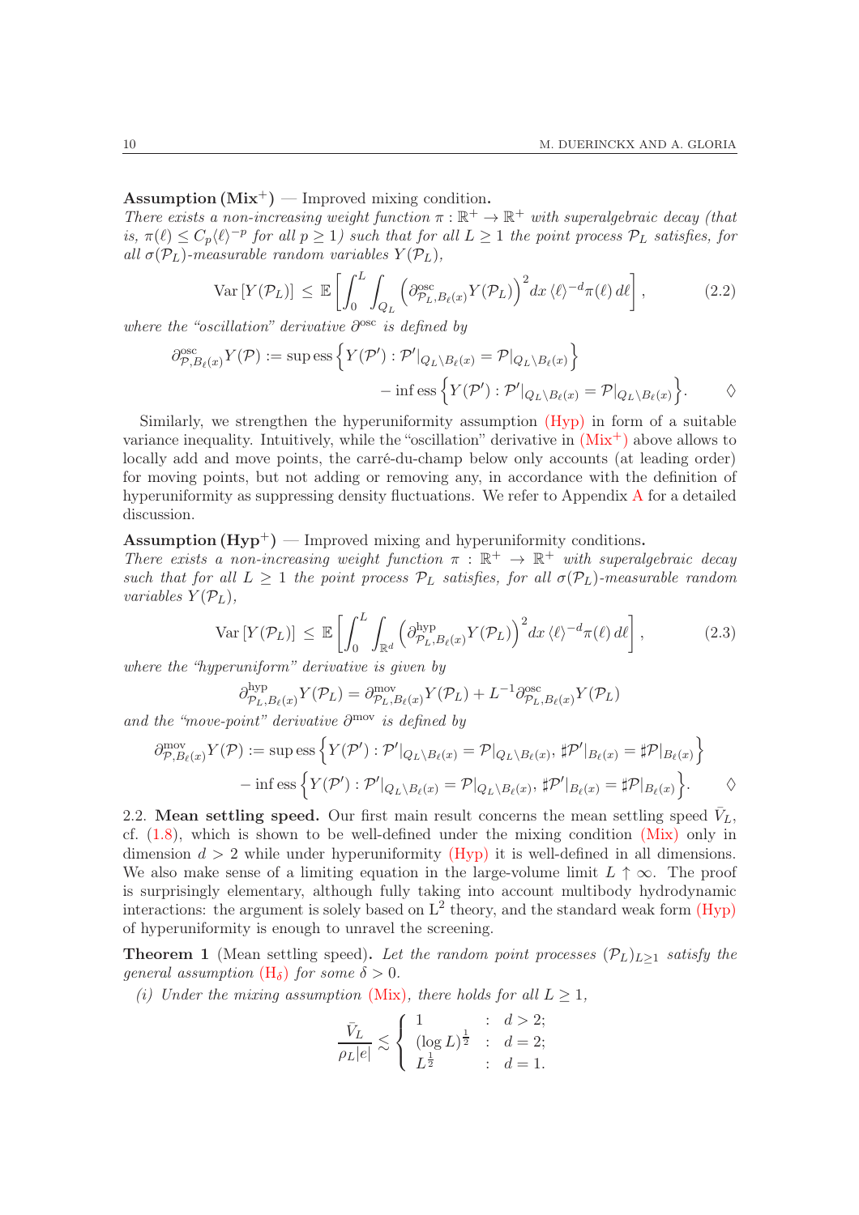**Assumption (Mix$^+$)** — Improved mixing condition.
*There exists a non-increasing weight function $\pi : \mathbb{R}^+ \to \mathbb{R}^+$ with superalgebraic decay (that is, $\pi(\ell) \le C_p \langle \ell \rangle^{-p}$ for all $p \ge 1$) such that for all $L \ge 1$ the point process $\mathcal{P}_L$ satisfies, for all $\sigma(\mathcal{P}_L)$-measurable random variables $Y(\mathcal{P}_L)$,*

$$\operatorname{Var}\left[Y(\mathcal{P}_L)\right] \le \mathbb{E}\left[\int_0^L \int_{Q_L} \left(\partial^{\mathrm{osc}}_{\mathcal{P}_L, B_\ell(x)} Y(\mathcal{P}_L)\right)^2 dx\, \langle \ell \rangle^{-d} \pi(\ell)\, d\ell\right], \tag{2.2}$$

*where the "oscillation" derivative $\partial^{\mathrm{osc}}$ is defined by*

$$\begin{aligned}\partial^{\mathrm{osc}}_{\mathcal{P}, B_\ell(x)} Y(\mathcal{P}) := \operatorname{sup\,ess}\left\{Y(\mathcal{P}') : \mathcal{P}'|_{Q_L \setminus B_\ell(x)} = \mathcal{P}|_{Q_L \setminus B_\ell(x)}\right\}\\ - \operatorname{inf\,ess}\left\{Y(\mathcal{P}') : \mathcal{P}'|_{Q_L \setminus B_\ell(x)} = \mathcal{P}|_{Q_L \setminus B_\ell(x)}\right\}. \qquad \Diamond\end{aligned}$$

Similarly, we strengthen the hyperuniformity assumption (Hyp) in form of a suitable variance inequality. Intuitively, while the "oscillation" derivative in (Mix$^+$) above allows to locally add and move points, the carré-du-champ below only accounts (at leading order) for moving points, but not adding or removing any, in accordance with the definition of hyperuniformity as suppressing density fluctuations. We refer to Appendix A for a detailed discussion.

**Assumption (Hyp$^+$)** — Improved mixing and hyperuniformity conditions.
*There exists a non-increasing weight function $\pi : \mathbb{R}^+ \to \mathbb{R}^+$ with superalgebraic decay such that for all $L \ge 1$ the point process $\mathcal{P}_L$ satisfies, for all $\sigma(\mathcal{P}_L)$-measurable random variables $Y(\mathcal{P}_L)$,*

$$\operatorname{Var}\left[Y(\mathcal{P}_L)\right] \le \mathbb{E}\left[\int_0^L \int_{\mathbb{R}^d} \left(\partial^{\mathrm{hyp}}_{\mathcal{P}_L, B_\ell(x)} Y(\mathcal{P}_L)\right)^2 dx\, \langle \ell \rangle^{-d} \pi(\ell)\, d\ell\right], \tag{2.3}$$

*where the "hyperuniform" derivative is given by*

$$\partial^{\mathrm{hyp}}_{\mathcal{P}_L, B_\ell(x)} Y(\mathcal{P}_L) = \partial^{\mathrm{mov}}_{\mathcal{P}_L, B_\ell(x)} Y(\mathcal{P}_L) + L^{-1} \partial^{\mathrm{osc}}_{\mathcal{P}_L, B_\ell(x)} Y(\mathcal{P}_L)$$

*and the "move-point" derivative $\partial^{\mathrm{mov}}$ is defined by*

$$\begin{aligned}\partial^{\mathrm{mov}}_{\mathcal{P}, B_\ell(x)} Y(\mathcal{P}) := \operatorname{sup\,ess}\left\{Y(\mathcal{P}') : \mathcal{P}'|_{Q_L \setminus B_\ell(x)} = \mathcal{P}|_{Q_L \setminus B_\ell(x)},\ \sharp\mathcal{P}'|_{B_\ell(x)} = \sharp\mathcal{P}|_{B_\ell(x)}\right\}\\ - \operatorname{inf\,ess}\left\{Y(\mathcal{P}') : \mathcal{P}'|_{Q_L \setminus B_\ell(x)} = \mathcal{P}|_{Q_L \setminus B_\ell(x)},\ \sharp\mathcal{P}'|_{B_\ell(x)} = \sharp\mathcal{P}|_{B_\ell(x)}\right\}. \qquad \Diamond\end{aligned}$$

2.2. **Mean settling speed.** Our first main result concerns the mean settling speed $\bar{V}_L$, cf. (1.8), which is shown to be well-defined under the mixing condition (Mix) only in dimension $d > 2$ while under hyperuniformity (Hyp) it is well-defined in all dimensions. We also make sense of a limiting equation in the large-volume limit $L \uparrow \infty$. The proof is surprisingly elementary, although fully taking into account multibody hydrodynamic interactions: the argument is solely based on $\mathrm{L}^2$ theory, and the standard weak form (Hyp) of hyperuniformity is enough to unravel the screening.

**Theorem 1** (Mean settling speed)**.** *Let the random point processes $(\mathcal{P}_L)_{L \ge 1}$ satisfy the general assumption (H$_\delta$) for some $\delta > 0$.*

*(i) Under the mixing assumption (Mix), there holds for all $L \ge 1$,*

$$\frac{\bar{V}_L}{\rho_L |e|} \lesssim \begin{cases} 1 & : \ d > 2; \\ (\log L)^{\frac{1}{2}} & : \ d = 2; \\ L^{\frac{1}{2}} & : \ d = 1. \end{cases}$$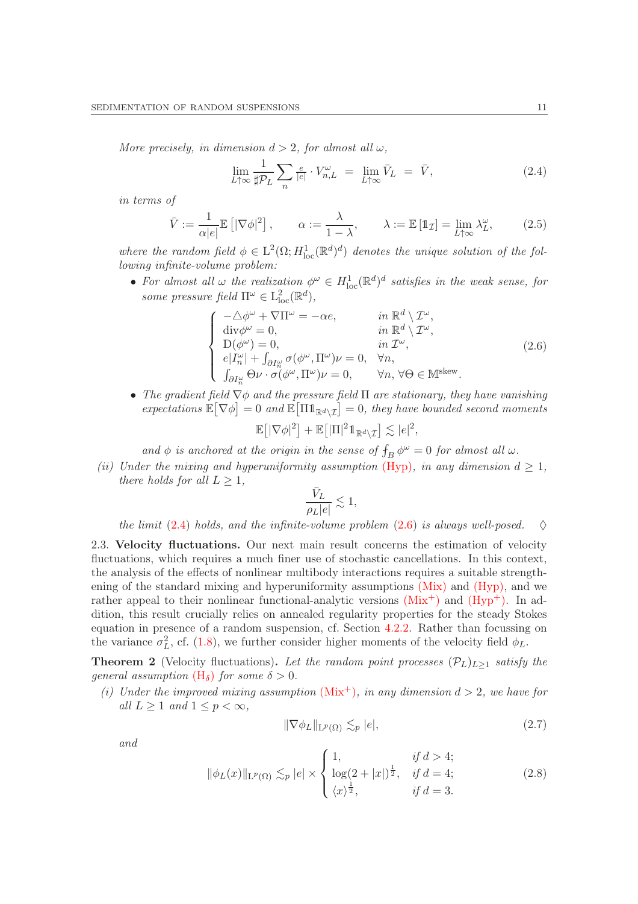*More precisely, in dimension $d>2$, for almost all $\omega$,*

$$\lim_{L\uparrow\infty}\frac{1}{\sharp\mathcal{P}_L}\sum_n \tfrac{e}{|e|}\cdot V_{n,L}^\omega \;=\; \lim_{L\uparrow\infty}\bar V_L \;=\; \bar V, \tag{2.4}$$

*in terms of*

$$\bar V:=\frac{1}{\alpha|e|}\mathbb{E}\left[|\nabla\phi|^2\right],\qquad \alpha:=\frac{\lambda}{1-\lambda},\qquad \lambda:=\mathbb{E}\left[\mathbb{1}_{\mathcal{I}}\right]=\lim_{L\uparrow\infty}\lambda_L^\omega, \tag{2.5}$$

*where the random field $\phi\in \mathrm{L}^2(\Omega;H^1_{\mathrm{loc}}(\mathbb{R}^d)^d)$ denotes the unique solution of the following infinite-volume problem:*

- *For almost all $\omega$ the realization $\phi^\omega\in H^1_{\mathrm{loc}}(\mathbb{R}^d)^d$ satisfies in the weak sense, for some pressure field $\Pi^\omega\in \mathrm{L}^2_{\mathrm{loc}}(\mathbb{R}^d)$,*

$$\left\{\begin{array}{ll} -\triangle\phi^\omega+\nabla\Pi^\omega=-\alpha e, & \text{in } \mathbb{R}^d\setminus\mathcal{I}^\omega,\\ \mathrm{div}\phi^\omega=0, & \text{in } \mathbb{R}^d\setminus\mathcal{I}^\omega,\\ \mathrm{D}(\phi^\omega)=0, & \text{in } \mathcal{I}^\omega,\\ e|I_n^\omega|+\int_{\partial I_n^\omega}\sigma(\phi^\omega,\Pi^\omega)\nu=0, & \forall n,\\ \int_{\partial I_n^\omega}\Theta\nu\cdot\sigma(\phi^\omega,\Pi^\omega)\nu=0, & \forall n,\ \forall\Theta\in\mathbb{M}^{\mathrm{skew}}. \end{array}\right. \tag{2.6}$$

- *The gradient field $\nabla\phi$ and the pressure field $\Pi$ are stationary, they have vanishing expectations $\mathbb{E}\big[\nabla\phi\big]=0$ and $\mathbb{E}\big[\Pi\mathbb{1}_{\mathbb{R}^d\setminus\mathcal{I}}\big]=0$, they have bounded second moments*

$$\mathbb{E}\big[|\nabla\phi|^2\big]+\mathbb{E}\big[|\Pi|^2\mathbb{1}_{\mathbb{R}^d\setminus\mathcal{I}}\big]\lesssim|e|^2,$$

*and $\phi$ is anchored at the origin in the sense of $\fint_B\phi^\omega=0$ for almost all $\omega$.*

*(ii) Under the mixing and hyperuniformity assumption (Hyp), in any dimension $d\ge1$, there holds for all $L\ge1$,*

$$\frac{\bar V_L}{\rho_L|e|}\lesssim 1,$$

*the limit (2.4) holds, and the infinite-volume problem (2.6) is always well-posed.* $\diamondsuit$

2.3. **Velocity fluctuations.** Our next main result concerns the estimation of velocity fluctuations, which requires a much finer use of stochastic cancellations. In this context, the analysis of the effects of nonlinear multibody interactions requires a suitable strengthening of the standard mixing and hyperuniformity assumptions (Mix) and (Hyp), and we rather appeal to their nonlinear functional-analytic versions (Mix$^+$) and (Hyp$^+$). In addition, this result crucially relies on annealed regularity properties for the steady Stokes equation in presence of a random suspension, cf. Section 4.2.2. Rather than focussing on the variance $\sigma_L^2$, cf. (1.8), we further consider higher moments of the velocity field $\phi_L$.

**Theorem 2** (Velocity fluctuations)**.** *Let the random point processes $(\mathcal{P}_L)_{L\ge1}$ satisfy the general assumption (H$_\delta$) for some $\delta>0$.*

*(i) Under the improved mixing assumption (Mix$^+$), in any dimension $d>2$, we have for all $L\ge1$ and $1\le p<\infty$,*

$$\|\nabla\phi_L\|_{\mathrm{L}^p(\Omega)}\lesssim_p|e|, \tag{2.7}$$

*and*

$$\|\phi_L(x)\|_{\mathrm{L}^p(\Omega)}\lesssim_p|e|\times\left\{\begin{array}{ll} 1, & \text{if } d>4;\\ \log(2+|x|)^{\frac12}, & \text{if } d=4;\\ \langle x\rangle^{\frac12}, & \text{if } d=3. \end{array}\right. \tag{2.8}$$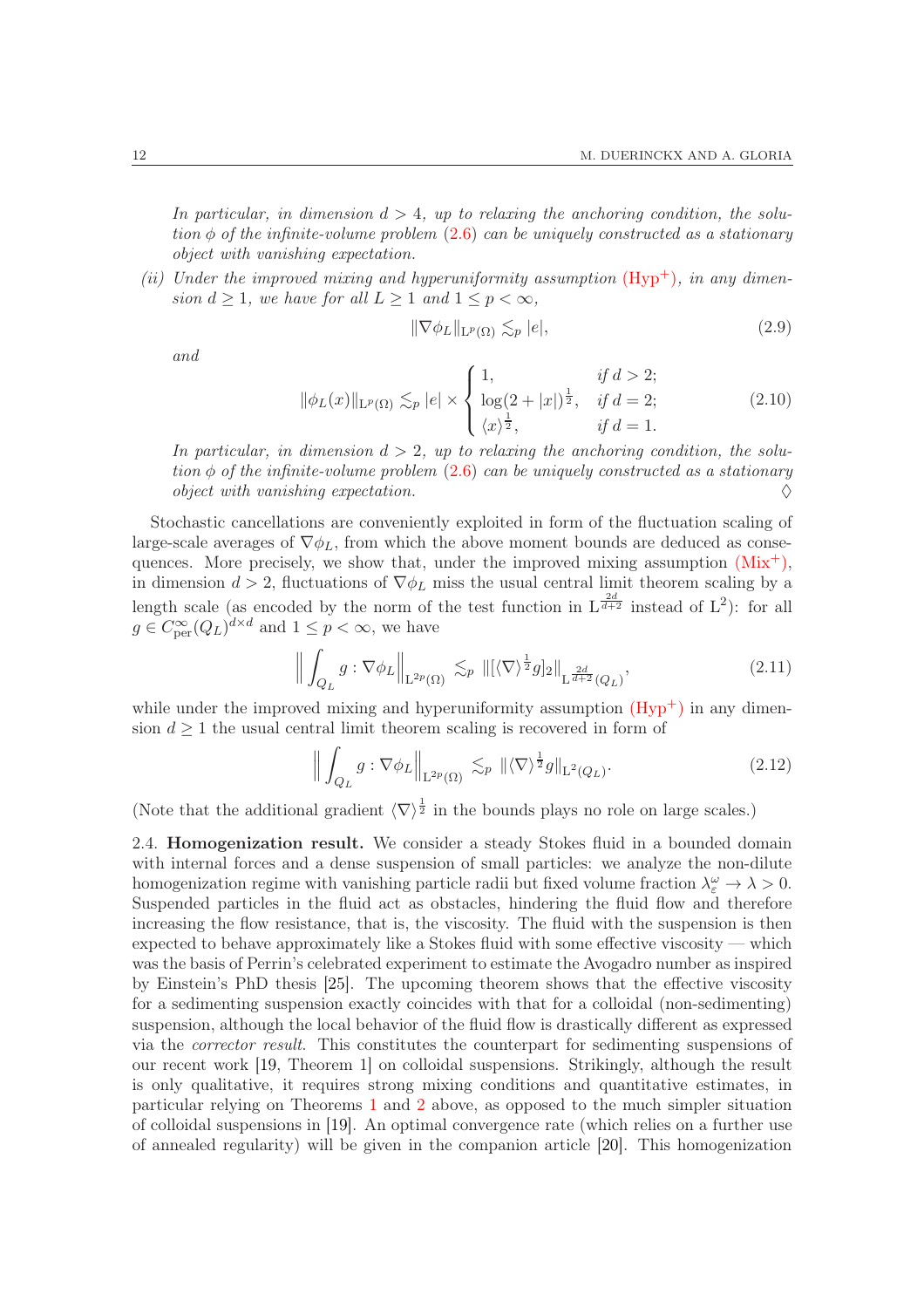*In particular, in dimension $d > 4$, up to relaxing the anchoring condition, the solution $\phi$ of the infinite-volume problem (2.6) can be uniquely constructed as a stationary object with vanishing expectation.*

*(ii) Under the improved mixing and hyperuniformity assumption (Hyp$^+$), in any dimension $d \ge 1$, we have for all $L \ge 1$ and $1 \le p < \infty$,*

$$\|\nabla \phi_L\|_{\mathrm{L}^p(\Omega)} \lesssim_p |e|, \tag{2.9}$$

*and*

$$\|\phi_L(x)\|_{\mathrm{L}^p(\Omega)} \lesssim_p |e| \times \begin{cases} 1, & \text{if } d > 2; \\ \log(2+|x|)^{\frac12}, & \text{if } d = 2; \\ \langle x \rangle^{\frac12}, & \text{if } d = 1. \end{cases} \tag{2.10}$$

*In particular, in dimension $d > 2$, up to relaxing the anchoring condition, the solution $\phi$ of the infinite-volume problem (2.6) can be uniquely constructed as a stationary object with vanishing expectation.* $\Diamond$

Stochastic cancellations are conveniently exploited in form of the fluctuation scaling of large-scale averages of $\nabla \phi_L$, from which the above moment bounds are deduced as consequences. More precisely, we show that, under the improved mixing assumption (Mix$^+$), in dimension $d > 2$, fluctuations of $\nabla \phi_L$ miss the usual central limit theorem scaling by a length scale (as encoded by the norm of the test function in $\mathrm{L}^{\frac{2d}{d+2}}$ instead of $\mathrm{L}^2$): for all $g \in C^\infty_{\mathrm{per}}(Q_L)^{d\times d}$ and $1 \le p < \infty$, we have

$$\Big\| \int_{Q_L} g : \nabla \phi_L \Big\|_{\mathrm{L}^{2p}(\Omega)} \lesssim_p \|[\langle \nabla \rangle^{\frac12} g]_2\|_{\mathrm{L}^{\frac{2d}{d+2}}(Q_L)}, \tag{2.11}$$

while under the improved mixing and hyperuniformity assumption (Hyp$^+$) in any dimension $d \ge 1$ the usual central limit theorem scaling is recovered in form of

$$\Big\| \int_{Q_L} g : \nabla \phi_L \Big\|_{\mathrm{L}^{2p}(\Omega)} \lesssim_p \|\langle \nabla \rangle^{\frac12} g\|_{\mathrm{L}^2(Q_L)}. \tag{2.12}$$

(Note that the additional gradient $\langle \nabla \rangle^{\frac12}$ in the bounds plays no role on large scales.)

2.4. **Homogenization result.** We consider a steady Stokes fluid in a bounded domain with internal forces and a dense suspension of small particles: we analyze the non-dilute homogenization regime with vanishing particle radii but fixed volume fraction $\lambda_\varepsilon^\omega \to \lambda > 0$. Suspended particles in the fluid act as obstacles, hindering the fluid flow and therefore increasing the flow resistance, that is, the viscosity. The fluid with the suspension is then expected to behave approximately like a Stokes fluid with some effective viscosity — which was the basis of Perrin's celebrated experiment to estimate the Avogadro number as inspired by Einstein's PhD thesis [25]. The upcoming theorem shows that the effective viscosity for a sedimenting suspension exactly coincides with that for a colloidal (non-sedimenting) suspension, although the local behavior of the fluid flow is drastically different as expressed via the *corrector result*. This constitutes the counterpart for sedimenting suspensions of our recent work [19, Theorem 1] on colloidal suspensions. Strikingly, although the result is only qualitative, it requires strong mixing conditions and quantitative estimates, in particular relying on Theorems 1 and 2 above, as opposed to the much simpler situation of colloidal suspensions in [19]. An optimal convergence rate (which relies on a further use of annealed regularity) will be given in the companion article [20]. This homogenization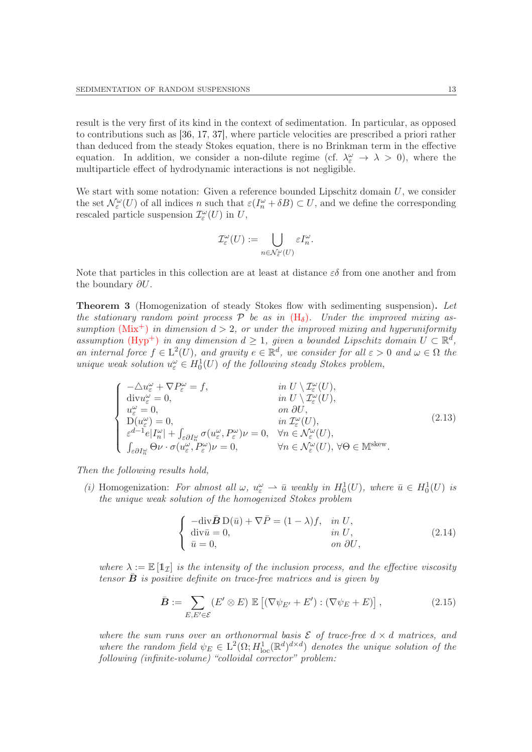result is the very first of its kind in the context of sedimentation. In particular, as opposed to contributions such as [36, 17, 37], where particle velocities are prescribed a priori rather than deduced from the steady Stokes equation, there is no Brinkman term in the effective equation. In addition, we consider a non-dilute regime (cf. $\lambda_\varepsilon^\omega \to \lambda > 0$), where the multiparticle effect of hydrodynamic interactions is not negligible.

We start with some notation: Given a reference bounded Lipschitz domain $U$, we consider the set $\mathcal{N}_\varepsilon^\omega(U)$ of all indices $n$ such that $\varepsilon(I_n^\omega + \delta B) \subset U$, and we define the corresponding rescaled particle suspension $\mathcal{I}_\varepsilon^\omega(U)$ in $U$,

$$\mathcal{I}_\varepsilon^\omega(U) := \bigcup_{n \in \mathcal{N}_\varepsilon^\omega(U)} \varepsilon I_n^\omega.$$

Note that particles in this collection are at least at distance $\varepsilon\delta$ from one another and from the boundary $\partial U$.

**Theorem 3** (Homogenization of steady Stokes flow with sedimenting suspension)**.** *Let the stationary random point process $\mathcal{P}$ be as in (H$_\delta$). Under the improved mixing assumption (Mix$^+$) in dimension $d > 2$, or under the improved mixing and hyperuniformity assumption (Hyp$^+$) in any dimension $d \geq 1$, given a bounded Lipschitz domain $U \subset \mathbb{R}^d$, an internal force $f \in \mathrm{L}^2(U)$, and gravity $e \in \mathbb{R}^d$, we consider for all $\varepsilon > 0$ and $\omega \in \Omega$ the unique weak solution $u_\varepsilon^\omega \in H_0^1(U)$ of the following steady Stokes problem,*

$$\begin{cases} -\triangle u_\varepsilon^\omega + \nabla P_\varepsilon^\omega = f, & \text{in } U \setminus \mathcal{I}_\varepsilon^\omega(U), \\ \operatorname{div} u_\varepsilon^\omega = 0, & \text{in } U \setminus \mathcal{I}_\varepsilon^\omega(U), \\ u_\varepsilon^\omega = 0, & \text{on } \partial U, \\ \mathrm{D}(u_\varepsilon^\omega) = 0, & \text{in } \mathcal{I}_\varepsilon^\omega(U), \\ \varepsilon^{d-1} e |I_n^\omega| + \int_{\varepsilon \partial I_n^\omega} \sigma(u_\varepsilon^\omega, P_\varepsilon^\omega)\nu = 0, & \forall n \in \mathcal{N}_\varepsilon^\omega(U), \\ \int_{\varepsilon \partial I_n^\omega} \Theta\nu \cdot \sigma(u_\varepsilon^\omega, P_\varepsilon^\omega)\nu = 0, & \forall n \in \mathcal{N}_\varepsilon^\omega(U),\ \forall \Theta \in \mathbb{M}^{\text{skew}}. \end{cases} \tag{2.13}$$

*Then the following results hold,*

*(i)* Homogenization: *For almost all $\omega$, $u_\varepsilon^\omega \rightharpoonup \bar{u}$ weakly in $H_0^1(U)$, where $\bar{u} \in H_0^1(U)$ is the unique weak solution of the homogenized Stokes problem*

$$\begin{cases} -\operatorname{div} \bar{\boldsymbol{B}}\, \mathrm{D}(\bar{u}) + \nabla \bar{P} = (1-\lambda) f, & \text{in } U, \\ \operatorname{div} \bar{u} = 0, & \text{in } U, \\ \bar{u} = 0, & \text{on } \partial U, \end{cases} \tag{2.14}$$

*where $\lambda := \mathbb{E}[\mathbb{1}_{\mathcal{I}}]$ is the intensity of the inclusion process, and the effective viscosity tensor $\bar{\boldsymbol{B}}$ is positive definite on trace-free matrices and is given by*

$$\bar{\boldsymbol{B}} := \sum_{E, E' \in \mathcal{E}} (E' \otimes E)\, \mathbb{E}\left[ (\nabla \psi_{E'} + E') : (\nabla \psi_E + E) \right], \tag{2.15}$$

*where the sum runs over an orthonormal basis $\mathcal{E}$ of trace-free $d \times d$ matrices, and where the random field $\psi_E \in \mathrm{L}^2(\Omega; H^1_{\mathrm{loc}}(\mathbb{R}^d)^{d \times d})$ denotes the unique solution of the following (infinite-volume) "colloidal corrector" problem:*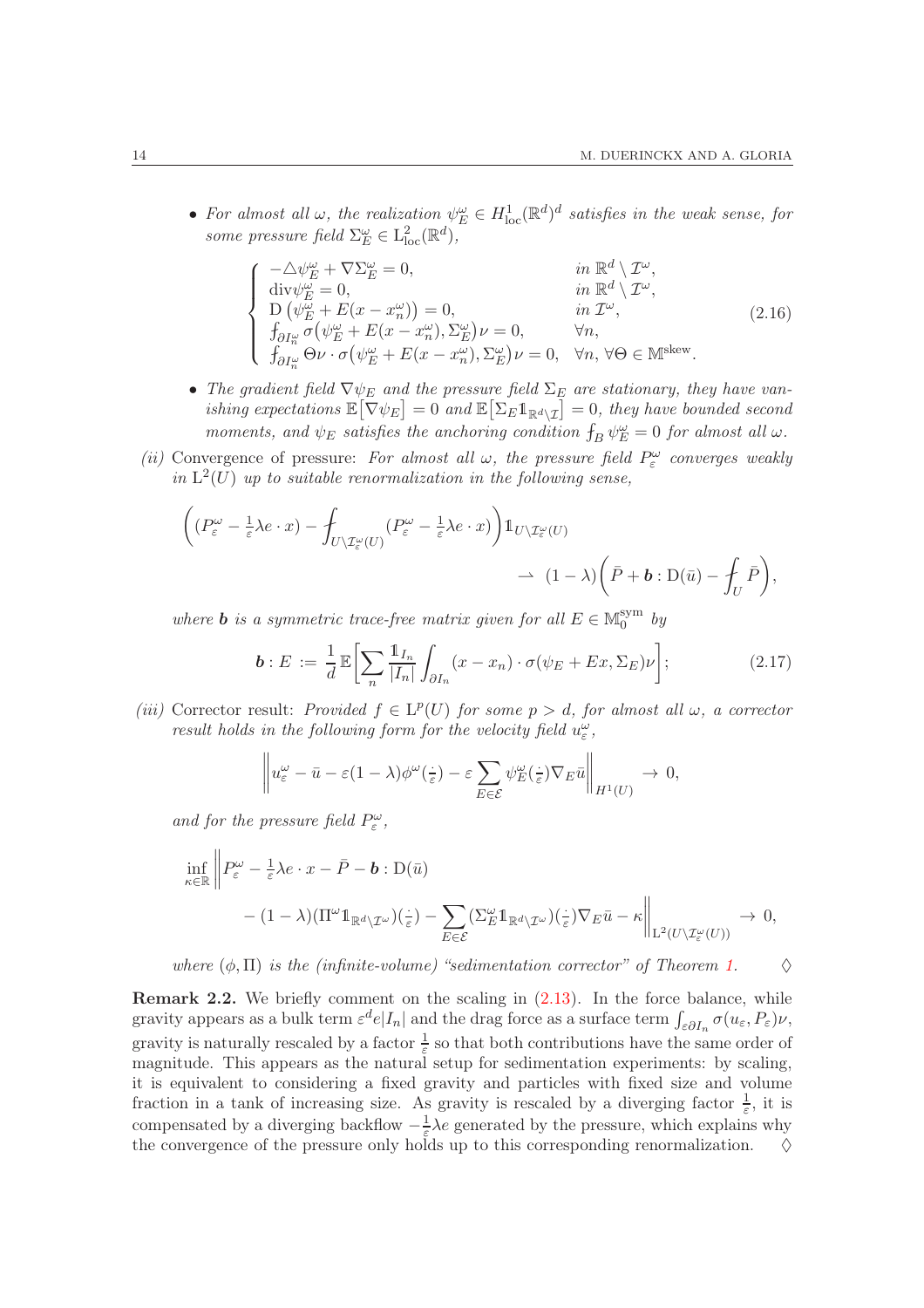- *For almost all $\omega$, the realization $\psi_E^\omega \in H^1_{\rm loc}(\mathbb{R}^d)^d$ satisfies in the weak sense, for some pressure field $\Sigma_E^\omega \in \mathrm{L}^2_{\rm loc}(\mathbb{R}^d)$,*

$$
\left\{
\begin{array}{ll}
-\triangle \psi_E^\omega + \nabla \Sigma_E^\omega = 0, & \text{in } \mathbb{R}^d \setminus \mathcal{I}^\omega, \\
\operatorname{div} \psi_E^\omega = 0, & \text{in } \mathbb{R}^d \setminus \mathcal{I}^\omega, \\
\mathrm{D}\left(\psi_E^\omega + E(x - x_n^\omega)\right) = 0, & \text{in } \mathcal{I}^\omega, \\
\fint_{\partial I_n^\omega} \sigma\big(\psi_E^\omega + E(x-x_n^\omega), \Sigma_E^\omega\big)\nu = 0, & \forall n, \\
\fint_{\partial I_n^\omega} \Theta\nu \cdot \sigma\big(\psi_E^\omega + E(x-x_n^\omega), \Sigma_E^\omega\big)\nu = 0, & \forall n,\ \forall \Theta \in \mathbb{M}^{\rm skew}.
\end{array}
\right.
\tag{2.16}
$$

- *The gradient field $\nabla\psi_E$ and the pressure field $\Sigma_E$ are stationary, they have vanishing expectations $\mathbb{E}\big[\nabla\psi_E\big] = 0$ and $\mathbb{E}\big[\Sigma_E \mathbb{1}_{\mathbb{R}^d\setminus\mathcal{I}}\big] = 0$, they have bounded second moments, and $\psi_E$ satisfies the anchoring condition $\fint_B \psi_E^\omega = 0$ for almost all $\omega$.*

*(ii)* Convergence of pressure: *For almost all $\omega$, the pressure field $P_\varepsilon^\omega$ converges weakly in $\mathrm{L}^2(U)$ up to suitable renormalization in the following sense,*

$$
\bigg( (P_\varepsilon^\omega - \tfrac{1}{\varepsilon}\lambda e\cdot x) - \fint_{U\setminus\mathcal{I}_\varepsilon^\omega(U)} (P_\varepsilon^\omega - \tfrac{1}{\varepsilon}\lambda e\cdot x) \bigg) \mathbb{1}_{U\setminus\mathcal{I}_\varepsilon^\omega(U)} \\
\rightharpoonup\ (1-\lambda)\bigg(\bar P + \boldsymbol{b} : \mathrm{D}(\bar u) - \fint_U \bar P\bigg),
$$

*where $\boldsymbol{b}$ is a symmetric trace-free matrix given for all $E \in \mathbb{M}_0^{\rm sym}$ by*

$$
\boldsymbol{b} : E \,:=\, \frac{1}{d}\,\mathbb{E}\bigg[\sum_n \frac{\mathbb{1}_{I_n}}{|I_n|} \int_{\partial I_n} (x - x_n)\cdot \sigma(\psi_E + Ex, \Sigma_E)\nu\bigg];
\tag{2.17}
$$

*(iii)* Corrector result: *Provided $f \in \mathrm{L}^p(U)$ for some $p > d$, for almost all $\omega$, a corrector result holds in the following form for the velocity field $u_\varepsilon^\omega$,*

$$
\bigg\| u_\varepsilon^\omega - \bar u - \varepsilon(1-\lambda)\phi^\omega(\tfrac{\cdot}{\varepsilon}) - \varepsilon\sum_{E\in\mathcal{E}} \psi_E^\omega(\tfrac{\cdot}{\varepsilon})\nabla_E \bar u \bigg\|_{H^1(U)} \,\to\, 0,
$$

*and for the pressure field $P_\varepsilon^\omega$,*

$$
\inf_{\kappa\in\mathbb{R}} \bigg\| P_\varepsilon^\omega - \tfrac{1}{\varepsilon}\lambda e\cdot x - \bar P - \boldsymbol{b} : \mathrm{D}(\bar u) \\
- (1-\lambda)(\Pi^\omega \mathbb{1}_{\mathbb{R}^d\setminus\mathcal{I}^\omega})(\tfrac{\cdot}{\varepsilon}) - \sum_{E\in\mathcal{E}} (\Sigma_E^\omega \mathbb{1}_{\mathbb{R}^d\setminus\mathcal{I}^\omega})(\tfrac{\cdot}{\varepsilon})\nabla_E\bar u - \kappa \bigg\|_{\mathrm{L}^2(U\setminus\mathcal{I}_\varepsilon^\omega(U))} \,\to\, 0,
$$

*where $(\phi, \Pi)$ is the (infinite-volume) "sedimentation corrector" of Theorem 1.* $\diamondsuit$

**Remark 2.2.** We briefly comment on the scaling in (2.13). In the force balance, while gravity appears as a bulk term $\varepsilon^d e|I_n|$ and the drag force as a surface term $\int_{\varepsilon\partial I_n} \sigma(u_\varepsilon, P_\varepsilon)\nu$, gravity is naturally rescaled by a factor $\frac{1}{\varepsilon}$ so that both contributions have the same order of magnitude. This appears as the natural setup for sedimentation experiments: by scaling, it is equivalent to considering a fixed gravity and particles with fixed size and volume fraction in a tank of increasing size. As gravity is rescaled by a diverging factor $\frac{1}{\varepsilon}$, it is compensated by a diverging backflow $-\frac{1}{\varepsilon}\lambda e$ generated by the pressure, which explains why the convergence of the pressure only holds up to this corresponding renormalization. $\diamondsuit$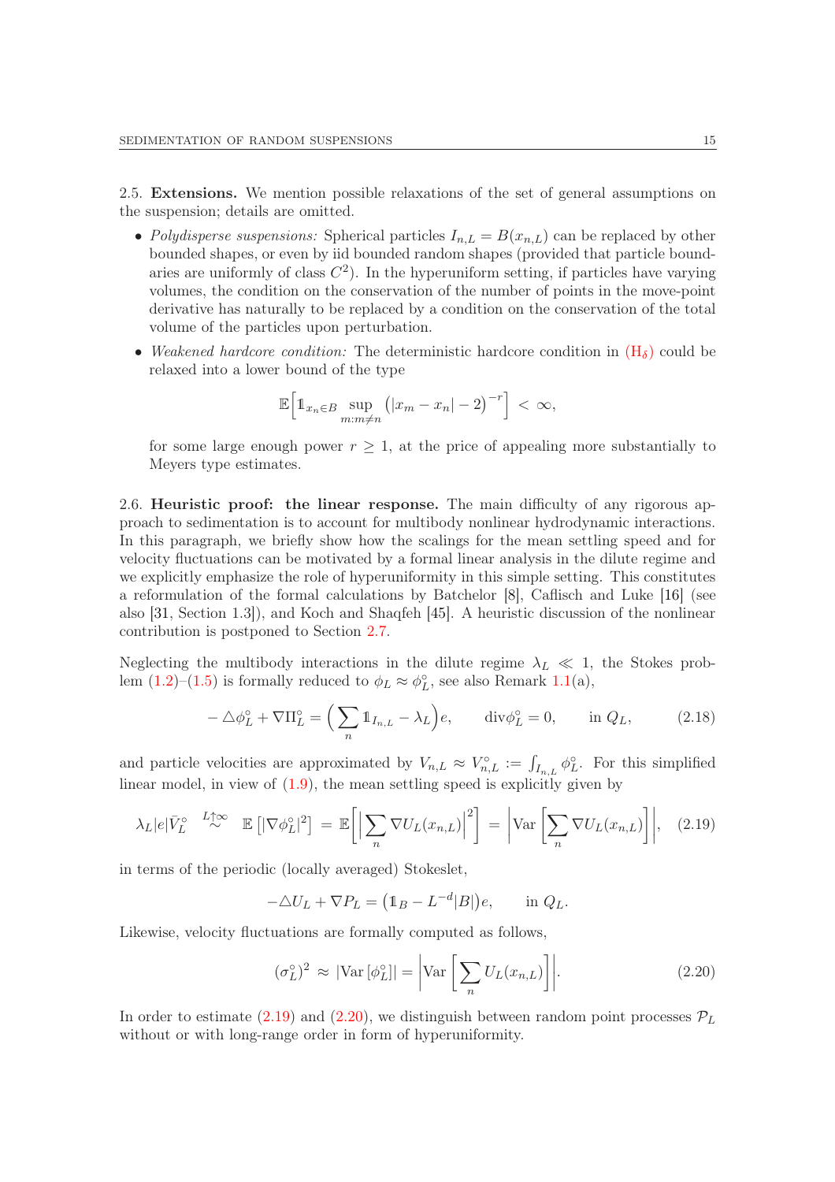2.5. **Extensions.** We mention possible relaxations of the set of general assumptions on the suspension; details are omitted.

- *Polydisperse suspensions:* Spherical particles $I_{n,L} = B(x_{n,L})$ can be replaced by other bounded shapes, or even by iid bounded random shapes (provided that particle boundaries are uniformly of class $C^2$). In the hyperuniform setting, if particles have varying volumes, the condition on the conservation of the number of points in the move-point derivative has naturally to be replaced by a condition on the conservation of the total volume of the particles upon perturbation.
- *Weakened hardcore condition:* The deterministic hardcore condition in ($\mathrm{H}_\delta$) could be relaxed into a lower bound of the type

$$\mathbb{E}\Big[\mathbb{1}_{x_n \in B} \sup_{m:m\neq n} \big(|x_m - x_n| - 2\big)^{-r}\Big] \,<\, \infty,$$

for some large enough power $r \geq 1$, at the price of appealing more substantially to Meyers type estimates.

2.6. **Heuristic proof: the linear response.** The main difficulty of any rigorous approach to sedimentation is to account for multibody nonlinear hydrodynamic interactions. In this paragraph, we briefly show how the scalings for the mean settling speed and for velocity fluctuations can be motivated by a formal linear analysis in the dilute regime and we explicitly emphasize the role of hyperuniformity in this simple setting. This constitutes a reformulation of the formal calculations by Batchelor [8], Caflisch and Luke [16] (see also [31, Section 1.3]), and Koch and Shaqfeh [45]. A heuristic discussion of the nonlinear contribution is postponed to Section 2.7.

Neglecting the multibody interactions in the dilute regime $\lambda_L \ll 1$, the Stokes problem (1.2)–(1.5) is formally reduced to $\phi_L \approx \phi_L^\circ$, see also Remark 1.1(a),

$$-\triangle \phi_L^\circ + \nabla \Pi_L^\circ = \Big(\sum_n \mathbb{1}_{I_{n,L}} - \lambda_L\Big) e, \qquad \mathrm{div} \phi_L^\circ = 0, \qquad \text{in } Q_L, \tag{2.18}$$

and particle velocities are approximated by $V_{n,L} \approx V_{n,L}^\circ := \fint_{I_{n,L}} \phi_L^\circ$. For this simplified linear model, in view of (1.9), the mean settling speed is explicitly given by

$$\lambda_L |e| \bar V_L^\circ \;\overset{L\uparrow\infty}{\sim}\; \mathbb{E}\left[|\nabla \phi_L^\circ|^2\right] \,=\, \mathbb{E}\bigg[\Big|\sum_n \nabla U_L(x_{n,L})\Big|^2\bigg] \,=\, \bigg|\mathrm{Var}\bigg[\sum_n \nabla U_L(x_{n,L})\bigg]\bigg|, \tag{2.19}$$

in terms of the periodic (locally averaged) Stokeslet,

$$-\triangle U_L + \nabla P_L = \big(\mathbb{1}_B - L^{-d}|B|\big) e, \qquad \text{in } Q_L.$$

Likewise, velocity fluctuations are formally computed as follows,

$$(\sigma_L^\circ)^2 \,\approx\, |\mathrm{Var}\left[\phi_L^\circ\right]| = \bigg|\mathrm{Var}\bigg[\sum_n U_L(x_{n,L})\bigg]\bigg|. \tag{2.20}$$

In order to estimate (2.19) and (2.20), we distinguish between random point processes $\mathcal{P}_L$ without or with long-range order in form of hyperuniformity.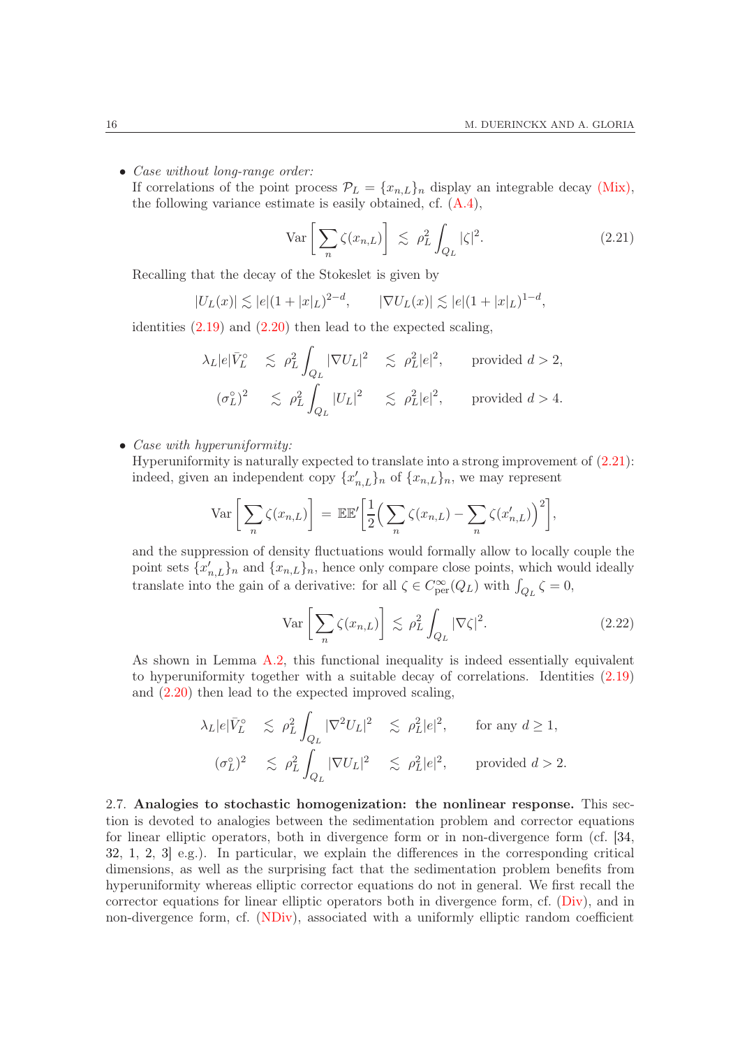- *Case without long-range order:*
  If correlations of the point process $\mathcal{P}_L = \{x_{n,L}\}_n$ display an integrable decay (Mix), the following variance estimate is easily obtained, cf. (A.4),

$$\operatorname{Var}\bigg[\sum_n \zeta(x_{n,L})\bigg] \;\lesssim\; \rho_L^2 \int_{Q_L} |\zeta|^2. \tag{2.21}$$

  Recalling that the decay of the Stokeslet is given by

$$|U_L(x)| \lesssim |e|(1+|x|_L)^{2-d}, \qquad |\nabla U_L(x)| \lesssim |e|(1+|x|_L)^{1-d},$$

  identities (2.19) and (2.20) then lead to the expected scaling,

$$\begin{aligned} \lambda_L |e| \bar V_L^\circ \;&\lesssim\; \rho_L^2 \int_{Q_L} |\nabla U_L|^2 \;\lesssim\; \rho_L^2 |e|^2, \qquad \text{provided } d>2,\\ (\sigma_L^\circ)^2 \;&\lesssim\; \rho_L^2 \int_{Q_L} |U_L|^2 \;\lesssim\; \rho_L^2 |e|^2, \qquad \text{provided } d>4. \end{aligned}$$

- *Case with hyperuniformity:*
  Hyperuniformity is naturally expected to translate into a strong improvement of (2.21): indeed, given an independent copy $\{x'_{n,L}\}_n$ of $\{x_{n,L}\}_n$, we may represent

$$\operatorname{Var}\bigg[\sum_n \zeta(x_{n,L})\bigg] \;=\; \mathbb{E}\mathbb{E}'\bigg[\frac12\Big(\sum_n \zeta(x_{n,L}) - \sum_n \zeta(x'_{n,L})\Big)^2\bigg],$$

  and the suppression of density fluctuations would formally allow to locally couple the point sets $\{x'_{n,L}\}_n$ and $\{x_{n,L}\}_n$, hence only compare close points, which would ideally translate into the gain of a derivative: for all $\zeta \in C^\infty_{\mathrm{per}}(Q_L)$ with $\int_{Q_L}\zeta = 0$,

$$\operatorname{Var}\bigg[\sum_n \zeta(x_{n,L})\bigg] \lesssim \rho_L^2 \int_{Q_L} |\nabla \zeta|^2. \tag{2.22}$$

  As shown in Lemma A.2, this functional inequality is indeed essentially equivalent to hyperuniformity together with a suitable decay of correlations. Identities (2.19) and (2.20) then lead to the expected improved scaling,

$$\begin{aligned} \lambda_L |e| \bar V_L^\circ \;&\lesssim\; \rho_L^2 \int_{Q_L} |\nabla^2 U_L|^2 \;\lesssim\; \rho_L^2 |e|^2, \qquad \text{for any } d\ge 1,\\ (\sigma_L^\circ)^2 \;&\lesssim\; \rho_L^2 \int_{Q_L} |\nabla U_L|^2 \;\lesssim\; \rho_L^2 |e|^2, \qquad \text{provided } d>2. \end{aligned}$$

2.7. **Analogies to stochastic homogenization: the nonlinear response.** This section is devoted to analogies between the sedimentation problem and corrector equations for linear elliptic operators, both in divergence form or in non-divergence form (cf. [34, 32, 1, 2, 3] e.g.). In particular, we explain the differences in the corresponding critical dimensions, as well as the surprising fact that the sedimentation problem benefits from hyperuniformity whereas elliptic corrector equations do not in general. We first recall the corrector equations for linear elliptic operators both in divergence form, cf. (Div), and in non-divergence form, cf. (NDiv), associated with a uniformly elliptic random coefficient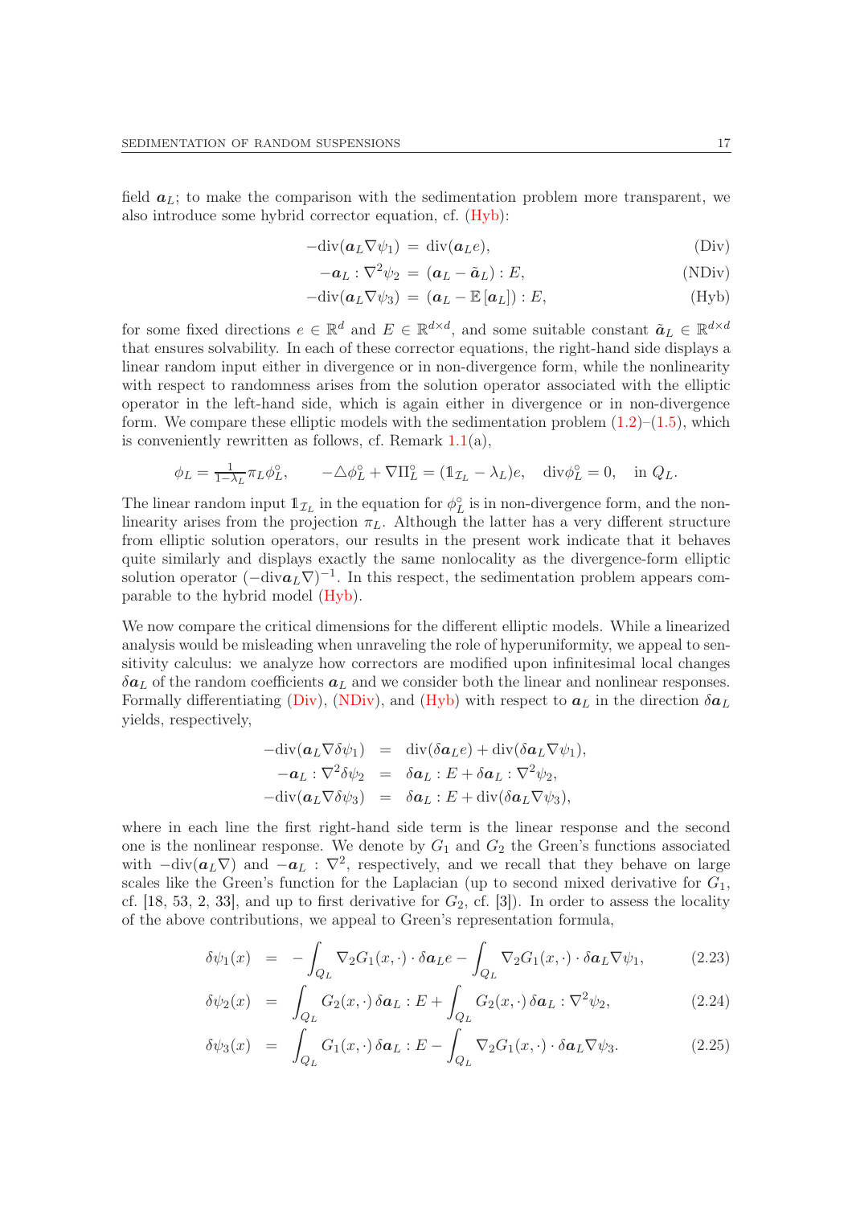field $\boldsymbol{a}_L$; to make the comparison with the sedimentation problem more transparent, we also introduce some hybrid corrector equation, cf. (Hyb):

$$-\mathrm{div}(\boldsymbol{a}_L\nabla\psi_1) \;=\; \mathrm{div}(\boldsymbol{a}_L e), \tag{Div}$$

$$-\boldsymbol{a}_L : \nabla^2\psi_2 \;=\; (\boldsymbol{a}_L - \tilde{\boldsymbol{a}}_L) : E, \tag{NDiv}$$

$$-\mathrm{div}(\boldsymbol{a}_L\nabla\psi_3) \;=\; (\boldsymbol{a}_L - \mathbb{E}\left[\boldsymbol{a}_L\right]) : E, \tag{Hyb}$$

for some fixed directions $e \in \mathbb{R}^d$ and $E \in \mathbb{R}^{d\times d}$, and some suitable constant $\tilde{\boldsymbol{a}}_L \in \mathbb{R}^{d\times d}$ that ensures solvability. In each of these corrector equations, the right-hand side displays a linear random input either in divergence or in non-divergence form, while the nonlinearity with respect to randomness arises from the solution operator associated with the elliptic operator in the left-hand side, which is again either in divergence or in non-divergence form. We compare these elliptic models with the sedimentation problem (1.2)–(1.5), which is conveniently rewritten as follows, cf. Remark 1.1(a),

$$\phi_L = \tfrac{1}{1-\lambda_L}\pi_L\phi_L^\circ, \qquad -\triangle\phi_L^\circ + \nabla\Pi_L^\circ = (\mathbb{1}_{\mathcal{I}_L} - \lambda_L)e, \quad \mathrm{div}\phi_L^\circ = 0, \quad \text{in } Q_L.$$

The linear random input $\mathbb{1}_{\mathcal{I}_L}$ in the equation for $\phi_L^\circ$ is in non-divergence form, and the nonlinearity arises from the projection $\pi_L$. Although the latter has a very different structure from elliptic solution operators, our results in the present work indicate that it behaves quite similarly and displays exactly the same nonlocality as the divergence-form elliptic solution operator $(-\mathrm{div}\boldsymbol{a}_L\nabla)^{-1}$. In this respect, the sedimentation problem appears comparable to the hybrid model (Hyb).

We now compare the critical dimensions for the different elliptic models. While a linearized analysis would be misleading when unraveling the role of hyperuniformity, we appeal to sensitivity calculus: we analyze how correctors are modified upon infinitesimal local changes $\delta\boldsymbol{a}_L$ of the random coefficients $\boldsymbol{a}_L$ and we consider both the linear and nonlinear responses. Formally differentiating (Div), (NDiv), and (Hyb) with respect to $\boldsymbol{a}_L$ in the direction $\delta\boldsymbol{a}_L$ yields, respectively,

$$\begin{aligned}
-\mathrm{div}(\boldsymbol{a}_L\nabla\delta\psi_1) &= \mathrm{div}(\delta\boldsymbol{a}_L e) + \mathrm{div}(\delta\boldsymbol{a}_L\nabla\psi_1),\\
-\boldsymbol{a}_L : \nabla^2\delta\psi_2 &= \delta\boldsymbol{a}_L : E + \delta\boldsymbol{a}_L : \nabla^2\psi_2,\\
-\mathrm{div}(\boldsymbol{a}_L\nabla\delta\psi_3) &= \delta\boldsymbol{a}_L : E + \mathrm{div}(\delta\boldsymbol{a}_L\nabla\psi_3),
\end{aligned}$$

where in each line the first right-hand side term is the linear response and the second one is the nonlinear response. We denote by $G_1$ and $G_2$ the Green's functions associated with $-\mathrm{div}(\boldsymbol{a}_L\nabla)$ and $-\boldsymbol{a}_L : \nabla^2$, respectively, and we recall that they behave on large scales like the Green's function for the Laplacian (up to second mixed derivative for $G_1$, cf. [18, 53, 2, 33], and up to first derivative for $G_2$, cf. [3]). In order to assess the locality of the above contributions, we appeal to Green's representation formula,

$$\delta\psi_1(x) \;=\; -\int_{Q_L}\nabla_2 G_1(x,\cdot)\cdot\delta\boldsymbol{a}_L e - \int_{Q_L}\nabla_2 G_1(x,\cdot)\cdot\delta\boldsymbol{a}_L\nabla\psi_1, \tag{2.23}$$

$$\delta\psi_2(x) \;=\; \int_{Q_L} G_2(x,\cdot)\,\delta\boldsymbol{a}_L : E + \int_{Q_L} G_2(x,\cdot)\,\delta\boldsymbol{a}_L : \nabla^2\psi_2, \tag{2.24}$$

$$\delta\psi_3(x) \;=\; \int_{Q_L} G_1(x,\cdot)\,\delta\boldsymbol{a}_L : E - \int_{Q_L}\nabla_2 G_1(x,\cdot)\cdot\delta\boldsymbol{a}_L\nabla\psi_3. \tag{2.25}$$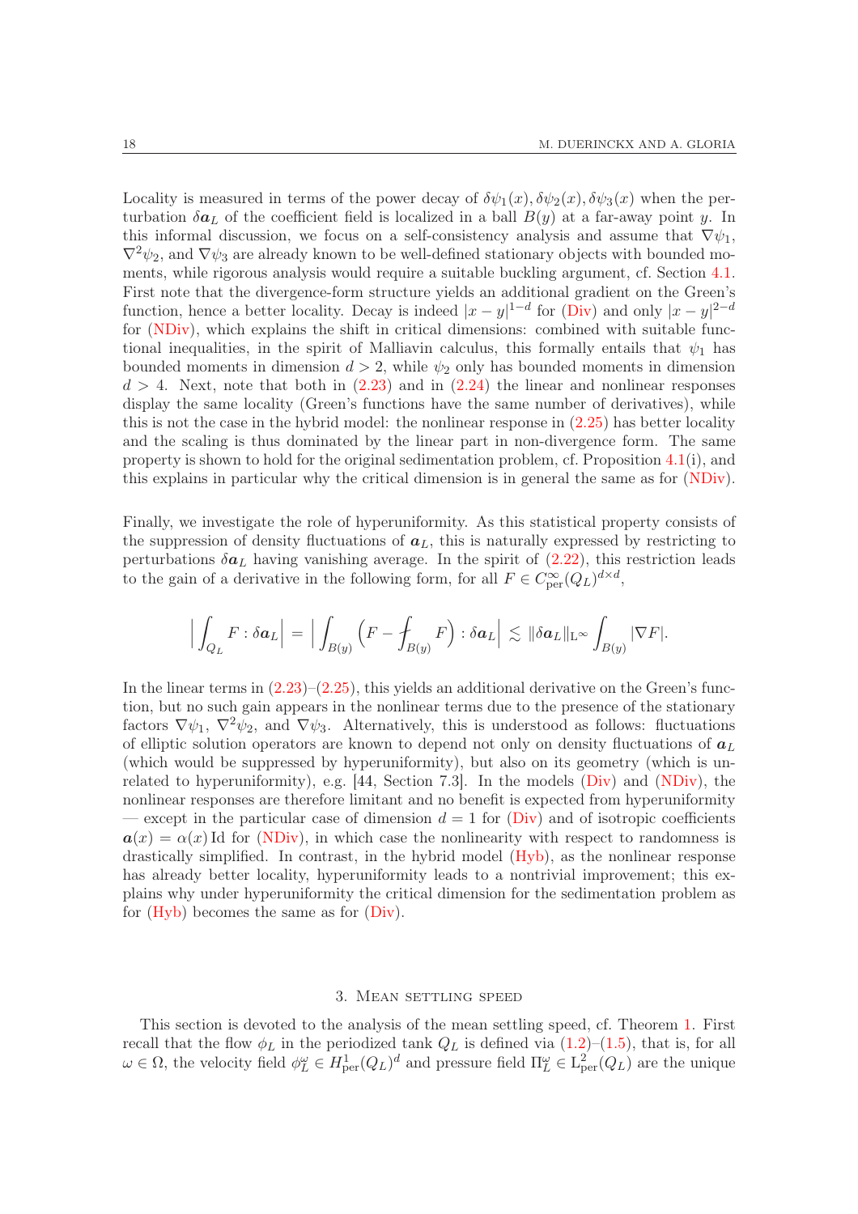Locality is measured in terms of the power decay of $\delta\psi_1(x), \delta\psi_2(x), \delta\psi_3(x)$ when the perturbation $\delta\boldsymbol{a}_L$ of the coefficient field is localized in a ball $B(y)$ at a far-away point $y$. In this informal discussion, we focus on a self-consistency analysis and assume that $\nabla\psi_1$, $\nabla^2\psi_2$, and $\nabla\psi_3$ are already known to be well-defined stationary objects with bounded moments, while rigorous analysis would require a suitable buckling argument, cf. Section 4.1. First note that the divergence-form structure yields an additional gradient on the Green's function, hence a better locality. Decay is indeed $|x-y|^{1-d}$ for (Div) and only $|x-y|^{2-d}$ for (NDiv), which explains the shift in critical dimensions: combined with suitable functional inequalities, in the spirit of Malliavin calculus, this formally entails that $\psi_1$ has bounded moments in dimension $d>2$, while $\psi_2$ only has bounded moments in dimension $d>4$. Next, note that both in (2.23) and in (2.24) the linear and nonlinear responses display the same locality (Green's functions have the same number of derivatives), while this is not the case in the hybrid model: the nonlinear response in (2.25) has better locality and the scaling is thus dominated by the linear part in non-divergence form. The same property is shown to hold for the original sedimentation problem, cf. Proposition 4.1(i), and this explains in particular why the critical dimension is in general the same as for (NDiv).

Finally, we investigate the role of hyperuniformity. As this statistical property consists of the suppression of density fluctuations of $\boldsymbol{a}_L$, this is naturally expressed by restricting to perturbations $\delta\boldsymbol{a}_L$ having vanishing average. In the spirit of (2.22), this restriction leads to the gain of a derivative in the following form, for all $F \in C^\infty_{\mathrm{per}}(Q_L)^{d\times d}$,

$$
\Big|\int_{Q_L} F : \delta\boldsymbol{a}_L\Big| \,=\, \Big|\int_{B(y)} \Big(F - \fint_{B(y)} F\Big) : \delta\boldsymbol{a}_L\Big| \,\lesssim\, \|\delta\boldsymbol{a}_L\|_{\mathrm{L}^\infty} \int_{B(y)} |\nabla F|.
$$

In the linear terms in (2.23)–(2.25), this yields an additional derivative on the Green's function, but no such gain appears in the nonlinear terms due to the presence of the stationary factors $\nabla\psi_1$, $\nabla^2\psi_2$, and $\nabla\psi_3$. Alternatively, this is understood as follows: fluctuations of elliptic solution operators are known to depend not only on density fluctuations of $\boldsymbol{a}_L$ (which would be suppressed by hyperuniformity), but also on its geometry (which is unrelated to hyperuniformity), e.g. [44, Section 7.3]. In the models (Div) and (NDiv), the nonlinear responses are therefore limitant and no benefit is expected from hyperuniformity — except in the particular case of dimension $d=1$ for (Div) and of isotropic coefficients $\boldsymbol{a}(x) = \alpha(x)\,\mathrm{Id}$ for (NDiv), in which case the nonlinearity with respect to randomness is drastically simplified. In contrast, in the hybrid model (Hyb), as the nonlinear response has already better locality, hyperuniformity leads to a nontrivial improvement; this explains why under hyperuniformity the critical dimension for the sedimentation problem as for (Hyb) becomes the same as for (Div).

## 3. Mean settling speed

This section is devoted to the analysis of the mean settling speed, cf. Theorem 1. First recall that the flow $\phi_L$ in the periodized tank $Q_L$ is defined via (1.2)–(1.5), that is, for all $\omega \in \Omega$, the velocity field $\phi^\omega_L \in H^1_{\mathrm{per}}(Q_L)^d$ and pressure field $\Pi^\omega_L \in \mathrm{L}^2_{\mathrm{per}}(Q_L)$ are the unique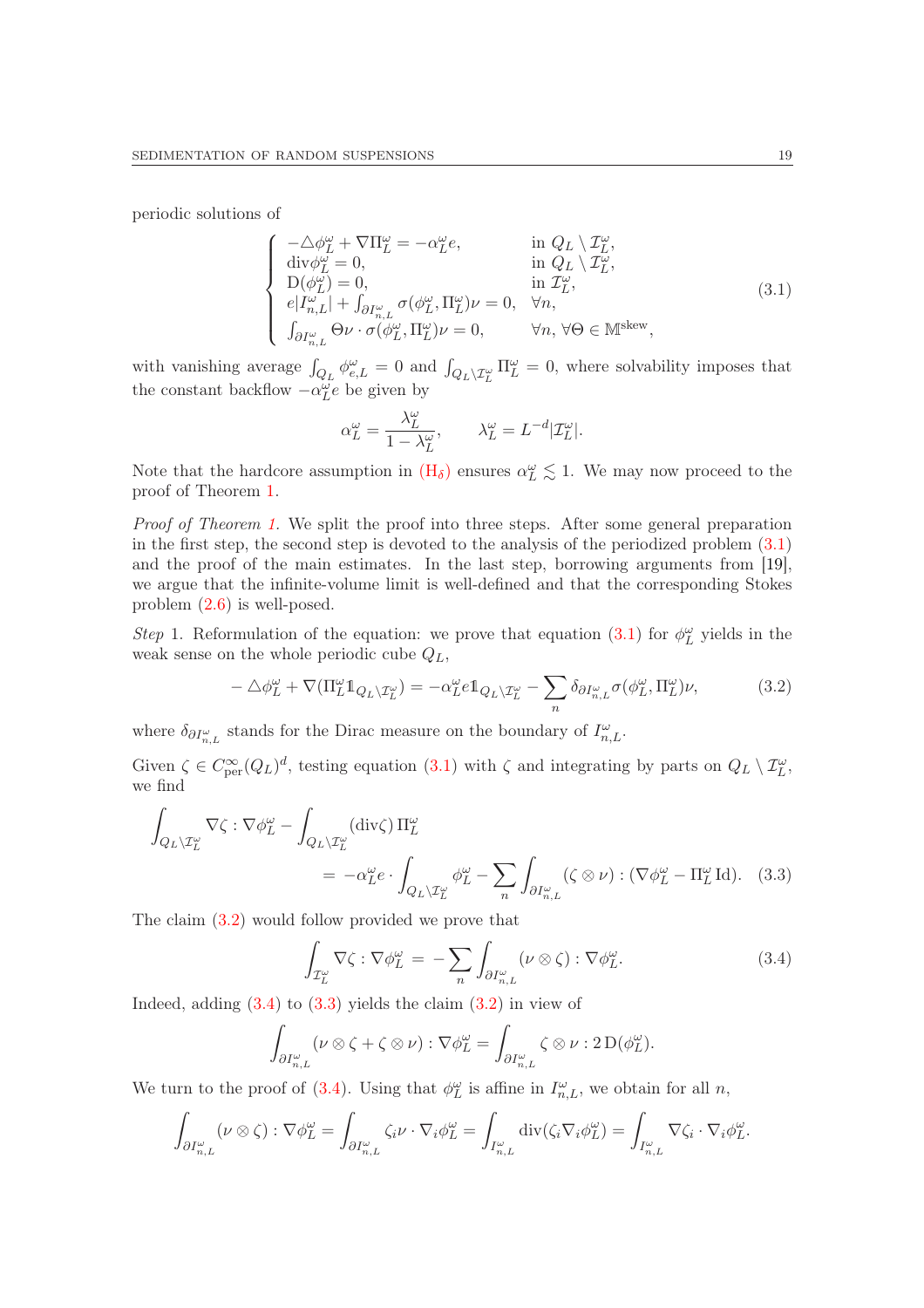periodic solutions of

$$
\begin{cases}
-\triangle \phi_L^\omega + \nabla \Pi_L^\omega = -\alpha_L^\omega e, & \text{in } Q_L \setminus \mathcal{I}_L^\omega,\\
\operatorname{div} \phi_L^\omega = 0, & \text{in } Q_L \setminus \mathcal{I}_L^\omega,\\
\mathrm{D}(\phi_L^\omega) = 0, & \text{in } \mathcal{I}_L^\omega,\\
e|I_{n,L}^\omega| + \int_{\partial I_{n,L}^\omega} \sigma(\phi_L^\omega, \Pi_L^\omega)\nu = 0, & \forall n,\\
\int_{\partial I_{n,L}^\omega} \Theta\nu \cdot \sigma(\phi_L^\omega, \Pi_L^\omega)\nu = 0, & \forall n,\ \forall \Theta \in \mathbb{M}^{\text{skew}},
\end{cases}
\tag{3.1}
$$

with vanishing average $\int_{Q_L} \phi_{e,L}^\omega = 0$ and $\int_{Q_L \setminus \mathcal{I}_L^\omega} \Pi_L^\omega = 0$, where solvability imposes that the constant backflow $-\alpha_L^\omega e$ be given by

$$
\alpha_L^\omega = \frac{\lambda_L^\omega}{1-\lambda_L^\omega}, \qquad \lambda_L^\omega = L^{-d}|\mathcal{I}_L^\omega|.
$$

Note that the hardcore assumption in ($\mathrm{H}_\delta$) ensures $\alpha_L^\omega \lesssim 1$. We may now proceed to the proof of Theorem 1.

*Proof of Theorem 1.* We split the proof into three steps. After some general preparation in the first step, the second step is devoted to the analysis of the periodized problem (3.1) and the proof of the main estimates. In the last step, borrowing arguments from [19], we argue that the infinite-volume limit is well-defined and that the corresponding Stokes problem (2.6) is well-posed.

*Step* 1. Reformulation of the equation: we prove that equation (3.1) for $\phi_L^\omega$ yields in the weak sense on the whole periodic cube $Q_L$,

$$
-\triangle \phi_L^\omega + \nabla(\Pi_L^\omega \mathbb{1}_{Q_L \setminus \mathcal{I}_L^\omega}) = -\alpha_L^\omega e \mathbb{1}_{Q_L \setminus \mathcal{I}_L^\omega} - \sum_n \delta_{\partial I_{n,L}^\omega} \sigma(\phi_L^\omega, \Pi_L^\omega)\nu,
\tag{3.2}
$$

where $\delta_{\partial I_{n,L}^\omega}$ stands for the Dirac measure on the boundary of $I_{n,L}^\omega$.

Given $\zeta \in C_{\text{per}}^\infty(Q_L)^d$, testing equation (3.1) with $\zeta$ and integrating by parts on $Q_L \setminus \mathcal{I}_L^\omega$, we find

$$
\int_{Q_L \setminus \mathcal{I}_L^\omega} \nabla\zeta : \nabla\phi_L^\omega - \int_{Q_L \setminus \mathcal{I}_L^\omega} (\operatorname{div}\zeta)\, \Pi_L^\omega
= -\alpha_L^\omega e \cdot \int_{Q_L \setminus \mathcal{I}_L^\omega} \phi_L^\omega - \sum_n \int_{\partial I_{n,L}^\omega} (\zeta \otimes \nu) : (\nabla \phi_L^\omega - \Pi_L^\omega \,\mathrm{Id}).
\tag{3.3}
$$

The claim (3.2) would follow provided we prove that

$$
\int_{\mathcal{I}_L^\omega} \nabla\zeta : \nabla\phi_L^\omega = -\sum_n \int_{\partial I_{n,L}^\omega} (\nu \otimes \zeta) : \nabla\phi_L^\omega.
\tag{3.4}
$$

Indeed, adding (3.4) to (3.3) yields the claim (3.2) in view of

$$
\int_{\partial I_{n,L}^\omega} (\nu \otimes \zeta + \zeta \otimes \nu) : \nabla \phi_L^\omega = \int_{\partial I_{n,L}^\omega} \zeta \otimes \nu : 2\,\mathrm{D}(\phi_L^\omega).
$$

We turn to the proof of (3.4). Using that $\phi_L^\omega$ is affine in $I_{n,L}^\omega$, we obtain for all $n$,

$$
\int_{\partial I_{n,L}^\omega} (\nu \otimes \zeta) : \nabla\phi_L^\omega = \int_{\partial I_{n,L}^\omega} \zeta_i \nu \cdot \nabla_i \phi_L^\omega = \int_{I_{n,L}^\omega} \operatorname{div}(\zeta_i \nabla_i \phi_L^\omega) = \int_{I_{n,L}^\omega} \nabla\zeta_i \cdot \nabla_i \phi_L^\omega.
$$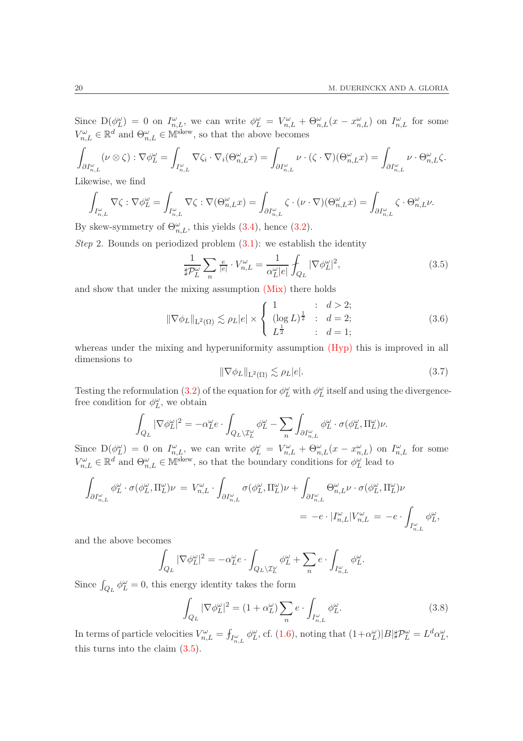Since $\mathrm{D}(\phi_L^\omega) = 0$ on $I_{n,L}^\omega$, we can write $\phi_L^\omega = V_{n,L}^\omega + \Theta_{n,L}^\omega(x - x_{n,L}^\omega)$ on $I_{n,L}^\omega$ for some $V_{n,L}^\omega \in \mathbb{R}^d$ and $\Theta_{n,L}^\omega \in \mathbb{M}^{\mathrm{skew}}$, so that the above becomes

$$\int_{\partial I_{n,L}^\omega} (\nu \otimes \zeta) : \nabla \phi_L^\omega = \int_{I_{n,L}^\omega} \nabla \zeta_i \cdot \nabla_i (\Theta_{n,L}^\omega x) = \int_{\partial I_{n,L}^\omega} \nu \cdot (\zeta \cdot \nabla)(\Theta_{n,L}^\omega x) = \int_{\partial I_{n,L}^\omega} \nu \cdot \Theta_{n,L}^\omega \zeta.$$

Likewise, we find

$$\int_{I_{n,L}^\omega} \nabla \zeta : \nabla \phi_L^\omega = \int_{I_{n,L}^\omega} \nabla \zeta : \nabla (\Theta_{n,L}^\omega x) = \int_{\partial I_{n,L}^\omega} \zeta \cdot (\nu \cdot \nabla)(\Theta_{n,L}^\omega x) = \int_{\partial I_{n,L}^\omega} \zeta \cdot \Theta_{n,L}^\omega \nu.$$

By skew-symmetry of $\Theta_{n,L}^\omega$, this yields (3.4), hence (3.2).

*Step* 2. Bounds on periodized problem (3.1): we establish the identity

$$\frac{1}{\sharp \mathcal{P}_L^\omega} \sum_n \tfrac{e}{|e|} \cdot V_{n,L}^\omega = \frac{1}{\alpha_L^\omega |e|} \fint_{Q_L} |\nabla \phi_L^\omega|^2, \tag{3.5}$$

and show that under the mixing assumption (Mix) there holds

$$\|\nabla \phi_L\|_{\mathrm{L}^2(\Omega)} \lesssim \rho_L |e| \times \begin{cases} 1 & : \ d > 2; \\ (\log L)^{\frac{1}{2}} & : \ d = 2; \\ L^{\frac{1}{2}} & : \ d = 1; \end{cases} \tag{3.6}$$

whereas under the mixing and hyperuniformity assumption (Hyp) this is improved in all dimensions to

$$\|\nabla \phi_L\|_{\mathrm{L}^2(\Omega)} \lesssim \rho_L |e|. \tag{3.7}$$

Testing the reformulation (3.2) of the equation for $\phi_L^\omega$ with $\phi_L^\omega$ itself and using the divergence-free condition for $\phi_L^\omega$, we obtain

$$\int_{Q_L} |\nabla \phi_L^\omega|^2 = -\alpha_L^\omega e \cdot \int_{Q_L \setminus \mathcal{I}_L^\omega} \phi_L^\omega - \sum_n \int_{\partial I_{n,L}^\omega} \phi_L^\omega \cdot \sigma(\phi_L^\omega, \Pi_L^\omega)\nu.$$

Since $\mathrm{D}(\phi_L^\omega) = 0$ on $I_{n,L}^\omega$, we can write $\phi_L^\omega = V_{n,L}^\omega + \Theta_{n,L}^\omega(x - x_{n,L}^\omega)$ on $I_{n,L}^\omega$ for some $V_{n,L}^\omega \in \mathbb{R}^d$ and $\Theta_{n,L}^\omega \in \mathbb{M}^{\mathrm{skew}}$, so that the boundary conditions for $\phi_L^\omega$ lead to

$$\begin{aligned} \int_{\partial I_{n,L}^\omega} \phi_L^\omega \cdot \sigma(\phi_L^\omega, \Pi_L^\omega)\nu \;&=\; V_{n,L}^\omega \cdot \int_{\partial I_{n,L}^\omega} \sigma(\phi_L^\omega, \Pi_L^\omega)\nu + \int_{\partial I_{n,L}^\omega} \Theta_{n,L}^\omega \nu \cdot \sigma(\phi_L^\omega, \Pi_L^\omega)\nu \\ &= -e \cdot |I_{n,L}^\omega| V_{n,L}^\omega \;=\; -e \cdot \int_{I_{n,L}^\omega} \phi_L^\omega, \end{aligned}$$

and the above becomes

$$\int_{Q_L} |\nabla \phi_L^\omega|^2 = -\alpha_L^\omega e \cdot \int_{Q_L \setminus \mathcal{I}_L^\omega} \phi_L^\omega + \sum_n e \cdot \int_{I_{n,L}^\omega} \phi_L^\omega.$$

Since $\int_{Q_L} \phi_L^\omega = 0$, this energy identity takes the form

$$\int_{Q_L} |\nabla \phi_L^\omega|^2 = (1 + \alpha_L^\omega) \sum_n e \cdot \int_{I_{n,L}^\omega} \phi_L^\omega. \tag{3.8}$$

In terms of particle velocities $V_{n,L}^\omega = \fint_{I_{n,L}^\omega} \phi_L^\omega$, cf. (1.6), noting that $(1+\alpha_L^\omega)|B| \sharp \mathcal{P}_L^\omega = L^d \alpha_L^\omega$, this turns into the claim (3.5).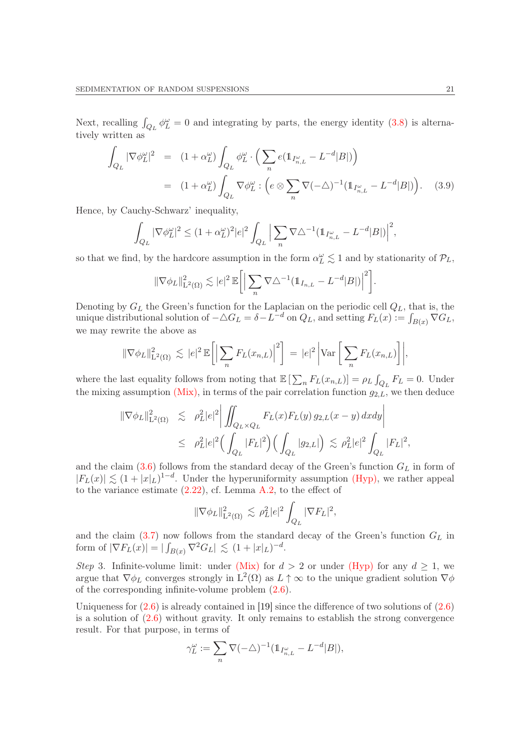Next, recalling $\int_{Q_L} \phi_L^\omega = 0$ and integrating by parts, the energy identity (3.8) is alternatively written as

$$
\begin{aligned}
\int_{Q_L} |\nabla \phi_L^\omega|^2 &= (1+\alpha_L^\omega) \int_{Q_L} \phi_L^\omega \cdot \Big( \sum_n e(\mathbb{1}_{I_{n,L}^\omega} - L^{-d}|B|) \Big) \\
&= (1+\alpha_L^\omega) \int_{Q_L} \nabla \phi_L^\omega : \Big( e \otimes \sum_n \nabla(-\triangle)^{-1} (\mathbb{1}_{I_{n,L}^\omega} - L^{-d}|B|) \Big). \qquad (3.9)
\end{aligned}
$$

Hence, by Cauchy-Schwarz' inequality,

$$
\int_{Q_L} |\nabla \phi_L^\omega|^2 \le (1+\alpha_L^\omega)^2 |e|^2 \int_{Q_L} \Big| \sum_n \nabla \triangle^{-1} (\mathbb{1}_{I_{n,L}^\omega} - L^{-d}|B|) \Big|^2,
$$

so that we find, by the hardcore assumption in the form $\alpha_L^\omega \lesssim 1$ and by stationarity of $\mathcal{P}_L$,

$$
\|\nabla \phi_L\|^2_{\mathrm{L}^2(\Omega)} \lesssim |e|^2 \, \mathbb{E}\bigg[ \Big| \sum_n \nabla \triangle^{-1} (\mathbb{1}_{I_{n,L}} - L^{-d}|B|) \Big|^2 \bigg].
$$

Denoting by $G_L$ the Green's function for the Laplacian on the periodic cell $Q_L$, that is, the unique distributional solution of $-\triangle G_L = \delta - L^{-d}$ on $Q_L$, and setting $F_L(x) := \int_{B(x)} \nabla G_L$, we may rewrite the above as

$$
\|\nabla \phi_L\|^2_{\mathrm{L}^2(\Omega)} \lesssim |e|^2 \, \mathbb{E}\bigg[ \Big| \sum_n F_L(x_{n,L}) \Big|^2 \bigg] = |e|^2 \bigg| \mathrm{Var}\bigg[ \sum_n F_L(x_{n,L}) \bigg] \bigg|,
$$

where the last equality follows from noting that $\mathbb{E}\left[ \sum_n F_L(x_{n,L}) \right] = \rho_L \int_{Q_L} F_L = 0$. Under the mixing assumption (Mix), in terms of the pair correlation function $g_{2,L}$, we then deduce

$$
\begin{aligned}
\|\nabla \phi_L\|^2_{\mathrm{L}^2(\Omega)} &\lesssim \rho_L^2 |e|^2 \bigg| \iint_{Q_L \times Q_L} F_L(x) F_L(y) \, g_{2,L}(x-y) \, dx dy \bigg| \\
&\le \rho_L^2 |e|^2 \Big( \int_{Q_L} |F_L|^2 \Big) \Big( \int_{Q_L} |g_{2,L}| \Big) \lesssim \rho_L^2 |e|^2 \int_{Q_L} |F_L|^2,
\end{aligned}
$$

and the claim (3.6) follows from the standard decay of the Green's function $G_L$ in form of $|F_L(x)| \lesssim (1+|x|_L)^{1-d}$. Under the hyperuniformity assumption (Hyp), we rather appeal to the variance estimate (2.22), cf. Lemma A.2, to the effect of

$$
\|\nabla \phi_L\|^2_{\mathrm{L}^2(\Omega)} \lesssim \rho_L^2 |e|^2 \int_{Q_L} |\nabla F_L|^2,
$$

and the claim (3.7) now follows from the standard decay of the Green's function $G_L$ in form of $|\nabla F_L(x)| = |\int_{B(x)} \nabla^2 G_L| \lesssim (1+|x|_L)^{-d}$.

*Step* 3. Infinite-volume limit: under (Mix) for $d > 2$ or under (Hyp) for any $d \ge 1$, we argue that $\nabla \phi_L$ converges strongly in $\mathrm{L}^2(\Omega)$ as $L \uparrow \infty$ to the unique gradient solution $\nabla \phi$ of the corresponding infinite-volume problem (2.6).

Uniqueness for (2.6) is already contained in [19] since the difference of two solutions of (2.6) is a solution of (2.6) without gravity. It only remains to establish the strong convergence result. For that purpose, in terms of

$$
\gamma_L^\omega := \sum_n \nabla(-\triangle)^{-1} (\mathbb{1}_{I_{n,L}^\omega} - L^{-d}|B|),
$$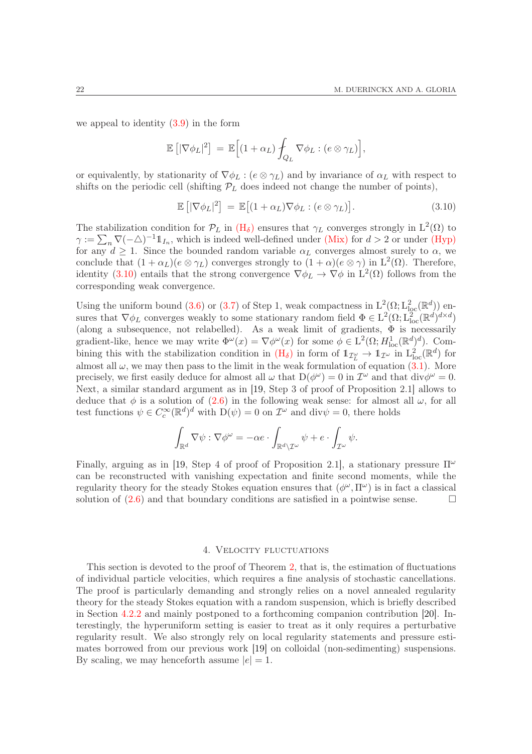we appeal to identity (3.9) in the form

$$\mathbb{E}\left[|\nabla\phi_L|^2\right] = \mathbb{E}\Big[(1+\alpha_L)\fint_{Q_L}\nabla\phi_L : (e\otimes\gamma_L)\Big],$$

or equivalently, by stationarity of $\nabla\phi_L : (e\otimes\gamma_L)$ and by invariance of $\alpha_L$ with respect to shifts on the periodic cell (shifting $\mathcal{P}_L$ does indeed not change the number of points),

$$\mathbb{E}\left[|\nabla\phi_L|^2\right] = \mathbb{E}\big[(1+\alpha_L)\nabla\phi_L : (e\otimes\gamma_L)\big]. \tag{3.10}$$

The stabilization condition for $\mathcal{P}_L$ in (H$_\delta$) ensures that $\gamma_L$ converges strongly in $\mathrm{L}^2(\Omega)$ to $\gamma := \sum_n \nabla(-\triangle)^{-1}\mathbb{1}_{I_n}$, which is indeed well-defined under (Mix) for $d>2$ or under (Hyp) for any $d\ge 1$. Since the bounded random variable $\alpha_L$ converges almost surely to $\alpha$, we conclude that $(1+\alpha_L)(e\otimes\gamma_L)$ converges strongly to $(1+\alpha)(e\otimes\gamma)$ in $\mathrm{L}^2(\Omega)$. Therefore, identity (3.10) entails that the strong convergence $\nabla\phi_L\to\nabla\phi$ in $\mathrm{L}^2(\Omega)$ follows from the corresponding weak convergence.

Using the uniform bound (3.6) or (3.7) of Step 1, weak compactness in $\mathrm{L}^2(\Omega;\mathrm{L}^2_{\mathrm{loc}}(\mathbb{R}^d))$ ensures that $\nabla\phi_L$ converges weakly to some stationary random field $\Phi\in\mathrm{L}^2(\Omega;\mathrm{L}^2_{\mathrm{loc}}(\mathbb{R}^d)^{d\times d})$ (along a subsequence, not relabelled). As a weak limit of gradients, $\Phi$ is necessarily gradient-like, hence we may write $\Phi^\omega(x)=\nabla\phi^\omega(x)$ for some $\phi\in\mathrm{L}^2(\Omega;H^1_{\mathrm{loc}}(\mathbb{R}^d)^d)$. Combining this with the stabilization condition in (H$_\delta$) in form of $\mathbb{1}_{\mathcal{I}_L^\omega}\to\mathbb{1}_{\mathcal{I}^\omega}$ in $\mathrm{L}^2_{\mathrm{loc}}(\mathbb{R}^d)$ for almost all $\omega$, we may then pass to the limit in the weak formulation of equation (3.1). More precisely, we first easily deduce for almost all $\omega$ that $\mathrm{D}(\phi^\omega)=0$ in $\mathcal{I}^\omega$ and that $\operatorname{div}\phi^\omega=0$. Next, a similar standard argument as in [19, Step 3 of proof of Proposition 2.1] allows to deduce that $\phi$ is a solution of (2.6) in the following weak sense: for almost all $\omega$, for all test functions $\psi\in C^\infty_c(\mathbb{R}^d)^d$ with $\mathrm{D}(\psi)=0$ on $\mathcal{I}^\omega$ and $\operatorname{div}\psi=0$, there holds

$$\int_{\mathbb{R}^d}\nabla\psi:\nabla\phi^\omega = -\alpha e\cdot\int_{\mathbb{R}^d\setminus\mathcal{I}^\omega}\psi + e\cdot\int_{\mathcal{I}^\omega}\psi.$$

Finally, arguing as in [19, Step 4 of proof of Proposition 2.1], a stationary pressure $\Pi^\omega$ can be reconstructed with vanishing expectation and finite second moments, while the regularity theory for the steady Stokes equation ensures that $(\phi^\omega,\Pi^\omega)$ is in fact a classical solution of (2.6) and that boundary conditions are satisfied in a pointwise sense. $\square$

## 4. Velocity fluctuations

This section is devoted to the proof of Theorem 2, that is, the estimation of fluctuations of individual particle velocities, which requires a fine analysis of stochastic cancellations. The proof is particularly demanding and strongly relies on a novel annealed regularity theory for the steady Stokes equation with a random suspension, which is briefly described in Section 4.2.2 and mainly postponed to a forthcoming companion contribution [20]. Interestingly, the hyperuniform setting is easier to treat as it only requires a perturbative regularity result. We also strongly rely on local regularity statements and pressure estimates borrowed from our previous work [19] on colloidal (non-sedimenting) suspensions. By scaling, we may henceforth assume $|e|=1$.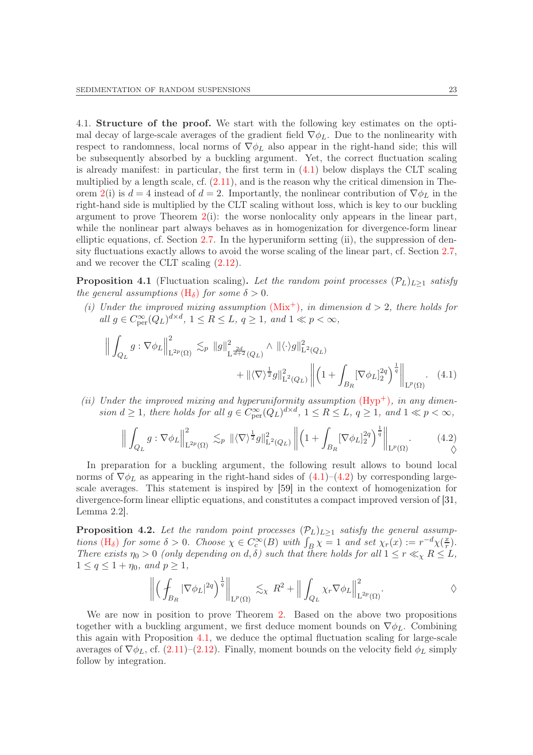4.1. **Structure of the proof.** We start with the following key estimates on the optimal decay of large-scale averages of the gradient field $\nabla\phi_L$. Due to the nonlinearity with respect to randomness, local norms of $\nabla\phi_L$ also appear in the right-hand side; this will be subsequently absorbed by a buckling argument. Yet, the correct fluctuation scaling is already manifest: in particular, the first term in (4.1) below displays the CLT scaling multiplied by a length scale, cf. (2.11), and is the reason why the critical dimension in Theorem 2(i) is $d = 4$ instead of $d = 2$. Importantly, the nonlinear contribution of $\nabla\phi_L$ in the right-hand side is multiplied by the CLT scaling without loss, which is key to our buckling argument to prove Theorem 2(i): the worse nonlocality only appears in the linear part, while the nonlinear part always behaves as in homogenization for divergence-form linear elliptic equations, cf. Section 2.7. In the hyperuniform setting (ii), the suppression of density fluctuations exactly allows to avoid the worse scaling of the linear part, cf. Section 2.7, and we recover the CLT scaling (2.12).

**Proposition 4.1** (Fluctuation scaling)**.** *Let the random point processes $(\mathcal{P}_L)_{L\geq 1}$ satisfy the general assumptions ($\mathrm{H}_\delta$) for some $\delta > 0$.*

*(i) Under the improved mixing assumption ($\mathrm{Mix}^+$), in dimension $d > 2$, there holds for all $g \in C^\infty_{\mathrm{per}}(Q_L)^{d\times d}$, $1 \leq R \leq L$, $q \geq 1$, and $1 \ll p < \infty$,*

$$\Big\| \int_{Q_L} g : \nabla\phi_L \Big\|^2_{\mathrm{L}^{2p}(\Omega)} \lesssim_p \|g\|^2_{\mathrm{L}^{\frac{2d}{d+2}}(Q_L)} \wedge \|\langle\cdot\rangle g\|^2_{\mathrm{L}^2(Q_L)} + \|\langle\nabla\rangle^{\frac12} g\|^2_{\mathrm{L}^2(Q_L)} \Big\| \Big(1 + \int_{B_R} [\nabla\phi_L]_2^{2q}\Big)^{\frac1q} \Big\|_{\mathrm{L}^p(\Omega)}. \quad (4.1)$$

*(ii) Under the improved mixing and hyperuniformity assumption ($\mathrm{Hyp}^+$), in any dimension $d \geq 1$, there holds for all $g \in C^\infty_{\mathrm{per}}(Q_L)^{d\times d}$, $1 \leq R \leq L$, $q \geq 1$, and $1 \ll p < \infty$,*

$$\Big\| \int_{Q_L} g : \nabla\phi_L \Big\|^2_{\mathrm{L}^{2p}(\Omega)} \lesssim_p \|\langle\nabla\rangle^{\frac12} g\|^2_{\mathrm{L}^2(Q_L)} \Big\| \Big(1 + \int_{B_R} [\nabla\phi_L]_2^{2q}\Big)^{\frac1q} \Big\|_{\mathrm{L}^p(\Omega)}. \quad (4.2)$$

◊

In preparation for a buckling argument, the following result allows to bound local norms of $\nabla\phi_L$ as appearing in the right-hand sides of (4.1)–(4.2) by corresponding large-scale averages. This statement is inspired by [59] in the context of homogenization for divergence-form linear elliptic equations, and constitutes a compact improved version of [31, Lemma 2.2].

**Proposition 4.2.** *Let the random point processes $(\mathcal{P}_L)_{L\geq 1}$ satisfy the general assumptions ($\mathrm{H}_\delta$) for some $\delta > 0$. Choose $\chi \in C^\infty_c(B)$ with $\int_B \chi = 1$ and set $\chi_r(x) := r^{-d}\chi(\frac{x}{r})$. There exists $\eta_0 > 0$ (only depending on $d, \delta$) such that there holds for all $1 \leq r \ll_\chi R \leq L$, $1 \leq q \leq 1 + \eta_0$, and $p \geq 1$,*

$$\Big\| \Big( \fint_{B_R} |\nabla\phi_L|^{2q} \Big)^{\frac1q} \Big\|_{\mathrm{L}^p(\Omega)} \lesssim_\chi R^2 + \Big\| \int_{Q_L} \chi_r \nabla\phi_L \Big\|^2_{\mathrm{L}^{2p}(\Omega)}.$$

◊

We are now in position to prove Theorem 2. Based on the above two propositions together with a buckling argument, we first deduce moment bounds on $\nabla\phi_L$. Combining this again with Proposition 4.1, we deduce the optimal fluctuation scaling for large-scale averages of $\nabla\phi_L$, cf. (2.11)–(2.12). Finally, moment bounds on the velocity field $\phi_L$ simply follow by integration.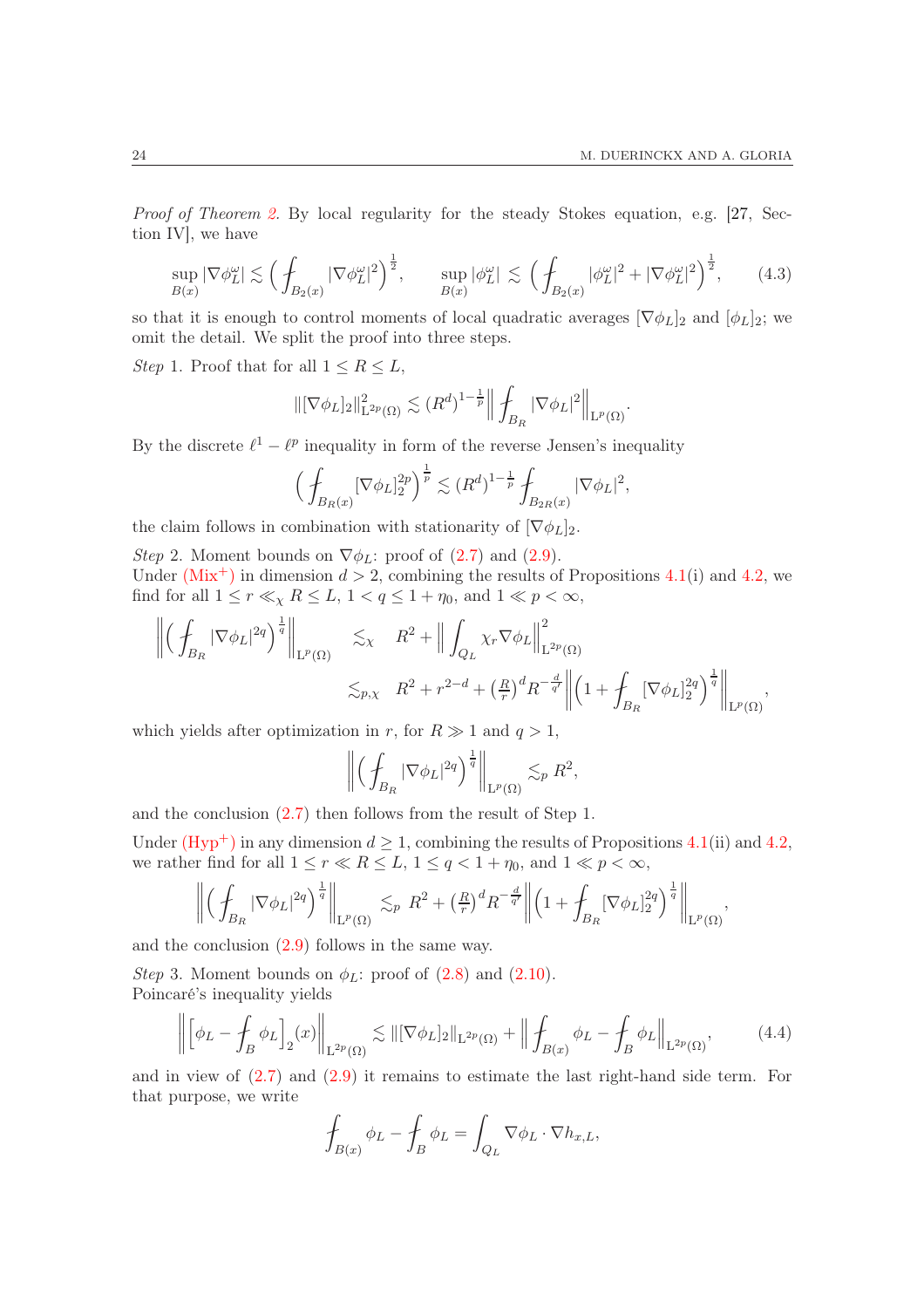*Proof of Theorem 2.* By local regularity for the steady Stokes equation, e.g. [27, Section IV], we have

$$\sup_{B(x)} |\nabla \phi_L^\omega| \lesssim \Big( \fint_{B_2(x)} |\nabla \phi_L^\omega|^2 \Big)^{\frac12}, \qquad \sup_{B(x)} |\phi_L^\omega| \lesssim \Big( \fint_{B_2(x)} |\phi_L^\omega|^2 + |\nabla \phi_L^\omega|^2 \Big)^{\frac12}, \tag{4.3}$$

so that it is enough to control moments of local quadratic averages $[\nabla \phi_L]_2$ and $[\phi_L]_2$; we omit the detail. We split the proof into three steps.

*Step* 1. Proof that for all $1 \le R \le L$,

$$\|[\nabla \phi_L]_2\|^2_{\mathrm{L}^{2p}(\Omega)} \lesssim (R^d)^{1-\frac1p} \Big\| \fint_{B_R} |\nabla \phi_L|^2 \Big\|_{\mathrm{L}^p(\Omega)}.$$

By the discrete $\ell^1 - \ell^p$ inequality in form of the reverse Jensen's inequality

$$\Big( \fint_{B_R(x)} [\nabla \phi_L]_2^{2p} \Big)^{\frac1p} \lesssim (R^d)^{1-\frac1p} \fint_{B_{2R}(x)} |\nabla \phi_L|^2,$$

the claim follows in combination with stationarity of $[\nabla \phi_L]_2$.

*Step* 2. Moment bounds on $\nabla \phi_L$: proof of (2.7) and (2.9).
Under (Mix$^+$) in dimension $d > 2$, combining the results of Propositions 4.1(i) and 4.2, we find for all $1 \le r \ll_\chi R \le L$, $1 < q \le 1 + \eta_0$, and $1 \ll p < \infty$,

$$\begin{aligned}
\Big\| \Big( \fint_{B_R} |\nabla \phi_L|^{2q} \Big)^{\frac1q} \Big\|_{\mathrm{L}^p(\Omega)} &\lesssim_\chi \quad R^2 + \Big\| \int_{Q_L} \chi_r \nabla \phi_L \Big\|^2_{\mathrm{L}^{2p}(\Omega)} \\
&\lesssim_{p,\chi} \quad R^2 + r^{2-d} + \big(\tfrac{R}{r}\big)^d R^{-\frac{d}{q'}} \Big\| \Big( 1 + \fint_{B_R} [\nabla \phi_L]_2^{2q} \Big)^{\frac1q} \Big\|_{\mathrm{L}^p(\Omega)},
\end{aligned}$$

which yields after optimization in $r$, for $R \gg 1$ and $q > 1$,

$$\Big\| \Big( \fint_{B_R} |\nabla \phi_L|^{2q} \Big)^{\frac1q} \Big\|_{\mathrm{L}^p(\Omega)} \lesssim_p R^2,$$

and the conclusion (2.7) then follows from the result of Step 1.

Under (Hyp$^+$) in any dimension $d \ge 1$, combining the results of Propositions 4.1(ii) and 4.2, we rather find for all $1 \le r \ll R \le L$, $1 \le q < 1 + \eta_0$, and $1 \ll p < \infty$,

$$\Big\| \Big( \fint_{B_R} |\nabla \phi_L|^{2q} \Big)^{\frac1q} \Big\|_{\mathrm{L}^p(\Omega)} \lesssim_p R^2 + \big(\tfrac{R}{r}\big)^d R^{-\frac{d}{q'}} \Big\| \Big( 1 + \fint_{B_R} [\nabla \phi_L]_2^{2q} \Big)^{\frac1q} \Big\|_{\mathrm{L}^p(\Omega)},$$

and the conclusion (2.9) follows in the same way.

*Step* 3. Moment bounds on $\phi_L$: proof of (2.8) and (2.10).
Poincaré's inequality yields

$$\Big\| \Big[ \phi_L - \fint_B \phi_L \Big]_2 (x) \Big\|_{\mathrm{L}^{2p}(\Omega)} \lesssim \|[\nabla \phi_L]_2\|_{\mathrm{L}^{2p}(\Omega)} + \Big\| \fint_{B(x)} \phi_L - \fint_B \phi_L \Big\|_{\mathrm{L}^{2p}(\Omega)}, \tag{4.4}$$

and in view of (2.7) and (2.9) it remains to estimate the last right-hand side term. For that purpose, we write

$$\fint_{B(x)} \phi_L - \fint_B \phi_L = \int_{Q_L} \nabla \phi_L \cdot \nabla h_{x,L},$$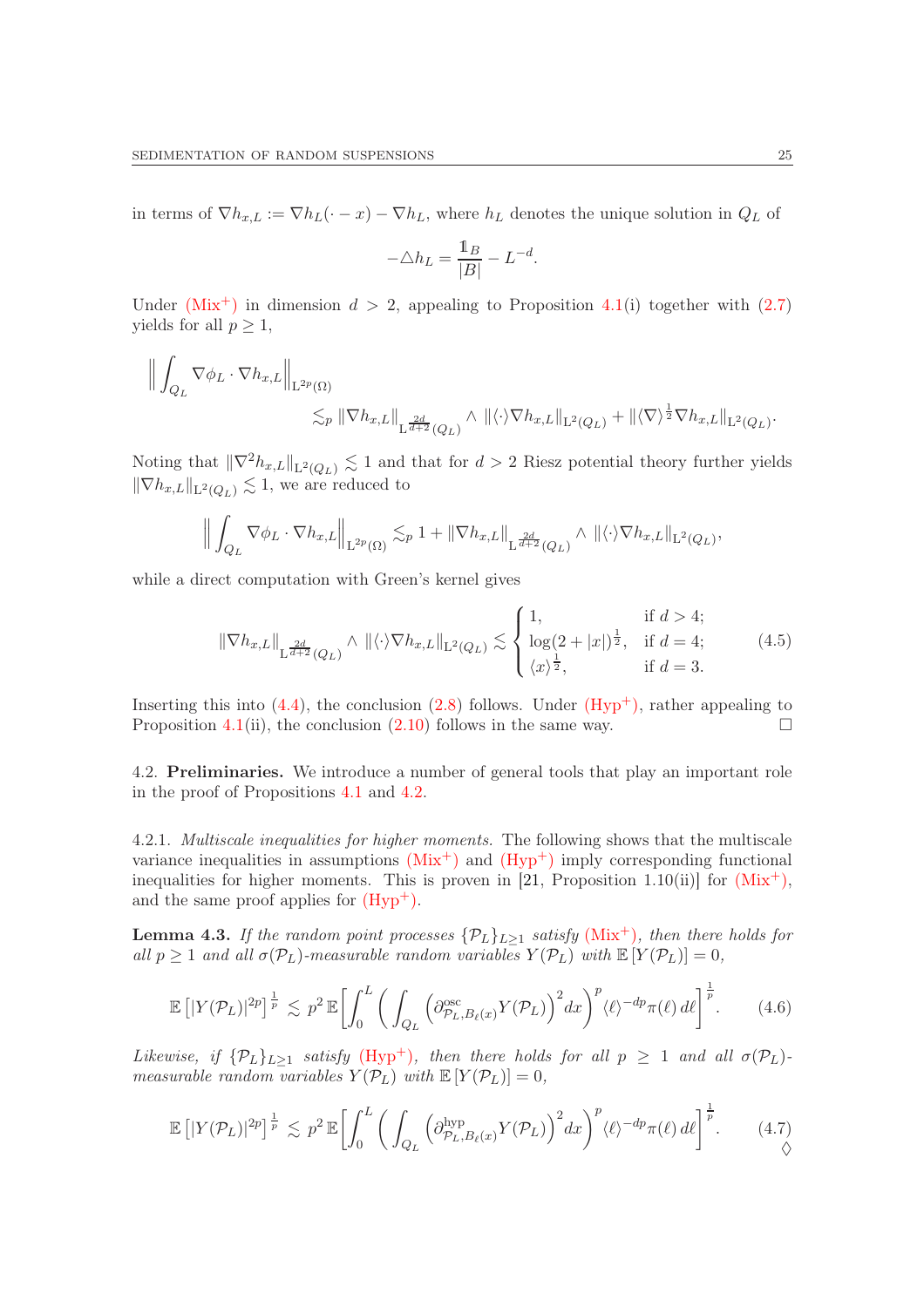in terms of $\nabla h_{x,L} := \nabla h_L(\cdot - x) - \nabla h_L$, where $h_L$ denotes the unique solution in $Q_L$ of

$$-\triangle h_L = \frac{\mathbb{1}_B}{|B|} - L^{-d}.$$

Under (Mix$^+$) in dimension $d > 2$, appealing to Proposition 4.1(i) together with (2.7) yields for all $p \geq 1$,

$$\Big\| \int_{Q_L} \nabla \phi_L \cdot \nabla h_{x,L} \Big\|_{\mathrm{L}^{2p}(\Omega)} \\ \lesssim_p \|\nabla h_{x,L}\|_{\mathrm{L}^{\frac{2d}{d+2}}(Q_L)} \wedge \|\langle \cdot \rangle \nabla h_{x,L}\|_{\mathrm{L}^2(Q_L)} + \|\langle \nabla \rangle^{\frac{1}{2}} \nabla h_{x,L}\|_{\mathrm{L}^2(Q_L)}.$$

Noting that $\|\nabla^2 h_{x,L}\|_{\mathrm{L}^2(Q_L)} \lesssim 1$ and that for $d > 2$ Riesz potential theory further yields $\|\nabla h_{x,L}\|_{\mathrm{L}^2(Q_L)} \lesssim 1$, we are reduced to

$$\Big\| \int_{Q_L} \nabla \phi_L \cdot \nabla h_{x,L} \Big\|_{\mathrm{L}^{2p}(\Omega)} \lesssim_p 1 + \|\nabla h_{x,L}\|_{\mathrm{L}^{\frac{2d}{d+2}}(Q_L)} \wedge \|\langle \cdot \rangle \nabla h_{x,L}\|_{\mathrm{L}^2(Q_L)},$$

while a direct computation with Green's kernel gives

$$\|\nabla h_{x,L}\|_{\mathrm{L}^{\frac{2d}{d+2}}(Q_L)} \wedge \|\langle \cdot \rangle \nabla h_{x,L}\|_{\mathrm{L}^2(Q_L)} \lesssim \begin{cases} 1, & \text{if } d > 4; \\ \log(2 + |x|)^{\frac{1}{2}}, & \text{if } d = 4; \\ \langle x \rangle^{\frac{1}{2}}, & \text{if } d = 3. \end{cases} \tag{4.5}$$

Inserting this into (4.4), the conclusion (2.8) follows. Under (Hyp$^+$), rather appealing to Proposition 4.1(ii), the conclusion (2.10) follows in the same way. $\square$

### 4.2. Preliminaries.

We introduce a number of general tools that play an important role in the proof of Propositions 4.1 and 4.2.

#### 4.2.1. *Multiscale inequalities for higher moments.*

The following shows that the multiscale variance inequalities in assumptions (Mix$^+$) and (Hyp$^+$) imply corresponding functional inequalities for higher moments. This is proven in [21, Proposition 1.10(ii)] for (Mix$^+$), and the same proof applies for (Hyp$^+$).

**Lemma 4.3.** *If the random point processes $\{\mathcal{P}_L\}_{L \geq 1}$ satisfy (Mix$^+$), then there holds for all $p \geq 1$ and all $\sigma(\mathcal{P}_L)$-measurable random variables $Y(\mathcal{P}_L)$ with $\mathbb{E}[Y(\mathcal{P}_L)] = 0$,*

$$\mathbb{E}\left[|Y(\mathcal{P}_L)|^{2p}\right]^{\frac{1}{p}} \lesssim p^2\, \mathbb{E}\bigg[\int_0^L \bigg( \int_{Q_L} \Big(\partial^{\mathrm{osc}}_{\mathcal{P}_L, B_\ell(x)} Y(\mathcal{P}_L)\Big)^2 dx \bigg)^p \langle \ell \rangle^{-dp} \pi(\ell)\, d\ell\bigg]^{\frac{1}{p}}. \tag{4.6}$$

*Likewise, if $\{\mathcal{P}_L\}_{L \geq 1}$ satisfy (Hyp$^+$), then there holds for all $p \geq 1$ and all $\sigma(\mathcal{P}_L)$-measurable random variables $Y(\mathcal{P}_L)$ with $\mathbb{E}[Y(\mathcal{P}_L)] = 0$,*

$$\mathbb{E}\left[|Y(\mathcal{P}_L)|^{2p}\right]^{\frac{1}{p}} \lesssim p^2\, \mathbb{E}\bigg[\int_0^L \bigg( \int_{Q_L} \Big(\partial^{\mathrm{hyp}}_{\mathcal{P}_L, B_\ell(x)} Y(\mathcal{P}_L)\Big)^2 dx \bigg)^p \langle \ell \rangle^{-dp} \pi(\ell)\, d\ell\bigg]^{\frac{1}{p}}. \tag{4.7}$$

$\Diamond$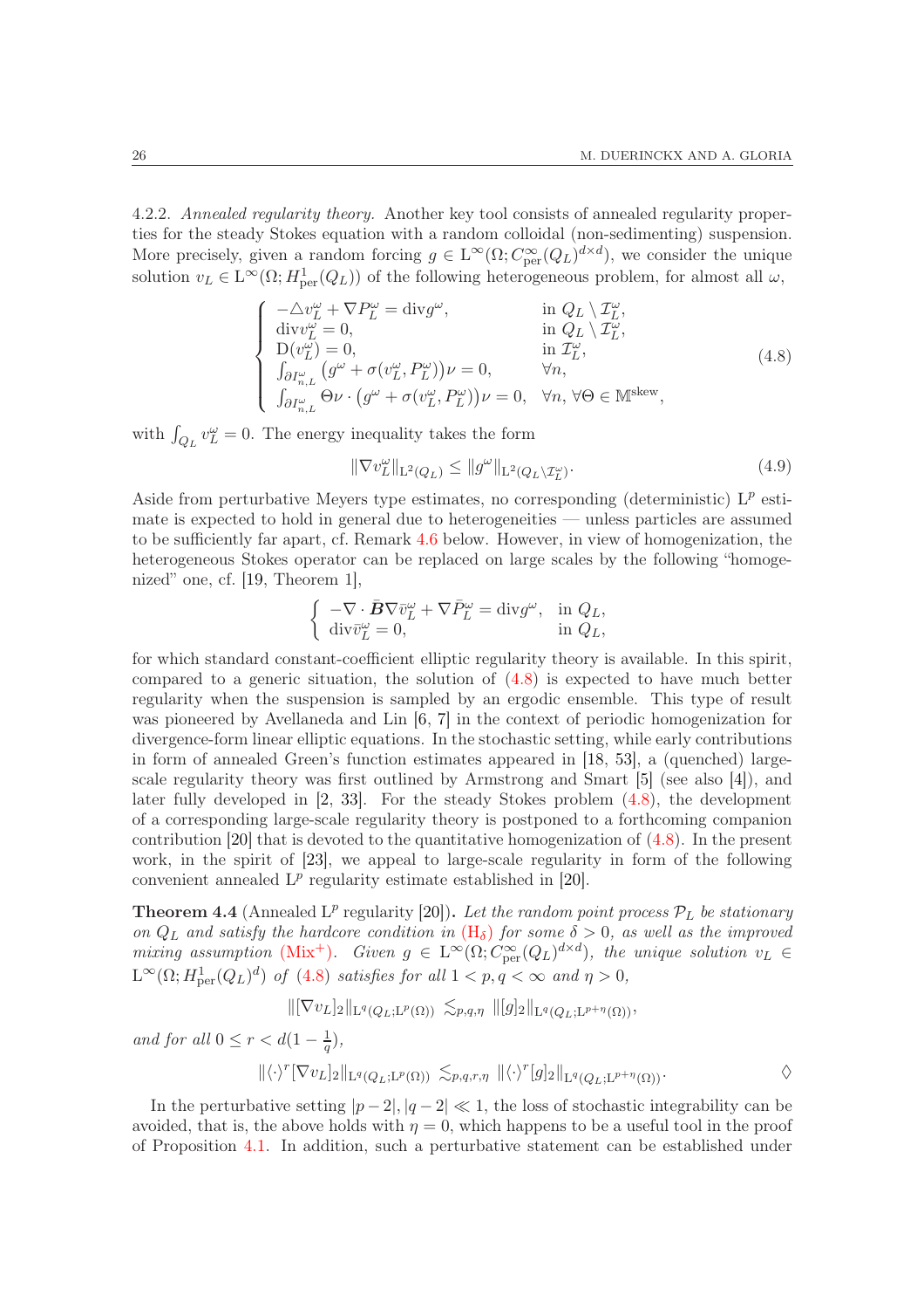4.2.2. *Annealed regularity theory.* Another key tool consists of annealed regularity properties for the steady Stokes equation with a random colloidal (non-sedimenting) suspension. More precisely, given a random forcing $g \in \mathrm{L}^\infty(\Omega; C^\infty_{\mathrm{per}}(Q_L)^{d\times d})$, we consider the unique solution $v_L \in \mathrm{L}^\infty(\Omega; H^1_{\mathrm{per}}(Q_L))$ of the following heterogeneous problem, for almost all $\omega$,

$$
\begin{cases}
-\triangle v_L^\omega + \nabla P_L^\omega = \mathrm{div} g^\omega, & \text{in } Q_L \setminus \mathcal{I}_L^\omega,\\
\mathrm{div} v_L^\omega = 0, & \text{in } Q_L \setminus \mathcal{I}_L^\omega,\\
\mathrm{D}(v_L^\omega) = 0, & \text{in } \mathcal{I}_L^\omega,\\
\int_{\partial I_{n,L}^\omega} \big(g^\omega + \sigma(v_L^\omega, P_L^\omega)\big)\nu = 0, & \forall n,\\
\int_{\partial I_{n,L}^\omega} \Theta\nu \cdot \big(g^\omega + \sigma(v_L^\omega, P_L^\omega)\big)\nu = 0, & \forall n,\ \forall \Theta \in \mathbb{M}^{\mathrm{skew}},
\end{cases}
\tag{4.8}
$$

with $\int_{Q_L} v_L^\omega = 0$. The energy inequality takes the form

$$
\|\nabla v_L^\omega\|_{\mathrm{L}^2(Q_L)} \le \|g^\omega\|_{\mathrm{L}^2(Q_L\setminus\mathcal{I}_L^\omega)}. \tag{4.9}
$$

Aside from perturbative Meyers type estimates, no corresponding (deterministic) $\mathrm{L}^p$ estimate is expected to hold in general due to heterogeneities — unless particles are assumed to be sufficiently far apart, cf. Remark 4.6 below. However, in view of homogenization, the heterogeneous Stokes operator can be replaced on large scales by the following "homogenized" one, cf. [19, Theorem 1],

$$
\begin{cases}
-\nabla \cdot \bar{\boldsymbol{B}}\nabla \bar{v}_L^\omega + \nabla \bar{P}_L^\omega = \mathrm{div} g^\omega, & \text{in } Q_L,\\
\mathrm{div}\bar{v}_L^\omega = 0, & \text{in } Q_L,
\end{cases}
$$

for which standard constant-coefficient elliptic regularity theory is available. In this spirit, compared to a generic situation, the solution of (4.8) is expected to have much better regularity when the suspension is sampled by an ergodic ensemble. This type of result was pioneered by Avellaneda and Lin [6, 7] in the context of periodic homogenization for divergence-form linear elliptic equations. In the stochastic setting, while early contributions in form of annealed Green's function estimates appeared in [18, 53], a (quenched) large-scale regularity theory was first outlined by Armstrong and Smart [5] (see also [4]), and later fully developed in [2, 33]. For the steady Stokes problem (4.8), the development of a corresponding large-scale regularity theory is postponed to a forthcoming companion contribution [20] that is devoted to the quantitative homogenization of (4.8). In the present work, in the spirit of [23], we appeal to large-scale regularity in form of the following convenient annealed $\mathrm{L}^p$ regularity estimate established in [20].

**Theorem 4.4** (Annealed $\mathrm{L}^p$ regularity [20])**.** *Let the random point process $\mathcal{P}_L$ be stationary on $Q_L$ and satisfy the hardcore condition in* ($\mathrm{H}_\delta$) *for some $\delta > 0$, as well as the improved mixing assumption* ($\mathrm{Mix}^+$)*. Given $g \in \mathrm{L}^\infty(\Omega; C^\infty_{\mathrm{per}}(Q_L)^{d\times d})$, the unique solution $v_L \in \mathrm{L}^\infty(\Omega; H^1_{\mathrm{per}}(Q_L)^d)$ of* (4.8) *satisfies for all $1 < p, q < \infty$ and $\eta > 0$,*

$$
\|[\nabla v_L]_2\|_{\mathrm{L}^q(Q_L;\mathrm{L}^p(\Omega))} \lesssim_{p,q,\eta} \|[g]_2\|_{\mathrm{L}^q(Q_L;\mathrm{L}^{p+\eta}(\Omega))},
$$

*and for all $0 \le r < d(1-\frac{1}{q})$,*

$$
\|\langle\cdot\rangle^r[\nabla v_L]_2\|_{\mathrm{L}^q(Q_L;\mathrm{L}^p(\Omega))} \lesssim_{p,q,r,\eta} \|\langle\cdot\rangle^r[g]_2\|_{\mathrm{L}^q(Q_L;\mathrm{L}^{p+\eta}(\Omega))}. \qquad \Diamond
$$

In the perturbative setting $|p-2|, |q-2| \ll 1$, the loss of stochastic integrability can be avoided, that is, the above holds with $\eta = 0$, which happens to be a useful tool in the proof of Proposition 4.1. In addition, such a perturbative statement can be established under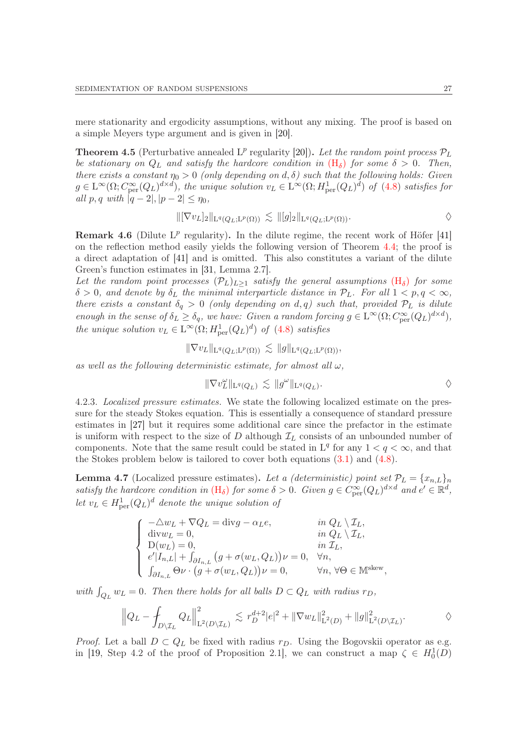mere stationarity and ergodicity assumptions, without any mixing. The proof is based on a simple Meyers type argument and is given in [20].

**Theorem 4.5** (Perturbative annealed $\mathrm{L}^p$ regularity [20])**.** *Let the random point process $\mathcal{P}_L$ be stationary on $Q_L$ and satisfy the hardcore condition in* ($\mathrm{H}_\delta$) *for some $\delta > 0$. Then, there exists a constant $\eta_0 > 0$ (only depending on $d, \delta$) such that the following holds: Given $g \in \mathrm{L}^\infty(\Omega; C^\infty_{\mathrm{per}}(Q_L)^{d\times d})$, the unique solution $v_L \in \mathrm{L}^\infty(\Omega; H^1_{\mathrm{per}}(Q_L)^d)$ of* (4.8) *satisfies for all $p, q$ with $|q-2|, |p-2| \le \eta_0$,*

$$\|[\nabla v_L]_2\|_{\mathrm{L}^q(Q_L;\mathrm{L}^p(\Omega))} \lesssim \|[g]_2\|_{\mathrm{L}^q(Q_L;\mathrm{L}^p(\Omega))}. \qquad \Diamond$$

**Remark 4.6** (Dilute $\mathrm{L}^p$ regularity)**.** In the dilute regime, the recent work of Höfer [41] on the reflection method easily yields the following version of Theorem 4.4; the proof is a direct adaptation of [41] and is omitted. This also constitutes a variant of the dilute Green's function estimates in [31, Lemma 2.7].

*Let the random point processes $(\mathcal{P}_L)_{L\ge 1}$ satisfy the general assumptions* ($\mathrm{H}_\delta$) *for some $\delta > 0$, and denote by $\delta_L$ the minimal interparticle distance in $\mathcal{P}_L$. For all $1 < p, q < \infty$, there exists a constant $\delta_q > 0$ (only depending on $d, q$) such that, provided $\mathcal{P}_L$ is dilute enough in the sense of $\delta_L \ge \delta_q$, we have: Given a random forcing $g \in \mathrm{L}^\infty(\Omega; C^\infty_{\mathrm{per}}(Q_L)^{d\times d})$, the unique solution $v_L \in \mathrm{L}^\infty(\Omega; H^1_{\mathrm{per}}(Q_L)^d)$ of* (4.8) *satisfies*

$$\|\nabla v_L\|_{\mathrm{L}^q(Q_L;\mathrm{L}^p(\Omega))} \lesssim \|g\|_{\mathrm{L}^q(Q_L;\mathrm{L}^p(\Omega))},$$

*as well as the following deterministic estimate, for almost all $\omega$,*

$$\|\nabla v^\omega_L\|_{\mathrm{L}^q(Q_L)} \lesssim \|g^\omega\|_{\mathrm{L}^q(Q_L)}. \qquad \Diamond$$

4.2.3. *Localized pressure estimates.* We state the following localized estimate on the pressure for the steady Stokes equation. This is essentially a consequence of standard pressure estimates in [27] but it requires some additional care since the prefactor in the estimate is uniform with respect to the size of $D$ although $\mathcal{I}_L$ consists of an unbounded number of components. Note that the same result could be stated in $\mathrm{L}^q$ for any $1 < q < \infty$, and that the Stokes problem below is tailored to cover both equations (3.1) and (4.8).

**Lemma 4.7** (Localized pressure estimates)**.** *Let a (deterministic) point set $\mathcal{P}_L = \{x_{n,L}\}_n$ satisfy the hardcore condition in* ($\mathrm{H}_\delta$) *for some $\delta > 0$. Given $g \in C^\infty_{\mathrm{per}}(Q_L)^{d\times d}$ and $e' \in \mathbb{R}^d$, let $v_L \in H^1_{\mathrm{per}}(Q_L)^d$ denote the unique solution of*

$$\begin{cases} -\triangle w_L + \nabla Q_L = \operatorname{div} g - \alpha_L e, & \text{in } Q_L \setminus \mathcal{I}_L,\\ \operatorname{div} w_L = 0, & \text{in } Q_L \setminus \mathcal{I}_L,\\ \mathrm{D}(w_L) = 0, & \text{in } \mathcal{I}_L,\\ e'|I_{n,L}| + \int_{\partial I_{n,L}} \big(g + \sigma(w_L, Q_L)\big)\nu = 0, & \forall n,\\ \int_{\partial I_{n,L}} \Theta\nu \cdot \big(g + \sigma(w_L, Q_L)\big)\nu = 0, & \forall n,\ \forall \Theta \in \mathbb{M}^{\mathrm{skew}}, \end{cases}$$

*with $\int_{Q_L} w_L = 0$. Then there holds for all balls $D \subset Q_L$ with radius $r_D$,*

$$\Big\| Q_L - \fint_{D\setminus\mathcal{I}_L} Q_L \Big\|^2_{\mathrm{L}^2(D\setminus\mathcal{I}_L)} \lesssim r_D^{d+2}|e|^2 + \|\nabla w_L\|^2_{\mathrm{L}^2(D)} + \|g\|^2_{\mathrm{L}^2(D\setminus\mathcal{I}_L)}. \qquad \Diamond$$

*Proof.* Let a ball $D \subset Q_L$ be fixed with radius $r_D$. Using the Bogovskii operator as e.g. in [19, Step 4.2 of the proof of Proposition 2.1], we can construct a map $\zeta \in H^1_0(D)$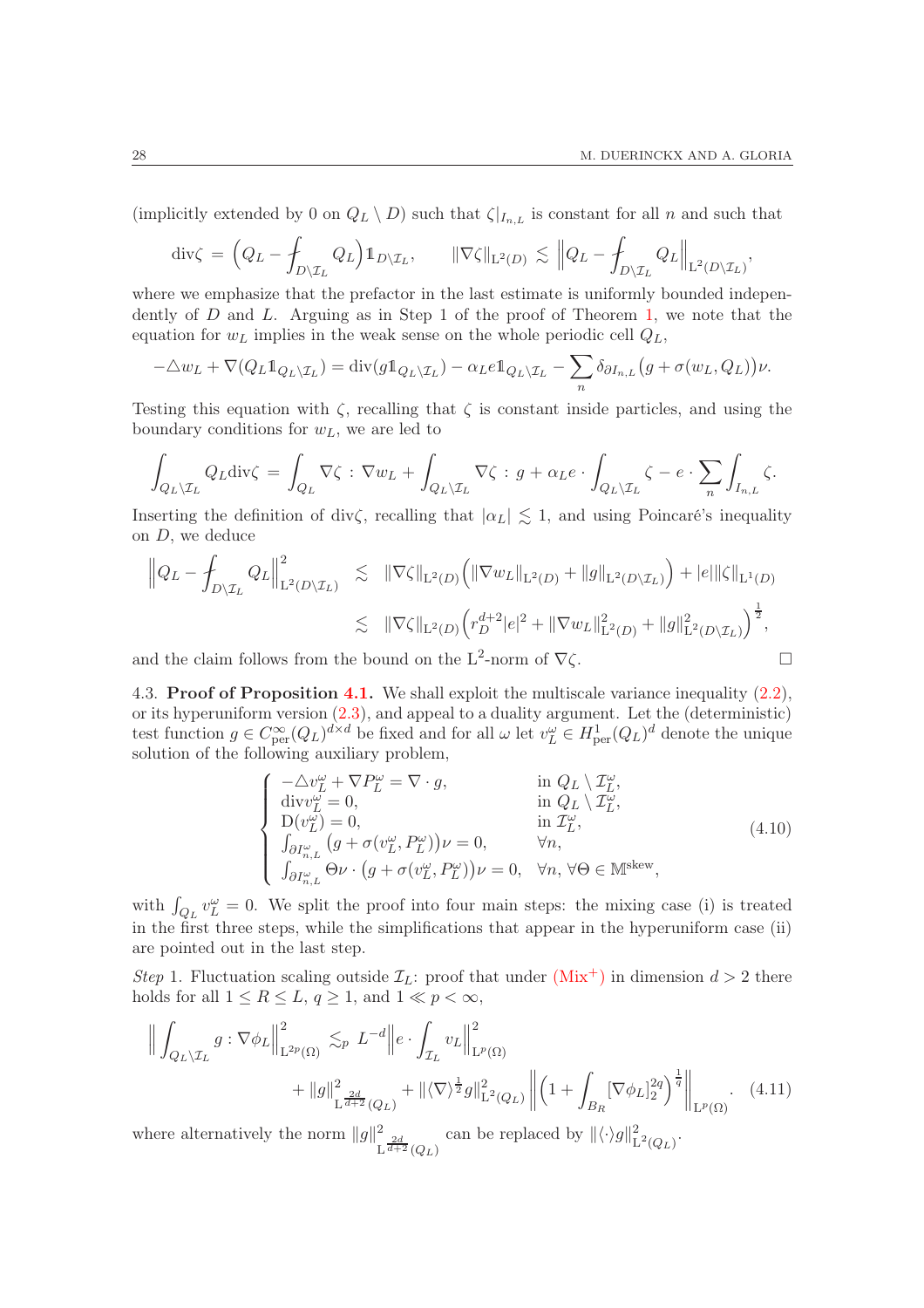(implicitly extended by 0 on $Q_L \setminus D$) such that $\zeta|_{I_{n,L}}$ is constant for all $n$ and such that

$$\operatorname{div}\zeta = \Big(Q_L - \fint_{D\setminus\mathcal{I}_L} Q_L\Big)\mathbb{1}_{D\setminus\mathcal{I}_L}, \qquad \|\nabla\zeta\|_{\mathrm{L}^2(D)} \lesssim \Big\|Q_L - \fint_{D\setminus\mathcal{I}_L} Q_L\Big\|_{\mathrm{L}^2(D\setminus\mathcal{I}_L)},$$

where we emphasize that the prefactor in the last estimate is uniformly bounded independently of $D$ and $L$. Arguing as in Step 1 of the proof of Theorem 1, we note that the equation for $w_L$ implies in the weak sense on the whole periodic cell $Q_L$,

$$-\triangle w_L + \nabla(Q_L\mathbb{1}_{Q_L\setminus\mathcal{I}_L}) = \operatorname{div}(g\mathbb{1}_{Q_L\setminus\mathcal{I}_L}) - \alpha_L e\mathbb{1}_{Q_L\setminus\mathcal{I}_L} - \sum_n \delta_{\partial I_{n,L}}\big(g+\sigma(w_L,Q_L)\big)\nu.$$

Testing this equation with $\zeta$, recalling that $\zeta$ is constant inside particles, and using the boundary conditions for $w_L$, we are led to

$$\int_{Q_L\setminus\mathcal{I}_L} Q_L\operatorname{div}\zeta = \int_{Q_L}\nabla\zeta : \nabla w_L + \int_{Q_L\setminus\mathcal{I}_L}\nabla\zeta : g + \alpha_L e\cdot\int_{Q_L\setminus\mathcal{I}_L}\zeta - e\cdot\sum_n\int_{I_{n,L}}\zeta.$$

Inserting the definition of $\operatorname{div}\zeta$, recalling that $|\alpha_L|\lesssim 1$, and using Poincaré's inequality on $D$, we deduce

$$\begin{aligned}
\Big\|Q_L - \fint_{D\setminus\mathcal{I}_L} Q_L\Big\|^2_{\mathrm{L}^2(D\setminus\mathcal{I}_L)} &\lesssim \|\nabla\zeta\|_{\mathrm{L}^2(D)}\Big(\|\nabla w_L\|_{\mathrm{L}^2(D)} + \|g\|_{\mathrm{L}^2(D\setminus\mathcal{I}_L)}\Big) + |e|\|\zeta\|_{\mathrm{L}^1(D)}\\
&\lesssim \|\nabla\zeta\|_{\mathrm{L}^2(D)}\Big(r_D^{d+2}|e|^2 + \|\nabla w_L\|^2_{\mathrm{L}^2(D)} + \|g\|^2_{\mathrm{L}^2(D\setminus\mathcal{I}_L)}\Big)^{\frac12},
\end{aligned}$$

and the claim follows from the bound on the $\mathrm{L}^2$-norm of $\nabla\zeta$. $\square$

4.3. **Proof of Proposition 4.1.** We shall exploit the multiscale variance inequality (2.2), or its hyperuniform version (2.3), and appeal to a duality argument. Let the (deterministic) test function $g\in C^\infty_{\mathrm{per}}(Q_L)^{d\times d}$ be fixed and for all $\omega$ let $v^\omega_L\in H^1_{\mathrm{per}}(Q_L)^d$ denote the unique solution of the following auxiliary problem,

$$\begin{cases}
-\triangle v^\omega_L + \nabla P^\omega_L = \nabla\cdot g, & \text{in } Q_L\setminus\mathcal{I}^\omega_L,\\
\operatorname{div} v^\omega_L = 0, & \text{in } Q_L\setminus\mathcal{I}^\omega_L,\\
\mathrm{D}(v^\omega_L) = 0, & \text{in } \mathcal{I}^\omega_L,\\
\int_{\partial I^\omega_{n,L}}\big(g+\sigma(v^\omega_L,P^\omega_L)\big)\nu = 0, & \forall n,\\
\int_{\partial I^\omega_{n,L}}\Theta\nu\cdot\big(g+\sigma(v^\omega_L,P^\omega_L)\big)\nu = 0, & \forall n,\ \forall\Theta\in\mathbb{M}^{\mathrm{skew}},
\end{cases}\tag{4.10}$$

with $\int_{Q_L} v^\omega_L = 0$. We split the proof into four main steps: the mixing case (i) is treated in the first three steps, while the simplifications that appear in the hyperuniform case (ii) are pointed out in the last step.

*Step* 1. Fluctuation scaling outside $\mathcal{I}_L$: proof that under (Mix$^+$) in dimension $d>2$ there holds for all $1\le R\le L$, $q\ge 1$, and $1\ll p<\infty$,

$$\begin{aligned}
\Big\|\int_{Q_L\setminus\mathcal{I}_L} g:\nabla\phi_L\Big\|^2_{\mathrm{L}^{2p}(\Omega)} &\lesssim_p L^{-d}\Big\|e\cdot\int_{\mathcal{I}_L} v_L\Big\|^2_{\mathrm{L}^p(\Omega)}\\
&\quad + \|g\|^2_{\mathrm{L}^{\frac{2d}{d+2}}(Q_L)} + \|\langle\nabla\rangle^{\frac12} g\|^2_{\mathrm{L}^2(Q_L)}\,\Big\|\Big(1+\int_{B_R}[\nabla\phi_L]_2^{2q}\Big)^{\frac1q}\Big\|_{\mathrm{L}^p(\Omega)}.
\end{aligned}\tag{4.11}$$

where alternatively the norm $\|g\|^2_{\mathrm{L}^{\frac{2d}{d+2}}(Q_L)}$ can be replaced by $\|\langle\cdot\rangle g\|^2_{\mathrm{L}^2(Q_L)}$.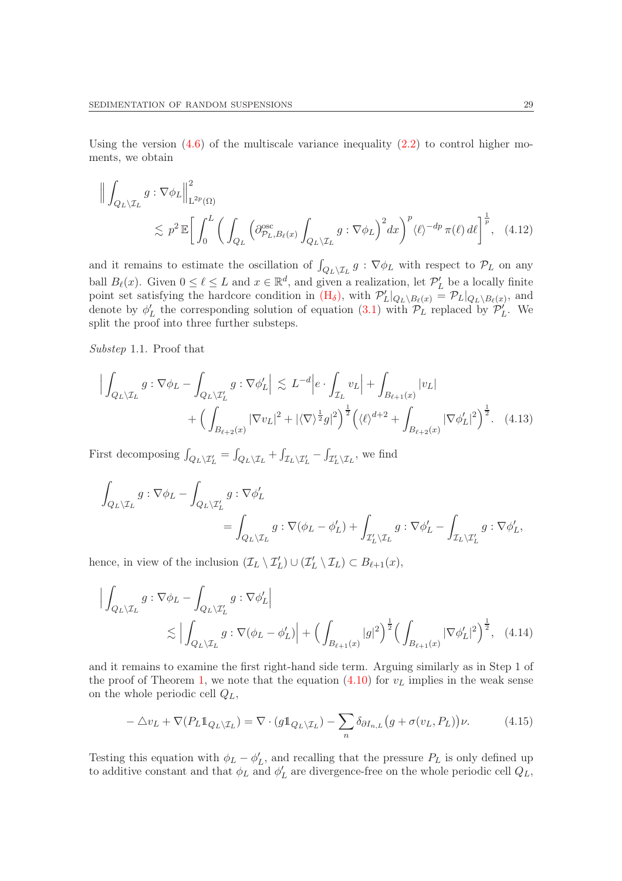Using the version (4.6) of the multiscale variance inequality (2.2) to control higher moments, we obtain

$$
\Big\| \int_{Q_L\setminus\mathcal{I}_L} g : \nabla\phi_L \Big\|^2_{\mathrm{L}^{2p}(\Omega)} \lesssim p^2\, \mathbb{E}\bigg[ \int_0^L \bigg( \int_{Q_L} \Big( \partial^{\mathrm{osc}}_{\mathcal{P}_L, B_\ell(x)} \int_{Q_L\setminus\mathcal{I}_L} g : \nabla\phi_L \Big)^2 dx \bigg)^p \langle \ell\rangle^{-dp}\, \pi(\ell)\, d\ell \bigg]^{\frac1p}, \quad (4.12)
$$

and it remains to estimate the oscillation of $\int_{Q_L\setminus\mathcal{I}_L} g : \nabla\phi_L$ with respect to $\mathcal{P}_L$ on any ball $B_\ell(x)$. Given $0\le \ell\le L$ and $x\in\mathbb{R}^d$, and given a realization, let $\mathcal{P}'_L$ be a locally finite point set satisfying the hardcore condition in ($\mathrm{H}_\delta$), with $\mathcal{P}'_L|_{Q_L\setminus B_\ell(x)} = \mathcal{P}_L|_{Q_L\setminus B_\ell(x)}$, and denote by $\phi'_L$ the corresponding solution of equation (3.1) with $\mathcal{P}_L$ replaced by $\mathcal{P}'_L$. We split the proof into three further substeps.

*Substep* 1.1. Proof that

$$
\Big| \int_{Q_L\setminus\mathcal{I}_L} g : \nabla\phi_L - \int_{Q_L\setminus\mathcal{I}'_L} g : \nabla\phi'_L \Big| \lesssim L^{-d}\Big| e\cdot \int_{\mathcal{I}_L} v_L\Big| + \int_{B_{\ell+1}(x)} |v_L| + \Big( \int_{B_{\ell+2}(x)} |\nabla v_L|^2 + |\langle\nabla\rangle^{\frac12} g|^2 \Big)^{\frac12} \Big( \langle\ell\rangle^{d+2} + \int_{B_{\ell+2}(x)} |\nabla\phi'_L|^2 \Big)^{\frac12}. \quad (4.13)
$$

First decomposing $\int_{Q_L\setminus\mathcal{I}'_L} = \int_{Q_L\setminus\mathcal{I}_L} + \int_{\mathcal{I}_L\setminus\mathcal{I}'_L} - \int_{\mathcal{I}'_L\setminus\mathcal{I}_L}$, we find

$$
\int_{Q_L\setminus\mathcal{I}_L} g : \nabla\phi_L - \int_{Q_L\setminus\mathcal{I}'_L} g : \nabla\phi'_L = \int_{Q_L\setminus\mathcal{I}_L} g : \nabla(\phi_L - \phi'_L) + \int_{\mathcal{I}'_L\setminus\mathcal{I}_L} g : \nabla\phi'_L - \int_{\mathcal{I}_L\setminus\mathcal{I}'_L} g : \nabla\phi'_L,
$$

hence, in view of the inclusion $(\mathcal{I}_L\setminus\mathcal{I}'_L)\cup(\mathcal{I}'_L\setminus\mathcal{I}_L)\subset B_{\ell+1}(x)$,

$$
\Big| \int_{Q_L\setminus\mathcal{I}_L} g : \nabla\phi_L - \int_{Q_L\setminus\mathcal{I}'_L} g : \nabla\phi'_L \Big| \lesssim \Big| \int_{Q_L\setminus\mathcal{I}_L} g : \nabla(\phi_L - \phi'_L) \Big| + \Big( \int_{B_{\ell+1}(x)} |g|^2 \Big)^{\frac12} \Big( \int_{B_{\ell+1}(x)} |\nabla\phi'_L|^2 \Big)^{\frac12}, \quad (4.14)
$$

and it remains to examine the first right-hand side term. Arguing similarly as in Step 1 of the proof of Theorem 1, we note that the equation (4.10) for $v_L$ implies in the weak sense on the whole periodic cell $Q_L$,

$$
-\triangle v_L + \nabla(P_L \mathbb{1}_{Q_L\setminus\mathcal{I}_L}) = \nabla\cdot(g\mathbb{1}_{Q_L\setminus\mathcal{I}_L}) - \sum_n \delta_{\partial I_{n,L}}\big(g + \sigma(v_L, P_L)\big)\nu. \quad (4.15)
$$

Testing this equation with $\phi_L - \phi'_L$, and recalling that the pressure $P_L$ is only defined up to additive constant and that $\phi_L$ and $\phi'_L$ are divergence-free on the whole periodic cell $Q_L$,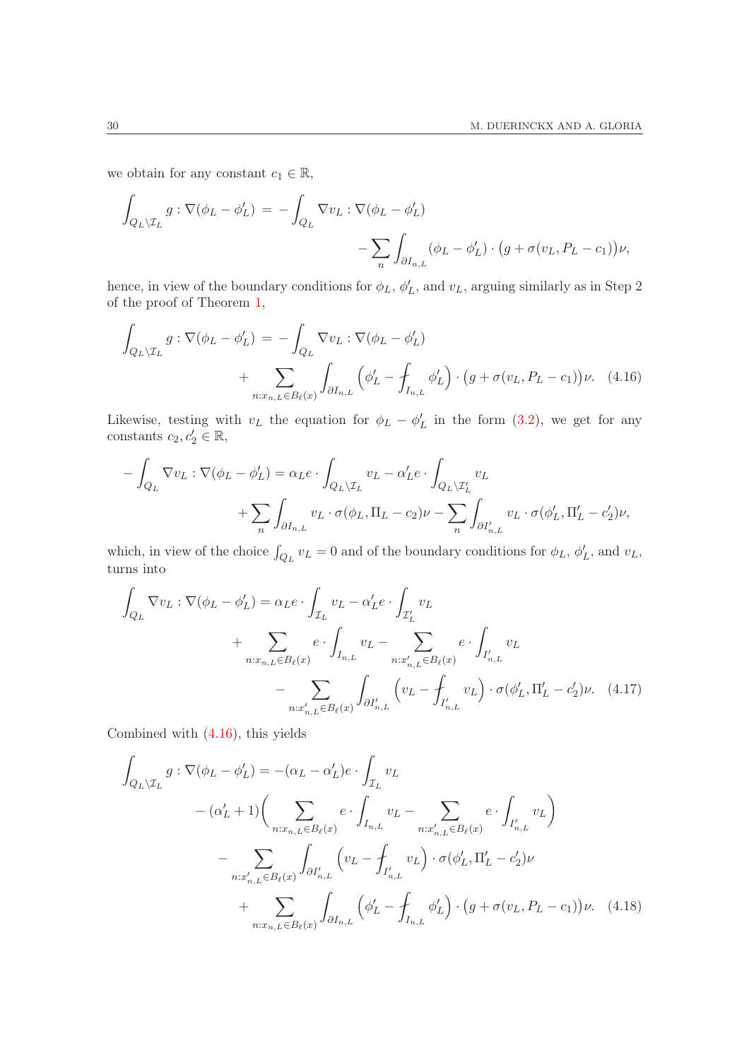we obtain for any constant $c_1 \in \mathbb{R}$,

$$
\int_{Q_L \setminus \mathcal{I}_L} g : \nabla(\phi_L - \phi_L') \,=\, -\int_{Q_L} \nabla v_L : \nabla(\phi_L - \phi_L') \\
- \sum_n \int_{\partial I_{n,L}} (\phi_L - \phi_L') \cdot \big(g + \sigma(v_L, P_L - c_1)\big)\nu,
$$

hence, in view of the boundary conditions for $\phi_L$, $\phi_L'$, and $v_L$, arguing similarly as in Step 2 of the proof of Theorem 1,

$$
\int_{Q_L \setminus \mathcal{I}_L} g : \nabla(\phi_L - \phi_L') \,=\, -\int_{Q_L} \nabla v_L : \nabla(\phi_L - \phi_L') \\
+ \sum_{n: x_{n,L} \in B_\ell(x)} \int_{\partial I_{n,L}} \Big(\phi_L' - \fint_{I_{n,L}} \phi_L'\Big) \cdot \big(g + \sigma(v_L, P_L - c_1)\big)\nu. \quad (4.16)
$$

Likewise, testing with $v_L$ the equation for $\phi_L - \phi_L'$ in the form (3.2), we get for any constants $c_2, c_2' \in \mathbb{R}$,

$$
-\int_{Q_L} \nabla v_L : \nabla(\phi_L - \phi_L') = \alpha_L e \cdot \int_{Q_L \setminus \mathcal{I}_L} v_L - \alpha_L' e \cdot \int_{Q_L \setminus \mathcal{I}_L'} v_L \\
+ \sum_n \int_{\partial I_{n,L}} v_L \cdot \sigma(\phi_L, \Pi_L - c_2)\nu - \sum_n \int_{\partial I_{n,L}'} v_L \cdot \sigma(\phi_L', \Pi_L' - c_2')\nu,
$$

which, in view of the choice $\int_{Q_L} v_L = 0$ and of the boundary conditions for $\phi_L$, $\phi_L'$, and $v_L$, turns into

$$
\int_{Q_L} \nabla v_L : \nabla(\phi_L - \phi_L') = \alpha_L e \cdot \int_{\mathcal{I}_L} v_L - \alpha_L' e \cdot \int_{\mathcal{I}_L'} v_L \\
+ \sum_{n: x_{n,L} \in B_\ell(x)} e \cdot \int_{I_{n,L}} v_L - \sum_{n: x_{n,L}' \in B_\ell(x)} e \cdot \int_{I_{n,L}'} v_L \\
- \sum_{n: x_{n,L}' \in B_\ell(x)} \int_{\partial I_{n,L}'} \Big(v_L - \fint_{I_{n,L}'} v_L\Big) \cdot \sigma(\phi_L', \Pi_L' - c_2')\nu. \quad (4.17)
$$

Combined with (4.16), this yields

$$
\int_{Q_L \setminus \mathcal{I}_L} g : \nabla(\phi_L - \phi_L') = -(\alpha_L - \alpha_L') e \cdot \int_{\mathcal{I}_L} v_L \\
- (\alpha_L' + 1)\Big(\sum_{n: x_{n,L} \in B_\ell(x)} e \cdot \int_{I_{n,L}} v_L - \sum_{n: x_{n,L}' \in B_\ell(x)} e \cdot \int_{I_{n,L}'} v_L\Big) \\
- \sum_{n: x_{n,L}' \in B_\ell(x)} \int_{\partial I_{n,L}'} \Big(v_L - \fint_{I_{n,L}'} v_L\Big) \cdot \sigma(\phi_L', \Pi_L' - c_2')\nu \\
+ \sum_{n: x_{n,L} \in B_\ell(x)} \int_{\partial I_{n,L}} \Big(\phi_L' - \fint_{I_{n,L}} \phi_L'\Big) \cdot \big(g + \sigma(v_L, P_L - c_1)\big)\nu. \quad (4.18)
$$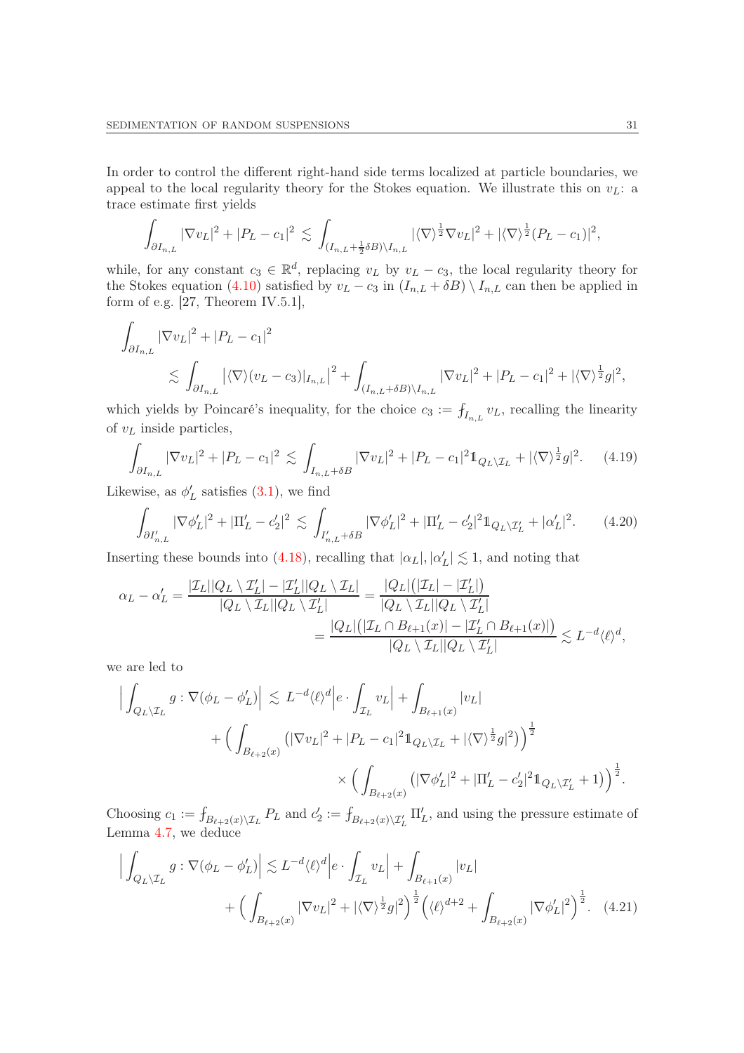In order to control the different right-hand side terms localized at particle boundaries, we appeal to the local regularity theory for the Stokes equation. We illustrate this on $v_L$: a trace estimate first yields

$$\int_{\partial I_{n,L}} |\nabla v_L|^2 + |P_L - c_1|^2 \lesssim \int_{(I_{n,L}+\frac12 \delta B)\setminus I_{n,L}} |\langle \nabla\rangle^{\frac12} \nabla v_L|^2 + |\langle \nabla\rangle^{\frac12}(P_L - c_1)|^2,$$

while, for any constant $c_3 \in \mathbb{R}^d$, replacing $v_L$ by $v_L - c_3$, the local regularity theory for the Stokes equation (4.10) satisfied by $v_L - c_3$ in $(I_{n,L}+\delta B)\setminus I_{n,L}$ can then be applied in form of e.g. [27, Theorem IV.5.1],

$$\begin{aligned}\int_{\partial I_{n,L}} &|\nabla v_L|^2 + |P_L - c_1|^2 \\ &\lesssim \int_{\partial I_{n,L}} \big|\langle \nabla\rangle (v_L - c_3)|_{I_{n,L}}\big|^2 + \int_{(I_{n,L}+\delta B)\setminus I_{n,L}} |\nabla v_L|^2 + |P_L - c_1|^2 + |\langle \nabla\rangle^{\frac12} g|^2,\end{aligned}$$

which yields by Poincaré's inequality, for the choice $c_3 := \fint_{I_{n,L}} v_L$, recalling the linearity of $v_L$ inside particles,

$$\int_{\partial I_{n,L}} |\nabla v_L|^2 + |P_L - c_1|^2 \lesssim \int_{I_{n,L}+\delta B} |\nabla v_L|^2 + |P_L - c_1|^2 \mathbb{1}_{Q_L\setminus \mathcal{I}_L} + |\langle \nabla\rangle^{\frac12} g|^2. \tag{4.19}$$

Likewise, as $\phi_L'$ satisfies (3.1), we find

$$\int_{\partial I'_{n,L}} |\nabla \phi_L'|^2 + |\Pi_L' - c_2'|^2 \lesssim \int_{I'_{n,L}+\delta B} |\nabla \phi_L'|^2 + |\Pi_L' - c_2'|^2 \mathbb{1}_{Q_L\setminus \mathcal{I}_L'} + |\alpha_L'|^2. \tag{4.20}$$

Inserting these bounds into (4.18), recalling that $|\alpha_L|, |\alpha_L'| \lesssim 1$, and noting that

$$\begin{aligned}\alpha_L - \alpha_L' = \frac{|\mathcal{I}_L||Q_L\setminus \mathcal{I}_L'| - |\mathcal{I}_L'||Q_L\setminus \mathcal{I}_L|}{|Q_L\setminus \mathcal{I}_L||Q_L\setminus \mathcal{I}_L'|} &= \frac{|Q_L|\big(|\mathcal{I}_L| - |\mathcal{I}_L'|\big)}{|Q_L\setminus \mathcal{I}_L||Q_L\setminus \mathcal{I}_L'|} \\ &= \frac{|Q_L|\big(|\mathcal{I}_L \cap B_{\ell+1}(x)| - |\mathcal{I}_L' \cap B_{\ell+1}(x)|\big)}{|Q_L\setminus \mathcal{I}_L||Q_L\setminus \mathcal{I}_L'|} \lesssim L^{-d}\langle \ell\rangle^d,\end{aligned}$$

we are led to

$$\begin{aligned}\Big|\int_{Q_L\setminus \mathcal{I}_L} g : \nabla(\phi_L - \phi_L')\Big| &\lesssim L^{-d}\langle \ell\rangle^d \Big| e\cdot \int_{\mathcal{I}_L} v_L\Big| + \int_{B_{\ell+1}(x)} |v_L| \\ &\quad + \Big(\int_{B_{\ell+2}(x)} \big(|\nabla v_L|^2 + |P_L - c_1|^2 \mathbb{1}_{Q_L\setminus \mathcal{I}_L} + |\langle \nabla\rangle^{\frac12} g|^2\big)\Big)^{\frac12} \\ &\qquad\qquad \times \Big(\int_{B_{\ell+2}(x)} \big(|\nabla \phi_L'|^2 + |\Pi_L' - c_2'|^2 \mathbb{1}_{Q_L\setminus \mathcal{I}_L'} + 1\big)\Big)^{\frac12}.\end{aligned}$$

Choosing $c_1 := \fint_{B_{\ell+2}(x)\setminus \mathcal{I}_L} P_L$ and $c_2' := \fint_{B_{\ell+2}(x)\setminus \mathcal{I}_L'} \Pi_L'$, and using the pressure estimate of Lemma 4.7, we deduce

$$\begin{aligned}\Big|\int_{Q_L\setminus \mathcal{I}_L} g : \nabla(\phi_L - \phi_L')\Big| &\lesssim L^{-d}\langle \ell\rangle^d \Big| e\cdot \int_{\mathcal{I}_L} v_L\Big| + \int_{B_{\ell+1}(x)} |v_L| \\ &\quad + \Big(\int_{B_{\ell+2}(x)} |\nabla v_L|^2 + |\langle \nabla\rangle^{\frac12} g|^2\Big)^{\frac12} \Big(\langle \ell\rangle^{d+2} + \int_{B_{\ell+2}(x)} |\nabla \phi_L'|^2\Big)^{\frac12}. \end{aligned} \tag{4.21}$$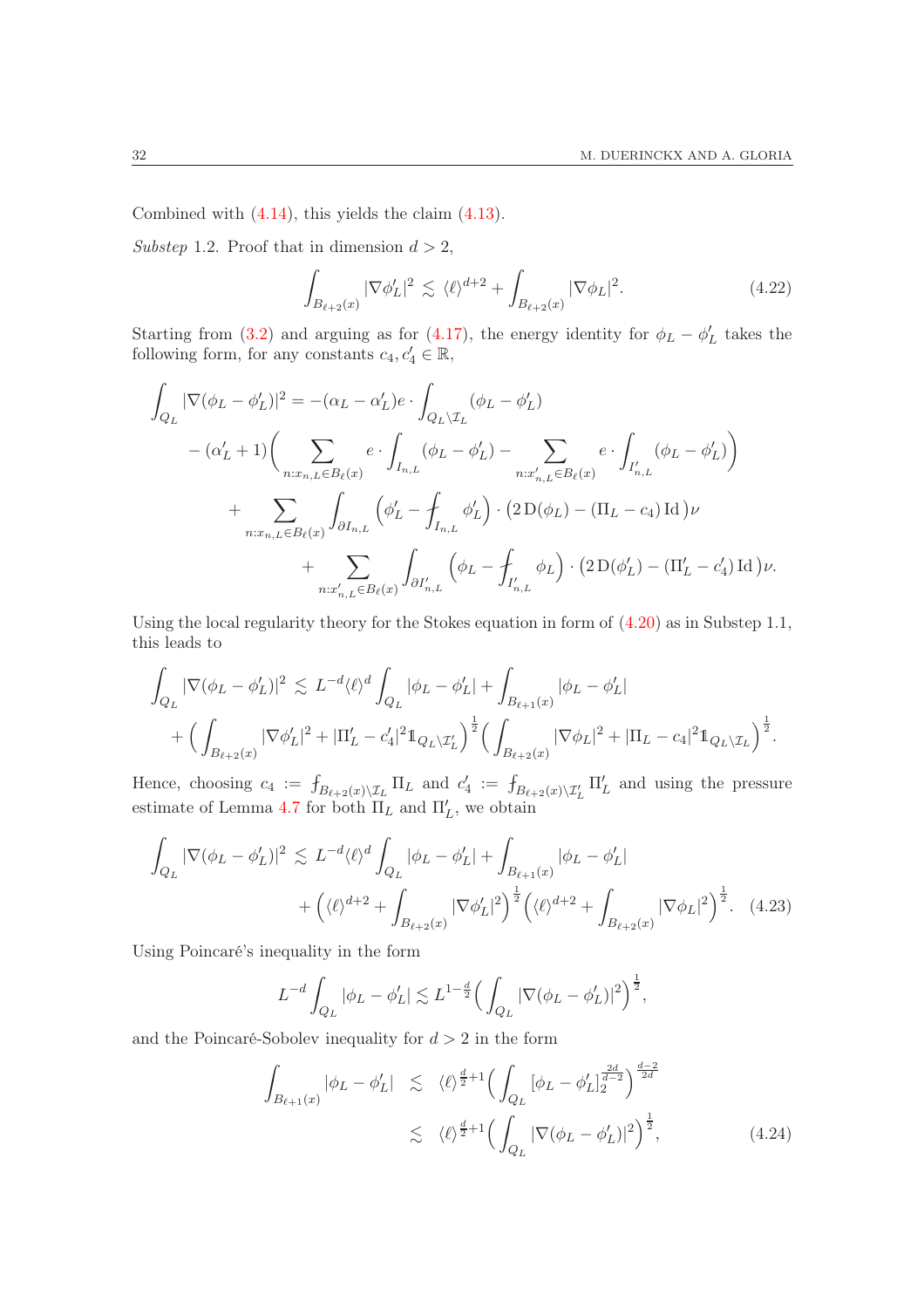Combined with (4.14), this yields the claim (4.13).

*Substep* 1.2. Proof that in dimension $d > 2$,

$$\int_{B_{\ell+2}(x)} |\nabla \phi_L'|^2 \lesssim \langle \ell \rangle^{d+2} + \int_{B_{\ell+2}(x)} |\nabla \phi_L|^2. \tag{4.22}$$

Starting from (3.2) and arguing as for (4.17), the energy identity for $\phi_L - \phi_L'$ takes the following form, for any constants $c_4, c_4' \in \mathbb{R}$,

$$\begin{aligned}
\int_{Q_L} |\nabla(\phi_L - \phi_L')|^2 &= -(\alpha_L - \alpha_L')e \cdot \int_{Q_L \setminus \mathcal{I}_L} (\phi_L - \phi_L') \\
&\quad - (\alpha_L' + 1)\Big( \sum_{n: x_{n,L} \in B_\ell(x)} e \cdot \int_{I_{n,L}} (\phi_L - \phi_L') - \sum_{n: x_{n,L}' \in B_\ell(x)} e \cdot \int_{I_{n,L}'} (\phi_L - \phi_L') \Big) \\
&\qquad + \sum_{n: x_{n,L} \in B_\ell(x)} \int_{\partial I_{n,L}} \Big( \phi_L' - \fint_{I_{n,L}} \phi_L' \Big) \cdot \big( 2\,\mathrm{D}(\phi_L) - (\Pi_L - c_4)\,\mathrm{Id}\,\big)\nu \\
&\qquad\quad + \sum_{n: x_{n,L}' \in B_\ell(x)} \int_{\partial I_{n,L}'} \Big( \phi_L - \fint_{I_{n,L}'} \phi_L \Big) \cdot \big( 2\,\mathrm{D}(\phi_L') - (\Pi_L' - c_4')\,\mathrm{Id}\,\big)\nu.
\end{aligned}$$

Using the local regularity theory for the Stokes equation in form of (4.20) as in Substep 1.1, this leads to

$$\begin{aligned}
\int_{Q_L} |\nabla(\phi_L - \phi_L')|^2 &\lesssim L^{-d}\langle \ell \rangle^d \int_{Q_L} |\phi_L - \phi_L'| + \int_{B_{\ell+1}(x)} |\phi_L - \phi_L'| \\
&\quad + \Big( \int_{B_{\ell+2}(x)} |\nabla \phi_L'|^2 + |\Pi_L' - c_4'|^2 \mathbb{1}_{Q_L \setminus \mathcal{I}_L'} \Big)^{\frac{1}{2}} \Big( \int_{B_{\ell+2}(x)} |\nabla \phi_L|^2 + |\Pi_L - c_4|^2 \mathbb{1}_{Q_L \setminus \mathcal{I}_L} \Big)^{\frac{1}{2}}.
\end{aligned}$$

Hence, choosing $c_4 := \fint_{B_{\ell+2}(x) \setminus \mathcal{I}_L} \Pi_L$ and $c_4' := \fint_{B_{\ell+2}(x) \setminus \mathcal{I}_L'} \Pi_L'$ and using the pressure estimate of Lemma 4.7 for both $\Pi_L$ and $\Pi_L'$, we obtain

$$\begin{aligned}
\int_{Q_L} |\nabla(\phi_L - \phi_L')|^2 &\lesssim L^{-d}\langle \ell \rangle^d \int_{Q_L} |\phi_L - \phi_L'| + \int_{B_{\ell+1}(x)} |\phi_L - \phi_L'| \\
&\quad + \Big( \langle \ell \rangle^{d+2} + \int_{B_{\ell+2}(x)} |\nabla \phi_L'|^2 \Big)^{\frac{1}{2}} \Big( \langle \ell \rangle^{d+2} + \int_{B_{\ell+2}(x)} |\nabla \phi_L|^2 \Big)^{\frac{1}{2}}.
\end{aligned} \tag{4.23}$$

Using Poincaré's inequality in the form

$$L^{-d} \int_{Q_L} |\phi_L - \phi_L'| \lesssim L^{1-\frac{d}{2}} \Big( \int_{Q_L} |\nabla(\phi_L - \phi_L')|^2 \Big)^{\frac{1}{2}},$$

and the Poincaré-Sobolev inequality for $d > 2$ in the form

$$\begin{aligned}
\int_{B_{\ell+1}(x)} |\phi_L - \phi_L'| &\lesssim \langle \ell \rangle^{\frac{d}{2}+1} \Big( \int_{Q_L} [\phi_L - \phi_L']_2^{\frac{2d}{d-2}} \Big)^{\frac{d-2}{2d}} \\
&\lesssim \langle \ell \rangle^{\frac{d}{2}+1} \Big( \int_{Q_L} |\nabla(\phi_L - \phi_L')|^2 \Big)^{\frac{1}{2}},
\end{aligned} \tag{4.24}$$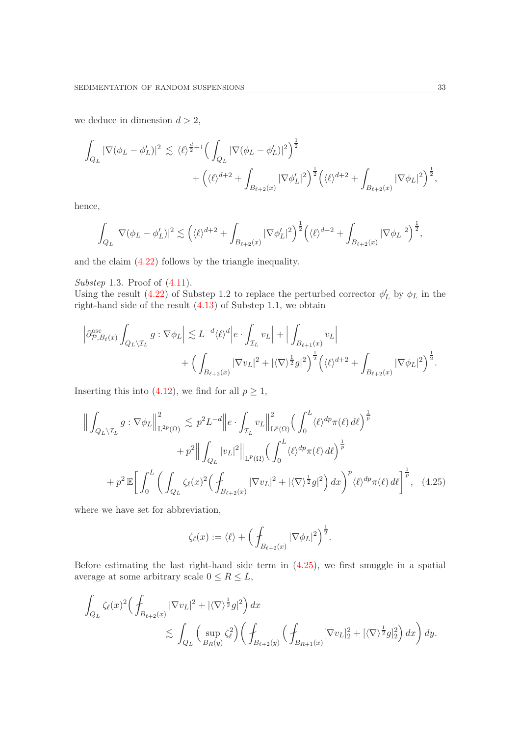we deduce in dimension $d>2$,

$$
\int_{Q_L} |\nabla(\phi_L-\phi_L')|^2 \lesssim \langle \ell\rangle^{\frac{d}{2}+1}\Big(\int_{Q_L}|\nabla(\phi_L-\phi_L')|^2\Big)^{\frac12} + \Big(\langle\ell\rangle^{d+2}+\int_{B_{\ell+2}(x)}|\nabla\phi_L'|^2\Big)^{\frac12}\Big(\langle\ell\rangle^{d+2}+\int_{B_{\ell+2}(x)}|\nabla\phi_L|^2\Big)^{\frac12},
$$

hence,

$$
\int_{Q_L} |\nabla(\phi_L-\phi_L')|^2 \lesssim \Big(\langle\ell\rangle^{d+2}+\int_{B_{\ell+2}(x)}|\nabla\phi_L'|^2\Big)^{\frac12}\Big(\langle\ell\rangle^{d+2}+\int_{B_{\ell+2}(x)}|\nabla\phi_L|^2\Big)^{\frac12},
$$

and the claim (4.22) follows by the triangle inequality.

*Substep* 1.3. Proof of (4.11).
Using the result (4.22) of Substep 1.2 to replace the perturbed corrector $\phi_L'$ by $\phi_L$ in the right-hand side of the result (4.13) of Substep 1.1, we obtain

$$
\Big|\partial^{\mathrm{osc}}_{\mathcal{P},B_\ell(x)}\int_{Q_L\setminus\mathcal{I}_L} g:\nabla\phi_L\Big| \lesssim L^{-d}\langle\ell\rangle^d\Big|e\cdot\int_{\mathcal{I}_L}v_L\Big| + \Big|\int_{B_{\ell+1}(x)}v_L\Big| + \Big(\int_{B_{\ell+2}(x)}|\nabla v_L|^2+|\langle\nabla\rangle^{\frac12}g|^2\Big)^{\frac12}\Big(\langle\ell\rangle^{d+2}+\int_{B_{\ell+2}(x)}|\nabla\phi_L|^2\Big)^{\frac12}.
$$

Inserting this into (4.12), we find for all $p\ge1$,

$$
\begin{aligned}
\Big\|\int_{Q_L\setminus\mathcal{I}_L} g:\nabla\phi_L\Big\|^2_{\mathrm{L}^{2p}(\Omega)} &\lesssim p^2L^{-d}\Big\|e\cdot\int_{\mathcal{I}_L}v_L\Big\|^2_{\mathrm{L}^p(\Omega)}\Big(\int_0^L\langle\ell\rangle^{dp}\pi(\ell)\,d\ell\Big)^{\frac1p} \\
&\quad + p^2\Big\|\int_{Q_L}|v_L|^2\Big\|_{\mathrm{L}^p(\Omega)}\Big(\int_0^L\langle\ell\rangle^{dp}\pi(\ell)\,d\ell\Big)^{\frac1p} \\
&\quad + p^2\,\mathbb{E}\Big[\int_0^L\Big(\int_{Q_L}\zeta_\ell(x)^2\Big(\fint_{B_{\ell+2}(x)}|\nabla v_L|^2+|\langle\nabla\rangle^{\frac12}g|^2\Big)dx\Big)^p\langle\ell\rangle^{dp}\pi(\ell)\,d\ell\Big]^{\frac1p}, \qquad (4.25)
\end{aligned}
$$

where we have set for abbreviation,

$$
\zeta_\ell(x) := \langle\ell\rangle + \Big(\fint_{B_{\ell+2}(x)}|\nabla\phi_L|^2\Big)^{\frac12}.
$$

Before estimating the last right-hand side term in (4.25), we first smuggle in a spatial average at some arbitrary scale $0\le R\le L$,

$$
\begin{aligned}
\int_{Q_L}\zeta_\ell(x)^2\Big(\fint_{B_{\ell+2}(x)}|\nabla v_L|^2+|\langle\nabla\rangle^{\frac12}g|^2\Big)dx \\
\lesssim \int_{Q_L}\Big(\sup_{B_R(y)}\zeta_\ell^2\Big)\Big(\fint_{B_{\ell+2}(y)}\Big(\fint_{B_{R+1}(x)}[\nabla v_L]_2^2+[\langle\nabla\rangle^{\frac12}g]_2^2\Big)dx\Big)dy.
\end{aligned}
$$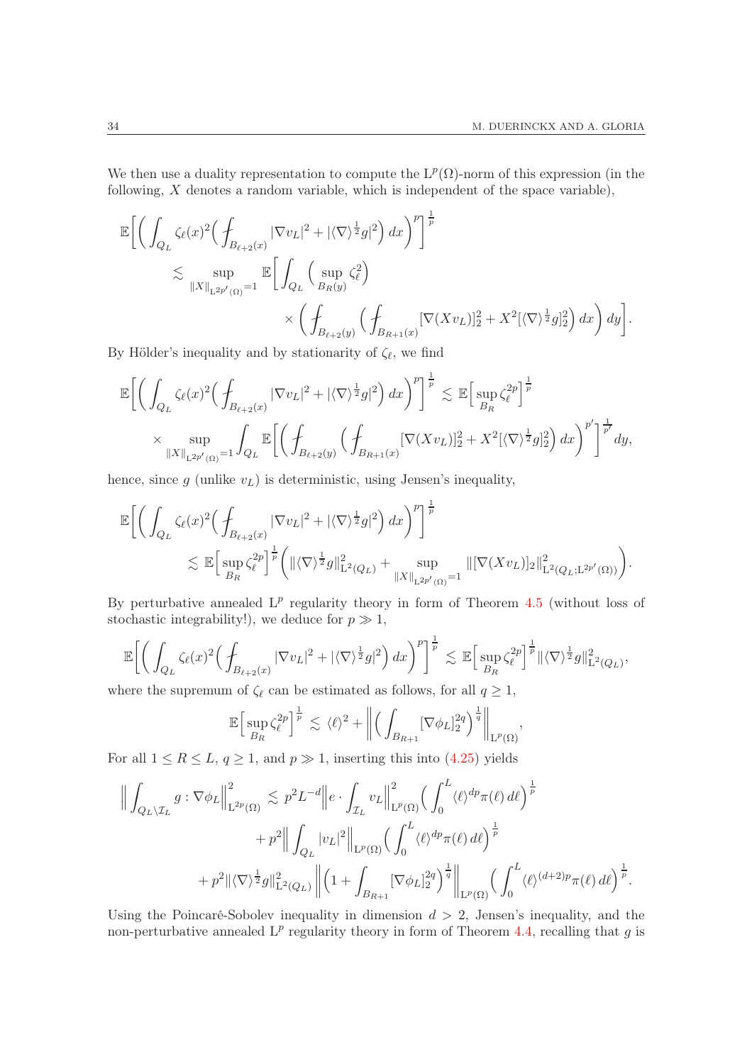We then use a duality representation to compute the $\mathrm{L}^p(\Omega)$-norm of this expression (in the following, $X$ denotes a random variable, which is independent of the space variable),

$$
\begin{aligned}
\mathbb{E}\bigg[\Big(\int_{Q_L}\zeta_\ell(x)^2\Big(\fint_{B_{\ell+2}(x)}|\nabla v_L|^2+|\langle\nabla\rangle^{\frac12}g|^2\Big)\,dx\Big)^p\bigg]^{\frac1p}
&\lesssim \sup_{\|X\|_{\mathrm{L}^{2p'}(\Omega)}=1}\mathbb{E}\bigg[\int_{Q_L}\Big(\sup_{B_R(y)}\zeta_\ell^2\Big)\\
&\qquad\times\Big(\fint_{B_{\ell+2}(y)}\Big(\fint_{B_{R+1}(x)}[\nabla(Xv_L)]_2^2+X^2[\langle\nabla\rangle^{\frac12}g]_2^2\Big)\,dx\Big)\,dy\bigg].
\end{aligned}
$$

By Hölder's inequality and by stationarity of $\zeta_\ell$, we find

$$
\begin{aligned}
\mathbb{E}\bigg[\Big(\int_{Q_L}\zeta_\ell(x)^2\Big(\fint_{B_{\ell+2}(x)}|\nabla v_L|^2+|\langle\nabla\rangle^{\frac12}g|^2\Big)\,dx\Big)^p\bigg]^{\frac1p}
&\lesssim \mathbb{E}\Big[\sup_{B_R}\zeta_\ell^{2p}\Big]^{\frac1p}\\
\times\sup_{\|X\|_{\mathrm{L}^{2p'}(\Omega)}=1}\int_{Q_L}\mathbb{E}\bigg[\Big(\fint_{B_{\ell+2}(y)}\Big(\fint_{B_{R+1}(x)}&[\nabla(Xv_L)]_2^2+X^2[\langle\nabla\rangle^{\frac12}g]_2^2\Big)\,dx\Big)^{p'}\bigg]^{\frac{1}{p'}}dy,
\end{aligned}
$$

hence, since $g$ (unlike $v_L$) is deterministic, using Jensen's inequality,

$$
\begin{aligned}
\mathbb{E}\bigg[\Big(\int_{Q_L}\zeta_\ell(x)^2\Big(\fint_{B_{\ell+2}(x)}|\nabla v_L|^2+|\langle\nabla\rangle^{\frac12}g|^2\Big)\,dx\Big)^p\bigg]^{\frac1p}&\\
\lesssim \mathbb{E}\Big[\sup_{B_R}\zeta_\ell^{2p}\Big]^{\frac1p}\Big(\|\langle\nabla\rangle^{\frac12}g\|_{\mathrm{L}^2(Q_L)}^2&+\sup_{\|X\|_{\mathrm{L}^{2p'}(\Omega)}=1}\|[\nabla(Xv_L)]_2\|^2_{\mathrm{L}^2(Q_L;\mathrm{L}^{2p'}(\Omega))}\Big).
\end{aligned}
$$

By perturbative annealed $\mathrm{L}^p$ regularity theory in form of Theorem 4.5 (without loss of stochastic integrability!), we deduce for $p\gg1$,

$$
\mathbb{E}\bigg[\Big(\int_{Q_L}\zeta_\ell(x)^2\Big(\fint_{B_{\ell+2}(x)}|\nabla v_L|^2+|\langle\nabla\rangle^{\frac12}g|^2\Big)\,dx\Big)^p\bigg]^{\frac1p}\lesssim \mathbb{E}\Big[\sup_{B_R}\zeta_\ell^{2p}\Big]^{\frac1p}\|\langle\nabla\rangle^{\frac12}g\|^2_{\mathrm{L}^2(Q_L)},
$$

where the supremum of $\zeta_\ell$ can be estimated as follows, for all $q\ge1$,

$$
\mathbb{E}\Big[\sup_{B_R}\zeta_\ell^{2p}\Big]^{\frac1p}\lesssim\langle\ell\rangle^2+\bigg\|\Big(\int_{B_{R+1}}[\nabla\phi_L]_2^{2q}\Big)^{\frac1q}\bigg\|_{\mathrm{L}^p(\Omega)},
$$

For all $1\le R\le L$, $q\ge1$, and $p\gg1$, inserting this into (4.25) yields

$$
\begin{aligned}
\Big\|\int_{Q_L\setminus\mathcal{I}_L}g:\nabla\phi_L\Big\|^2_{\mathrm{L}^{2p}(\Omega)}&\lesssim p^2L^{-d}\Big\|e\cdot\int_{\mathcal{I}_L}v_L\Big\|^2_{\mathrm{L}^p(\Omega)}\Big(\int_0^L\langle\ell\rangle^{dp}\pi(\ell)\,d\ell\Big)^{\frac1p}\\
&\quad+p^2\Big\|\int_{Q_L}|v_L|^2\Big\|_{\mathrm{L}^p(\Omega)}\Big(\int_0^L\langle\ell\rangle^{dp}\pi(\ell)\,d\ell\Big)^{\frac1p}\\
&\quad+p^2\|\langle\nabla\rangle^{\frac12}g\|^2_{\mathrm{L}^2(Q_L)}\bigg\|\Big(1+\int_{B_{R+1}}[\nabla\phi_L]_2^{2q}\Big)^{\frac1q}\bigg\|_{\mathrm{L}^p(\Omega)}\Big(\int_0^L\langle\ell\rangle^{(d+2)p}\pi(\ell)\,d\ell\Big)^{\frac1p}.
\end{aligned}
$$

Using the Poincaré-Sobolev inequality in dimension $d>2$, Jensen's inequality, and the non-perturbative annealed $\mathrm{L}^p$ regularity theory in form of Theorem 4.4, recalling that $g$ is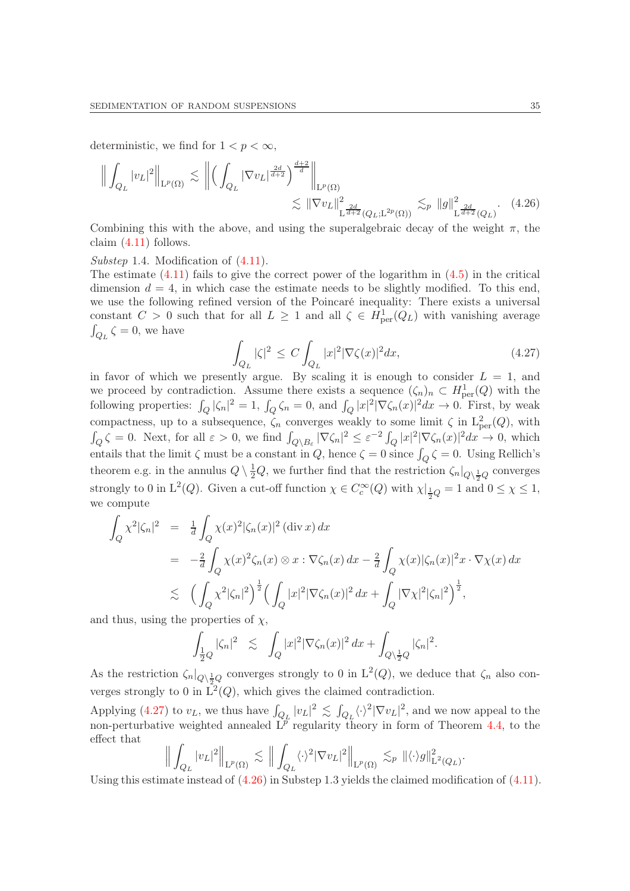deterministic, we find for $1 < p < \infty$,

$$
\Big\| \int_{Q_L} |v_L|^2 \Big\|_{\mathrm{L}^p(\Omega)} \lesssim \Big\| \Big( \int_{Q_L} |\nabla v_L|^{\frac{2d}{d+2}} \Big)^{\frac{d+2}{d}} \Big\|_{\mathrm{L}^p(\Omega)} \\
\lesssim \|\nabla v_L\|^2_{\mathrm{L}^{\frac{2d}{d+2}}(Q_L;\mathrm{L}^{2p}(\Omega))} \lesssim_p \|g\|^2_{\mathrm{L}^{\frac{2d}{d+2}}(Q_L)}. \qquad (4.26)
$$

Combining this with the above, and using the superalgebraic decay of the weight $\pi$, the claim (4.11) follows.

*Substep* 1.4. Modification of (4.11).

The estimate (4.11) fails to give the correct power of the logarithm in (4.5) in the critical dimension $d = 4$, in which case the estimate needs to be slightly modified. To this end, we use the following refined version of the Poincaré inequality: There exists a universal constant $C > 0$ such that for all $L \geq 1$ and all $\zeta \in H^1_{\mathrm{per}}(Q_L)$ with vanishing average $\int_{Q_L} \zeta = 0$, we have

$$
\int_{Q_L} |\zeta|^2 \leq C \int_{Q_L} |x|^2 |\nabla \zeta(x)|^2 dx, \qquad (4.27)
$$

in favor of which we presently argue. By scaling it is enough to consider $L = 1$, and we proceed by contradiction. Assume there exists a sequence $(\zeta_n)_n \subset H^1_{\mathrm{per}}(Q)$ with the following properties: $\int_Q |\zeta_n|^2 = 1$, $\int_Q \zeta_n = 0$, and $\int_Q |x|^2 |\nabla \zeta_n(x)|^2 dx \to 0$. First, by weak compactness, up to a subsequence, $\zeta_n$ converges weakly to some limit $\zeta$ in $\mathrm{L}^2_{\mathrm{per}}(Q)$, with $\int_Q \zeta = 0$. Next, for all $\varepsilon > 0$, we find $\int_{Q \setminus B_\varepsilon} |\nabla \zeta_n|^2 \leq \varepsilon^{-2} \int_Q |x|^2 |\nabla \zeta_n(x)|^2 dx \to 0$, which entails that the limit $\zeta$ must be a constant in $Q$, hence $\zeta = 0$ since $\int_Q \zeta = 0$. Using Rellich's theorem e.g. in the annulus $Q \setminus \frac{1}{2}Q$, we further find that the restriction $\zeta_n|_{Q\setminus\frac{1}{2}Q}$ converges strongly to 0 in $\mathrm{L}^2(Q)$. Given a cut-off function $\chi \in C^\infty_c(Q)$ with $\chi|_{\frac{1}{2}Q} = 1$ and $0 \leq \chi \leq 1$, we compute

$$
\begin{aligned}
\int_Q \chi^2 |\zeta_n|^2 &= \tfrac{1}{d} \int_Q \chi(x)^2 |\zeta_n(x)|^2 \, (\operatorname{div} x) \, dx \\
&= -\tfrac{2}{d} \int_Q \chi(x)^2 \zeta_n(x) \otimes x : \nabla \zeta_n(x) \, dx - \tfrac{2}{d} \int_Q \chi(x) |\zeta_n(x)|^2 x \cdot \nabla \chi(x) \, dx \\
&\lesssim \Big( \int_Q \chi^2 |\zeta_n|^2 \Big)^{\frac{1}{2}} \Big( \int_Q |x|^2 |\nabla \zeta_n(x)|^2 \, dx + \int_Q |\nabla \chi|^2 |\zeta_n|^2 \Big)^{\frac{1}{2}},
\end{aligned}
$$

and thus, using the properties of $\chi$,

$$
\int_{\frac{1}{2}Q} |\zeta_n|^2 \lesssim \int_Q |x|^2 |\nabla \zeta_n(x)|^2 \, dx + \int_{Q \setminus \frac{1}{2}Q} |\zeta_n|^2.
$$

As the restriction $\zeta_n|_{Q\setminus\frac{1}{2}Q}$ converges strongly to 0 in $\mathrm{L}^2(Q)$, we deduce that $\zeta_n$ also converges strongly to 0 in $\mathrm{L}^2(Q)$, which gives the claimed contradiction.

Applying (4.27) to $v_L$, we thus have $\int_{Q_L} |v_L|^2 \lesssim \int_{Q_L} \langle \cdot \rangle^2 |\nabla v_L|^2$, and we now appeal to the non-perturbative weighted annealed $\mathrm{L}^p$ regularity theory in form of Theorem 4.4, to the effect that

$$
\Big\| \int_{Q_L} |v_L|^2 \Big\|_{\mathrm{L}^p(\Omega)} \lesssim \Big\| \int_{Q_L} \langle \cdot \rangle^2 |\nabla v_L|^2 \Big\|_{\mathrm{L}^p(\Omega)} \lesssim_p \|\langle \cdot \rangle g\|^2_{\mathrm{L}^2(Q_L)}.
$$

Using this estimate instead of (4.26) in Substep 1.3 yields the claimed modification of (4.11).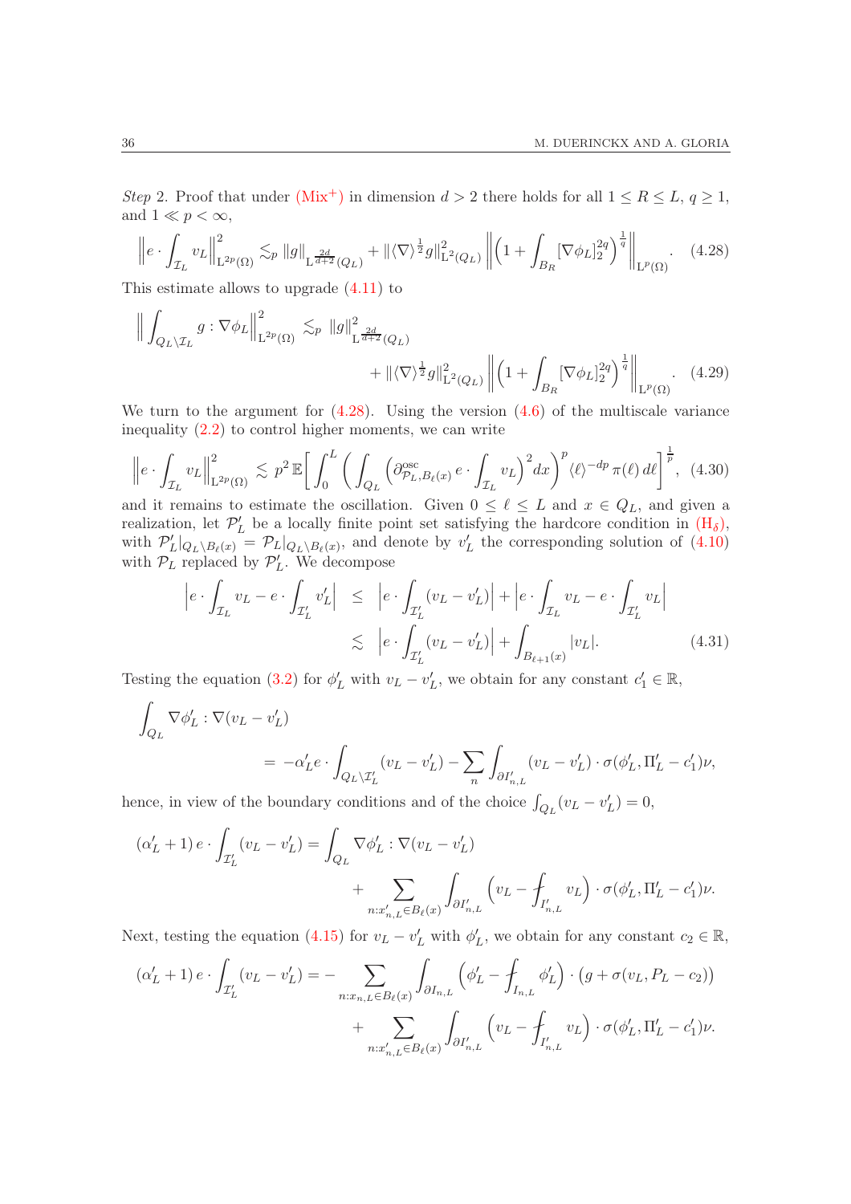*Step* 2. Proof that under (Mix$^+$) in dimension $d>2$ there holds for all $1\le R\le L$, $q\ge1$, and $1\ll p<\infty$,

$$\Big\|e\cdot\int_{\mathcal{I}_L} v_L\Big\|^2_{\mathrm{L}^{2p}(\Omega)} \lesssim_p \|g\|_{\mathrm{L}^{\frac{2d}{d+2}}(Q_L)} + \|\langle\nabla\rangle^{\frac12} g\|^2_{\mathrm{L}^2(Q_L)}\,\bigg\|\Big(1+\int_{B_R}[\nabla\phi_L]_2^{2q}\Big)^{\frac1q}\bigg\|_{\mathrm{L}^p(\Omega)}. \tag{4.28}$$

This estimate allows to upgrade (4.11) to

$$\begin{aligned}\Big\|\int_{Q_L\setminus\mathcal{I}_L} g:\nabla\phi_L\Big\|^2_{\mathrm{L}^{2p}(\Omega)} \lesssim_p\ & \|g\|^2_{\mathrm{L}^{\frac{2d}{d+2}}(Q_L)}\\ &+\|\langle\nabla\rangle^{\frac12} g\|^2_{\mathrm{L}^2(Q_L)}\,\bigg\|\Big(1+\int_{B_R}[\nabla\phi_L]_2^{2q}\Big)^{\frac1q}\bigg\|_{\mathrm{L}^p(\Omega)}.\end{aligned} \tag{4.29}$$

We turn to the argument for (4.28). Using the version (4.6) of the multiscale variance inequality (2.2) to control higher moments, we can write

$$\Big\|e\cdot\int_{\mathcal{I}_L} v_L\Big\|^2_{\mathrm{L}^{2p}(\Omega)} \lesssim p^2\,\mathbb{E}\bigg[\int_0^L\bigg(\int_{Q_L}\Big(\partial^{\mathrm{osc}}_{\mathcal{P}_L,B_\ell(x)}\, e\cdot\int_{\mathcal{I}_L} v_L\Big)^2dx\bigg)^p\langle\ell\rangle^{-dp}\,\pi(\ell)\,d\ell\bigg]^{\frac1p}, \tag{4.30}$$

and it remains to estimate the oscillation. Given $0\le\ell\le L$ and $x\in Q_L$, and given a realization, let $\mathcal{P}'_L$ be a locally finite point set satisfying the hardcore condition in (H$_\delta$), with $\mathcal{P}'_L|_{Q_L\setminus B_\ell(x)}=\mathcal{P}_L|_{Q_L\setminus B_\ell(x)}$, and denote by $v'_L$ the corresponding solution of (4.10) with $\mathcal{P}_L$ replaced by $\mathcal{P}'_L$. We decompose

$$\begin{aligned}\Big|e\cdot\int_{\mathcal{I}_L} v_L - e\cdot\int_{\mathcal{I}'_L} v'_L\Big| &\le \Big|e\cdot\int_{\mathcal{I}'_L}(v_L-v'_L)\Big| + \Big|e\cdot\int_{\mathcal{I}_L} v_L - e\cdot\int_{\mathcal{I}'_L} v_L\Big|\\ &\lesssim \Big|e\cdot\int_{\mathcal{I}'_L}(v_L-v'_L)\Big| + \int_{B_{\ell+1}(x)}|v_L|.\end{aligned} \tag{4.31}$$

Testing the equation (3.2) for $\phi'_L$ with $v_L-v'_L$, we obtain for any constant $c'_1\in\mathbb{R}$,

$$\begin{aligned}\int_{Q_L}&\nabla\phi'_L:\nabla(v_L-v'_L)\\ &= -\alpha'_L e\cdot\int_{Q_L\setminus\mathcal{I}'_L}(v_L-v'_L) - \sum_n\int_{\partial I'_{n,L}}(v_L-v'_L)\cdot\sigma(\phi'_L,\Pi'_L-c'_1)\nu,\end{aligned}$$

hence, in view of the boundary conditions and of the choice $\int_{Q_L}(v_L-v'_L)=0$,

$$\begin{aligned}(\alpha'_L+1)\,e\cdot\int_{\mathcal{I}'_L}(v_L-v'_L) &= \int_{Q_L}\nabla\phi'_L:\nabla(v_L-v'_L)\\ &\quad+\sum_{n:x'_{n,L}\in B_\ell(x)}\int_{\partial I'_{n,L}}\Big(v_L-\fint_{I'_{n,L}}v_L\Big)\cdot\sigma(\phi'_L,\Pi'_L-c'_1)\nu.\end{aligned}$$

Next, testing the equation (4.15) for $v_L-v'_L$ with $\phi'_L$, we obtain for any constant $c_2\in\mathbb{R}$,

$$\begin{aligned}(\alpha'_L+1)\,e\cdot\int_{\mathcal{I}'_L}(v_L-v'_L) &= -\sum_{n:x_{n,L}\in B_\ell(x)}\int_{\partial I_{n,L}}\Big(\phi'_L-\fint_{I_{n,L}}\phi'_L\Big)\cdot\big(g+\sigma(v_L,P_L-c_2)\big)\\ &\quad+\sum_{n:x'_{n,L}\in B_\ell(x)}\int_{\partial I'_{n,L}}\Big(v_L-\fint_{I'_{n,L}}v_L\Big)\cdot\sigma(\phi'_L,\Pi'_L-c'_1)\nu.\end{aligned}$$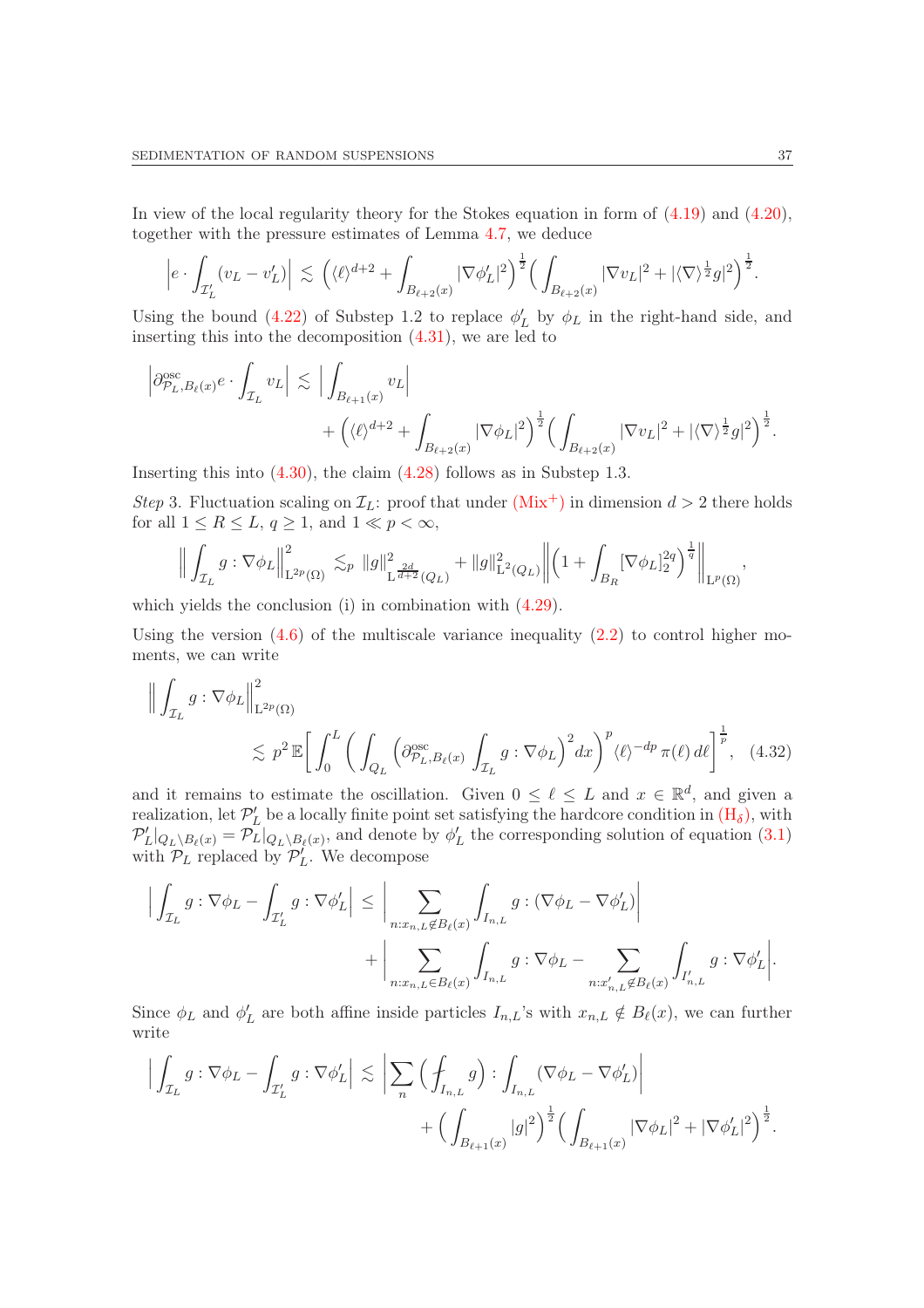In view of the local regularity theory for the Stokes equation in form of (4.19) and (4.20), together with the pressure estimates of Lemma 4.7, we deduce

$$\Big|e\cdot\int_{\mathcal{I}_L'}(v_L-v_L')\Big| \lesssim \Big(\langle\ell\rangle^{d+2}+\int_{B_{\ell+2}(x)}|\nabla\phi_L'|^2\Big)^{\frac12}\Big(\int_{B_{\ell+2}(x)}|\nabla v_L|^2+|\langle\nabla\rangle^{\frac12}g|^2\Big)^{\frac12}.$$

Using the bound (4.22) of Substep 1.2 to replace $\phi_L'$ by $\phi_L$ in the right-hand side, and inserting this into the decomposition (4.31), we are led to

$$\begin{aligned}\Big|\partial^{\rm osc}_{\mathcal{P}_L,B_\ell(x)}e\cdot\int_{\mathcal{I}_L}v_L\Big| \lesssim \Big|\int_{B_{\ell+1}(x)}v_L\Big|\\ +\Big(\langle\ell\rangle^{d+2}+\int_{B_{\ell+2}(x)}|\nabla\phi_L|^2\Big)^{\frac12}\Big(\int_{B_{\ell+2}(x)}|\nabla v_L|^2+|\langle\nabla\rangle^{\frac12}g|^2\Big)^{\frac12}.\end{aligned}$$

Inserting this into (4.30), the claim (4.28) follows as in Substep 1.3.

*Step* 3. Fluctuation scaling on $\mathcal{I}_L$: proof that under (Mix$^+$) in dimension $d>2$ there holds for all $1\le R\le L$, $q\ge1$, and $1\ll p<\infty$,

$$\Big\|\int_{\mathcal{I}_L}g:\nabla\phi_L\Big\|^2_{\mathrm{L}^{2p}(\Omega)} \lesssim_p \|g\|^2_{\mathrm{L}^{\frac{2d}{d+2}}(Q_L)}+\|g\|^2_{\mathrm{L}^2(Q_L)}\Big\|\Big(1+\int_{B_R}[\nabla\phi_L]_2^{2q}\Big)^{\frac1q}\Big\|_{\mathrm{L}^p(\Omega)},$$

which yields the conclusion (i) in combination with (4.29).

Using the version (4.6) of the multiscale variance inequality (2.2) to control higher moments, we can write

$$\begin{aligned}\Big\|\int_{\mathcal{I}_L}g:\nabla\phi_L\Big\|^2_{\mathrm{L}^{2p}(\Omega)}\\ \lesssim p^2\,\mathbb{E}\bigg[\int_0^L\Big(\int_{Q_L}\Big(\partial^{\rm osc}_{\mathcal{P}_L,B_\ell(x)}\int_{\mathcal{I}_L}g:\nabla\phi_L\Big)^2dx\Big)^p\langle\ell\rangle^{-dp}\,\pi(\ell)\,d\ell\bigg]^{\frac1p},\end{aligned}\quad(4.32)$$

and it remains to estimate the oscillation. Given $0\le\ell\le L$ and $x\in\mathbb{R}^d$, and given a realization, let $\mathcal{P}_L'$ be a locally finite point set satisfying the hardcore condition in (H$_\delta$), with $\mathcal{P}_L'|_{Q_L\setminus B_\ell(x)}=\mathcal{P}_L|_{Q_L\setminus B_\ell(x)}$, and denote by $\phi_L'$ the corresponding solution of equation (3.1) with $\mathcal{P}_L$ replaced by $\mathcal{P}_L'$. We decompose

$$\begin{aligned}\Big|\int_{\mathcal{I}_L}g:\nabla\phi_L-\int_{\mathcal{I}_L'}g:\nabla\phi_L'\Big| \le \Big|\sum_{n:x_{n,L}\notin B_\ell(x)}\int_{I_{n,L}}g:(\nabla\phi_L-\nabla\phi_L')\Big|\\ +\Big|\sum_{n:x_{n,L}\in B_\ell(x)}\int_{I_{n,L}}g:\nabla\phi_L-\sum_{n:x_{n,L}'\notin B_\ell(x)}\int_{I_{n,L}'}g:\nabla\phi_L'\Big|.\end{aligned}$$

Since $\phi_L$ and $\phi_L'$ are both affine inside particles $I_{n,L}$'s with $x_{n,L}\notin B_\ell(x)$, we can further write

$$\begin{aligned}\Big|\int_{\mathcal{I}_L}g:\nabla\phi_L-\int_{\mathcal{I}_L'}g:\nabla\phi_L'\Big| \lesssim \Big|\sum_n\Big(\fint_{I_{n,L}}g\Big):\int_{I_{n,L}}(\nabla\phi_L-\nabla\phi_L')\Big|\\ +\Big(\int_{B_{\ell+1}(x)}|g|^2\Big)^{\frac12}\Big(\int_{B_{\ell+1}(x)}|\nabla\phi_L|^2+|\nabla\phi_L'|^2\Big)^{\frac12}.\end{aligned}$$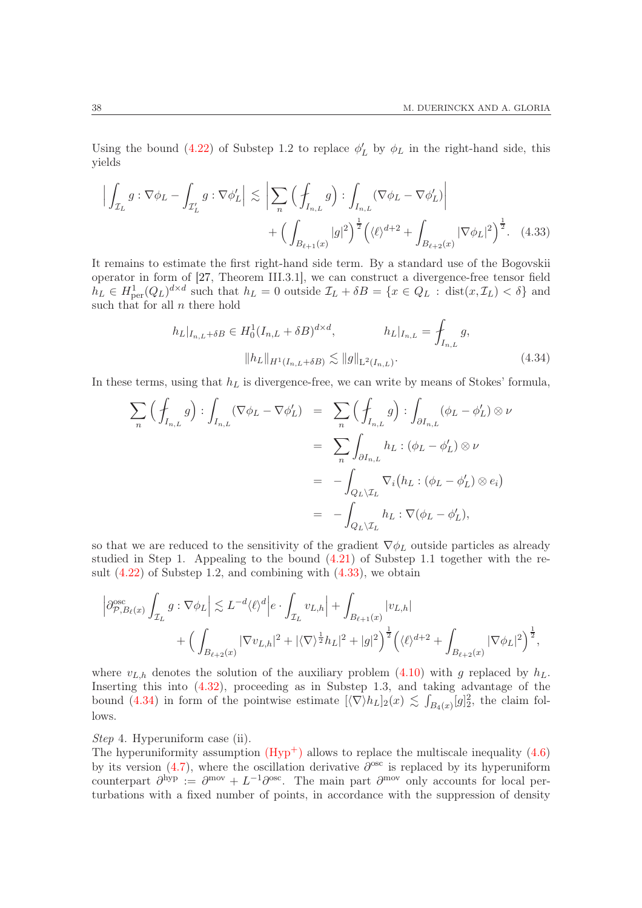Using the bound (4.22) of Substep 1.2 to replace $\phi_L'$ by $\phi_L$ in the right-hand side, this yields

$$
\Big| \int_{\mathcal{I}_L} g : \nabla \phi_L - \int_{\mathcal{I}_L'} g : \nabla \phi_L' \Big| \lesssim \Big| \sum_n \Big( \fint_{I_{n,L}} g \Big) : \int_{I_{n,L}} (\nabla \phi_L - \nabla \phi_L') \Big| \\
+ \Big( \int_{B_{\ell+1}(x)} |g|^2 \Big)^{\frac12} \Big( \langle \ell \rangle^{d+2} + \int_{B_{\ell+2}(x)} |\nabla \phi_L|^2 \Big)^{\frac12}. \quad (4.33)
$$

It remains to estimate the first right-hand side term. By a standard use of the Bogovskii operator in form of [27, Theorem III.3.1], we can construct a divergence-free tensor field $h_L \in H^1_{\mathrm{per}}(Q_L)^{d\times d}$ such that $h_L = 0$ outside $\mathcal{I}_L + \delta B = \{x \in Q_L : \operatorname{dist}(x, \mathcal{I}_L) < \delta\}$ and such that for all $n$ there hold

$$
h_L|_{I_{n,L}+\delta B} \in H^1_0(I_{n,L} + \delta B)^{d\times d}, \qquad h_L|_{I_{n,L}} = \fint_{I_{n,L}} g, \\
\|h_L\|_{H^1(I_{n,L}+\delta B)} \lesssim \|g\|_{\mathrm{L}^2(I_{n,L})}. \quad (4.34)
$$

In these terms, using that $h_L$ is divergence-free, we can write by means of Stokes' formula,

$$
\begin{aligned}
\sum_n \Big( \fint_{I_{n,L}} g \Big) : \int_{I_{n,L}} (\nabla \phi_L - \nabla \phi_L') &= \sum_n \Big( \fint_{I_{n,L}} g \Big) : \int_{\partial I_{n,L}} (\phi_L - \phi_L') \otimes \nu \\
&= \sum_n \int_{\partial I_{n,L}} h_L : (\phi_L - \phi_L') \otimes \nu \\
&= -\int_{Q_L \setminus \mathcal{I}_L} \nabla_i \big( h_L : (\phi_L - \phi_L') \otimes e_i \big) \\
&= -\int_{Q_L \setminus \mathcal{I}_L} h_L : \nabla (\phi_L - \phi_L'),
\end{aligned}
$$

so that we are reduced to the sensitivity of the gradient $\nabla \phi_L$ outside particles as already studied in Step 1. Appealing to the bound (4.21) of Substep 1.1 together with the result (4.22) of Substep 1.2, and combining with (4.33), we obtain

$$
\Big| \partial^{\mathrm{osc}}_{\mathcal{P}, B_\ell(x)} \int_{\mathcal{I}_L} g : \nabla \phi_L \Big| \lesssim L^{-d} \langle \ell \rangle^d \Big| e \cdot \int_{\mathcal{I}_L} v_{L,h} \Big| + \int_{B_{\ell+1}(x)} |v_{L,h}| \\
+ \Big( \int_{B_{\ell+2}(x)} |\nabla v_{L,h}|^2 + |\langle \nabla \rangle^{\frac12} h_L|^2 + |g|^2 \Big)^{\frac12} \Big( \langle \ell \rangle^{d+2} + \int_{B_{\ell+2}(x)} |\nabla \phi_L|^2 \Big)^{\frac12},
$$

where $v_{L,h}$ denotes the solution of the auxiliary problem (4.10) with $g$ replaced by $h_L$. Inserting this into (4.32), proceeding as in Substep 1.3, and taking advantage of the bound (4.34) in form of the pointwise estimate $[\langle \nabla \rangle h_L]_2(x) \lesssim \int_{B_4(x)} [g]_2^2$, the claim follows.

*Step* 4. Hyperuniform case (ii).

The hyperuniformity assumption (Hyp$^+$) allows to replace the multiscale inequality (4.6) by its version (4.7), where the oscillation derivative $\partial^{\mathrm{osc}}$ is replaced by its hyperuniform counterpart $\partial^{\mathrm{hyp}} := \partial^{\mathrm{mov}} + L^{-1} \partial^{\mathrm{osc}}$. The main part $\partial^{\mathrm{mov}}$ only accounts for local perturbations with a fixed number of points, in accordance with the suppression of density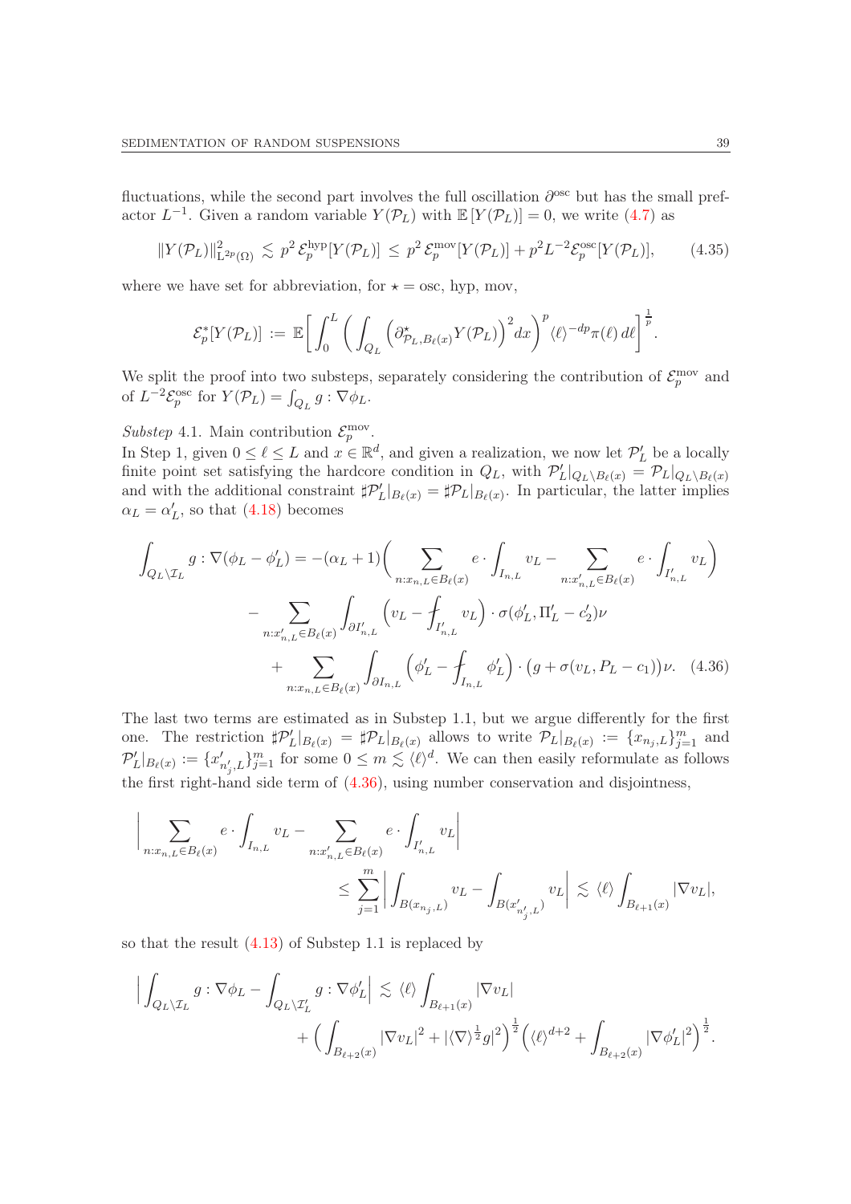fluctuations, while the second part involves the full oscillation $\partial^{\mathrm{osc}}$ but has the small prefactor $L^{-1}$. Given a random variable $Y(\mathcal{P}_L)$ with $\mathbb{E}[Y(\mathcal{P}_L)]=0$, we write (4.7) as

$$\|Y(\mathcal{P}_L)\|^2_{\mathrm{L}^{2p}(\Omega)} \lesssim p^2\,\mathcal{E}_p^{\mathrm{hyp}}[Y(\mathcal{P}_L)] \le p^2\,\mathcal{E}_p^{\mathrm{mov}}[Y(\mathcal{P}_L)] + p^2 L^{-2}\mathcal{E}_p^{\mathrm{osc}}[Y(\mathcal{P}_L)], \tag{4.35}$$

where we have set for abbreviation, for $\star = \mathrm{osc}, \mathrm{hyp}, \mathrm{mov}$,

$$\mathcal{E}_p^{*}[Y(\mathcal{P}_L)] := \mathbb{E}\bigg[\int_0^L \bigg(\int_{Q_L}\Big(\partial^{\star}_{\mathcal{P}_L,B_\ell(x)}Y(\mathcal{P}_L)\Big)^2 dx\bigg)^p \langle \ell\rangle^{-dp}\pi(\ell)\,d\ell\bigg]^{\frac1p}.$$

We split the proof into two substeps, separately considering the contribution of $\mathcal{E}_p^{\mathrm{mov}}$ and of $L^{-2}\mathcal{E}_p^{\mathrm{osc}}$ for $Y(\mathcal{P}_L)=\int_{Q_L} g:\nabla\phi_L$.

*Substep* 4.1. Main contribution $\mathcal{E}_p^{\mathrm{mov}}$.
In Step 1, given $0\le \ell\le L$ and $x\in\mathbb{R}^d$, and given a realization, we now let $\mathcal{P}'_L$ be a locally finite point set satisfying the hardcore condition in $Q_L$, with $\mathcal{P}'_L|_{Q_L\setminus B_\ell(x)} = \mathcal{P}_L|_{Q_L\setminus B_\ell(x)}$ and with the additional constraint $\sharp\mathcal{P}'_L|_{B_\ell(x)} = \sharp\mathcal{P}_L|_{B_\ell(x)}$. In particular, the latter implies $\alpha_L=\alpha'_L$, so that (4.18) becomes

$$\begin{aligned}\int_{Q_L\setminus\mathcal{I}_L} g:\nabla(\phi_L-\phi'_L) &= -(\alpha_L+1)\bigg(\sum_{n:x_{n,L}\in B_\ell(x)} e\cdot\int_{I_{n,L}} v_L - \sum_{n:x'_{n,L}\in B_\ell(x)} e\cdot\int_{I'_{n,L}} v_L\bigg)\\ &\quad - \sum_{n:x'_{n,L}\in B_\ell(x)} \int_{\partial I'_{n,L}} \Big(v_L - \fint_{I'_{n,L}} v_L\Big)\cdot\sigma(\phi'_L,\Pi'_L-c'_2)\nu\\ &\quad + \sum_{n:x_{n,L}\in B_\ell(x)} \int_{\partial I_{n,L}} \Big(\phi'_L - \fint_{I_{n,L}}\phi'_L\Big)\cdot\big(g+\sigma(v_L,P_L-c_1)\big)\nu. \end{aligned} \tag{4.36}$$

The last two terms are estimated as in Substep 1.1, but we argue differently for the first one. The restriction $\sharp\mathcal{P}'_L|_{B_\ell(x)} = \sharp\mathcal{P}_L|_{B_\ell(x)}$ allows to write $\mathcal{P}_L|_{B_\ell(x)} := \{x_{n_j,L}\}_{j=1}^m$ and $\mathcal{P}'_L|_{B_\ell(x)} := \{x'_{n'_j,L}\}_{j=1}^m$ for some $0\le m\lesssim\langle\ell\rangle^d$. We can then easily reformulate as follows the first right-hand side term of (4.36), using number conservation and disjointness,

$$\begin{aligned}\bigg|\sum_{n:x_{n,L}\in B_\ell(x)} e\cdot\int_{I_{n,L}} v_L - \sum_{n:x'_{n,L}\in B_\ell(x)} e\cdot\int_{I'_{n,L}} v_L\bigg| &\\ \le \sum_{j=1}^m \bigg|\int_{B(x_{n_j,L})} v_L - \int_{B(x'_{n'_j,L})} v_L\bigg| &\lesssim \langle\ell\rangle\int_{B_{\ell+1}(x)}|\nabla v_L|,\end{aligned}$$

so that the result (4.13) of Substep 1.1 is replaced by

$$\begin{aligned}\Big|\int_{Q_L\setminus\mathcal{I}_L} g:\nabla\phi_L - \int_{Q_L\setminus\mathcal{I}'_L} g:\nabla\phi'_L\Big| &\lesssim \langle\ell\rangle\int_{B_{\ell+1}(x)}|\nabla v_L|\\ &\quad + \Big(\int_{B_{\ell+2}(x)}|\nabla v_L|^2 + |\langle\nabla\rangle^{\frac12}g|^2\Big)^{\frac12}\Big(\langle\ell\rangle^{d+2} + \int_{B_{\ell+2}(x)}|\nabla\phi'_L|^2\Big)^{\frac12}.\end{aligned}$$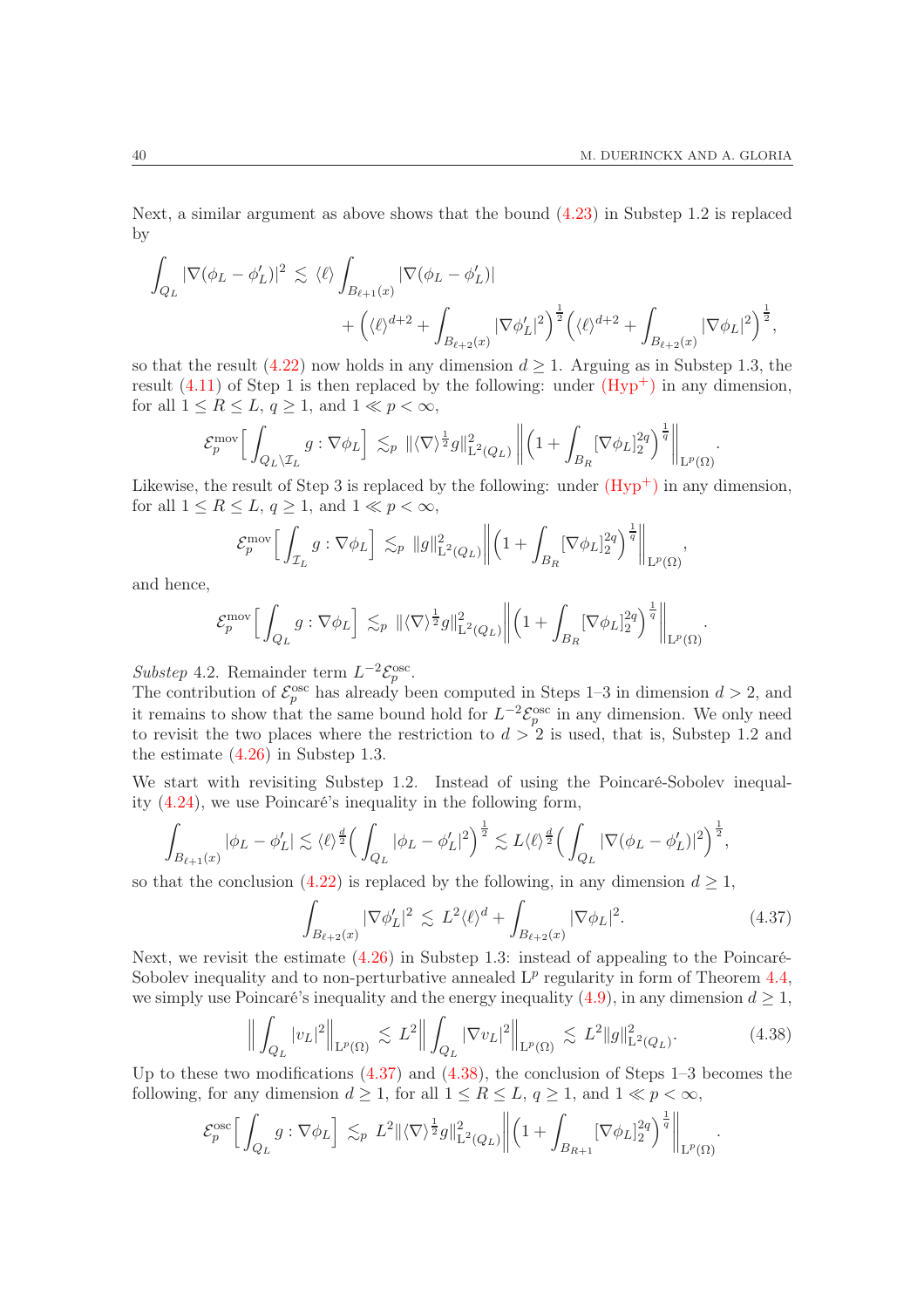Next, a similar argument as above shows that the bound (4.23) in Substep 1.2 is replaced by

$$\int_{Q_L} |\nabla(\phi_L - \phi_L')|^2 \lesssim \langle \ell \rangle \int_{B_{\ell+1}(x)} |\nabla(\phi_L - \phi_L')| + \Big(\langle \ell \rangle^{d+2} + \int_{B_{\ell+2}(x)} |\nabla \phi_L'|^2\Big)^{\frac12} \Big(\langle \ell \rangle^{d+2} + \int_{B_{\ell+2}(x)} |\nabla \phi_L|^2\Big)^{\frac12},$$

so that the result (4.22) now holds in any dimension $d \ge 1$. Arguing as in Substep 1.3, the result (4.11) of Step 1 is then replaced by the following: under (Hyp$^+$) in any dimension, for all $1 \le R \le L$, $q \ge 1$, and $1 \ll p < \infty$,

$$\mathcal{E}_p^{\mathrm{mov}}\Big[\int_{Q_L \setminus \mathcal{I}_L} g : \nabla \phi_L\Big] \lesssim_p \|\langle \nabla \rangle^{\frac12} g\|^2_{\mathrm{L}^2(Q_L)} \Big\| \Big(1 + \int_{B_R} [\nabla \phi_L]_2^{2q}\Big)^{\frac1q} \Big\|_{\mathrm{L}^p(\Omega)}.$$

Likewise, the result of Step 3 is replaced by the following: under (Hyp$^+$) in any dimension, for all $1 \le R \le L$, $q \ge 1$, and $1 \ll p < \infty$,

$$\mathcal{E}_p^{\mathrm{mov}}\Big[\int_{\mathcal{I}_L} g : \nabla \phi_L\Big] \lesssim_p \|g\|^2_{\mathrm{L}^2(Q_L)} \Big\| \Big(1 + \int_{B_R} [\nabla \phi_L]_2^{2q}\Big)^{\frac1q} \Big\|_{\mathrm{L}^p(\Omega)},$$

and hence,

$$\mathcal{E}_p^{\mathrm{mov}}\Big[\int_{Q_L} g : \nabla \phi_L\Big] \lesssim_p \|\langle \nabla \rangle^{\frac12} g\|^2_{\mathrm{L}^2(Q_L)} \Big\| \Big(1 + \int_{B_R} [\nabla \phi_L]_2^{2q}\Big)^{\frac1q} \Big\|_{\mathrm{L}^p(\Omega)}.$$

*Substep* 4.2. Remainder term $L^{-2}\mathcal{E}_p^{\mathrm{osc}}$.
The contribution of $\mathcal{E}_p^{\mathrm{osc}}$ has already been computed in Steps 1–3 in dimension $d > 2$, and it remains to show that the same bound hold for $L^{-2}\mathcal{E}_p^{\mathrm{osc}}$ in any dimension. We only need to revisit the two places where the restriction to $d > 2$ is used, that is, Substep 1.2 and the estimate (4.26) in Substep 1.3.

We start with revisiting Substep 1.2. Instead of using the Poincaré-Sobolev inequality (4.24), we use Poincaré's inequality in the following form,

$$\int_{B_{\ell+1}(x)} |\phi_L - \phi_L'| \lesssim \langle \ell \rangle^{\frac d2} \Big(\int_{Q_L} |\phi_L - \phi_L'|^2\Big)^{\frac12} \lesssim L \langle \ell \rangle^{\frac d2} \Big(\int_{Q_L} |\nabla(\phi_L - \phi_L')|^2\Big)^{\frac12},$$

so that the conclusion (4.22) is replaced by the following, in any dimension $d \ge 1$,

$$\int_{B_{\ell+2}(x)} |\nabla \phi_L'|^2 \lesssim L^2 \langle \ell \rangle^d + \int_{B_{\ell+2}(x)} |\nabla \phi_L|^2. \tag{4.37}$$

Next, we revisit the estimate (4.26) in Substep 1.3: instead of appealing to the Poincaré-Sobolev inequality and to non-perturbative annealed $\mathrm{L}^p$ regularity in form of Theorem 4.4, we simply use Poincaré's inequality and the energy inequality (4.9), in any dimension $d \ge 1$,

$$\Big\| \int_{Q_L} |v_L|^2 \Big\|_{\mathrm{L}^p(\Omega)} \lesssim L^2 \Big\| \int_{Q_L} |\nabla v_L|^2 \Big\|_{\mathrm{L}^p(\Omega)} \lesssim L^2 \|g\|^2_{\mathrm{L}^2(Q_L)}. \tag{4.38}$$

Up to these two modifications (4.37) and (4.38), the conclusion of Steps 1–3 becomes the following, for any dimension $d \ge 1$, for all $1 \le R \le L$, $q \ge 1$, and $1 \ll p < \infty$,

$$\mathcal{E}_p^{\mathrm{osc}}\Big[\int_{Q_L} g : \nabla \phi_L\Big] \lesssim_p L^2 \|\langle \nabla \rangle^{\frac12} g\|^2_{\mathrm{L}^2(Q_L)} \Big\| \Big(1 + \int_{B_{R+1}} [\nabla \phi_L]_2^{2q}\Big)^{\frac1q} \Big\|_{\mathrm{L}^p(\Omega)}.$$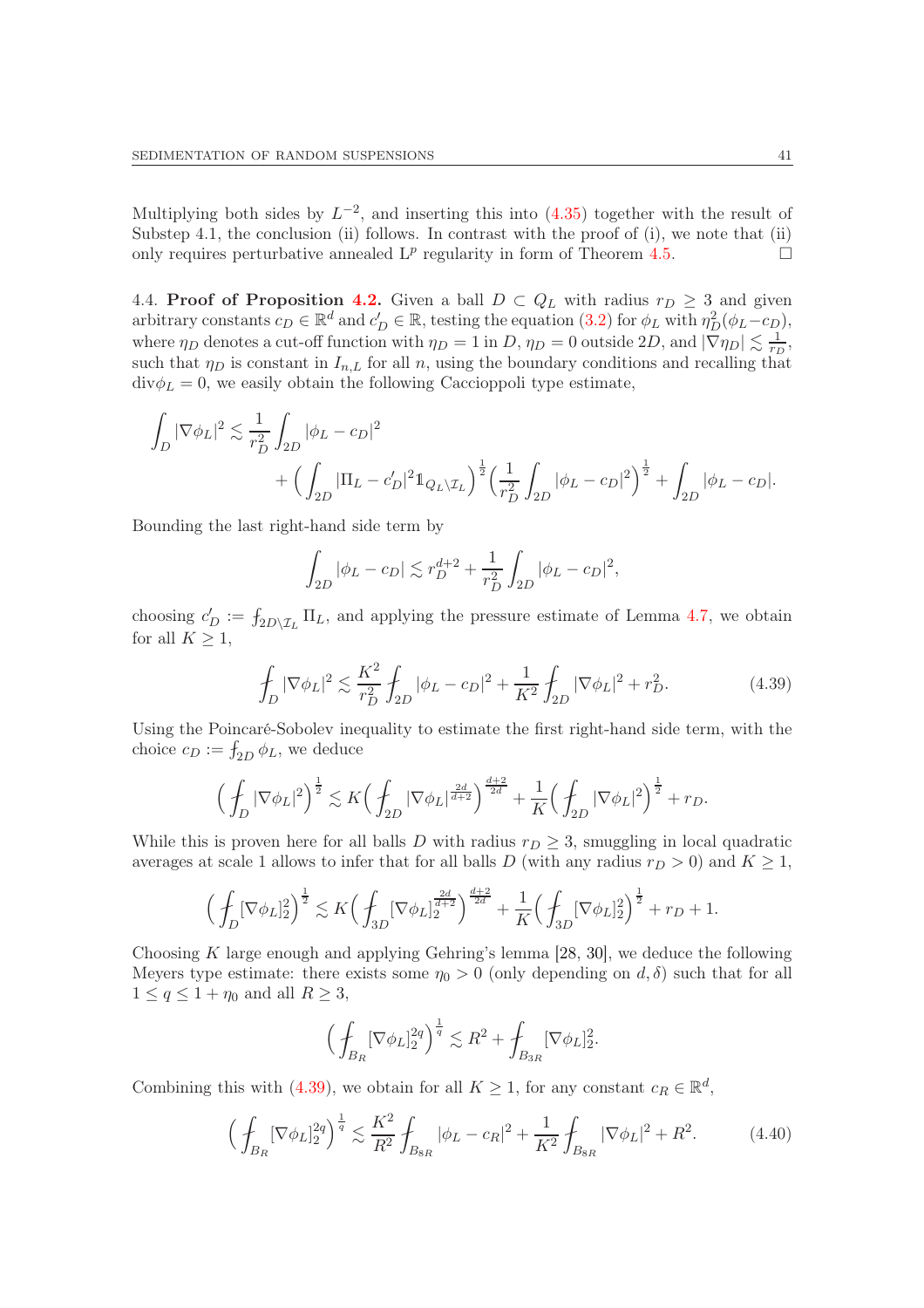Multiplying both sides by $L^{-2}$, and inserting this into (4.35) together with the result of Substep 4.1, the conclusion (ii) follows. In contrast with the proof of (i), we note that (ii) only requires perturbative annealed $\mathrm{L}^p$ regularity in form of Theorem 4.5. $\square$

### 4.4. Proof of Proposition 4.2.

Given a ball $D \subset Q_L$ with radius $r_D \geq 3$ and given arbitrary constants $c_D \in \mathbb{R}^d$ and $c'_D \in \mathbb{R}$, testing the equation (3.2) for $\phi_L$ with $\eta_D^2(\phi_L - c_D)$, where $\eta_D$ denotes a cut-off function with $\eta_D = 1$ in $D$, $\eta_D = 0$ outside $2D$, and $|\nabla \eta_D| \lesssim \frac{1}{r_D}$, such that $\eta_D$ is constant in $I_{n,L}$ for all $n$, using the boundary conditions and recalling that $\operatorname{div}\phi_L = 0$, we easily obtain the following Caccioppoli type estimate,

$$\int_D |\nabla \phi_L|^2 \lesssim \frac{1}{r_D^2} \int_{2D} |\phi_L - c_D|^2 + \Big( \int_{2D} |\Pi_L - c'_D|^2 \mathbb{1}_{Q_L \setminus \mathcal{I}_L} \Big)^{\frac{1}{2}} \Big( \frac{1}{r_D^2} \int_{2D} |\phi_L - c_D|^2 \Big)^{\frac{1}{2}} + \int_{2D} |\phi_L - c_D|.$$

Bounding the last right-hand side term by

$$\int_{2D} |\phi_L - c_D| \lesssim r_D^{d+2} + \frac{1}{r_D^2} \int_{2D} |\phi_L - c_D|^2,$$

choosing $c'_D := \fint_{2D \setminus \mathcal{I}_L} \Pi_L$, and applying the pressure estimate of Lemma 4.7, we obtain for all $K \geq 1$,

$$\fint_D |\nabla \phi_L|^2 \lesssim \frac{K^2}{r_D^2} \fint_{2D} |\phi_L - c_D|^2 + \frac{1}{K^2} \fint_{2D} |\nabla \phi_L|^2 + r_D^2. \tag{4.39}$$

Using the Poincaré-Sobolev inequality to estimate the first right-hand side term, with the choice $c_D := \fint_{2D} \phi_L$, we deduce

$$\Big( \fint_D |\nabla \phi_L|^2 \Big)^{\frac{1}{2}} \lesssim K \Big( \fint_{2D} |\nabla \phi_L|^{\frac{2d}{d+2}} \Big)^{\frac{d+2}{2d}} + \frac{1}{K} \Big( \fint_{2D} |\nabla \phi_L|^2 \Big)^{\frac{1}{2}} + r_D.$$

While this is proven here for all balls $D$ with radius $r_D \geq 3$, smuggling in local quadratic averages at scale 1 allows to infer that for all balls $D$ (with any radius $r_D > 0$) and $K \geq 1$,

$$\Big( \fint_D [\nabla \phi_L]_2^2 \Big)^{\frac{1}{2}} \lesssim K \Big( \fint_{3D} [\nabla \phi_L]_2^{\frac{2d}{d+2}} \Big)^{\frac{d+2}{2d}} + \frac{1}{K} \Big( \fint_{3D} [\nabla \phi_L]_2^2 \Big)^{\frac{1}{2}} + r_D + 1.$$

Choosing $K$ large enough and applying Gehring's lemma [28, 30], we deduce the following Meyers type estimate: there exists some $\eta_0 > 0$ (only depending on $d, \delta$) such that for all $1 \leq q \leq 1 + \eta_0$ and all $R \geq 3$,

$$\Big( \fint_{B_R} [\nabla \phi_L]_2^{2q} \Big)^{\frac{1}{q}} \lesssim R^2 + \fint_{B_{3R}} [\nabla \phi_L]_2^2.$$

Combining this with (4.39), we obtain for all $K \geq 1$, for any constant $c_R \in \mathbb{R}^d$,

$$\Big( \fint_{B_R} [\nabla \phi_L]_2^{2q} \Big)^{\frac{1}{q}} \lesssim \frac{K^2}{R^2} \fint_{B_{8R}} |\phi_L - c_R|^2 + \frac{1}{K^2} \fint_{B_{8R}} |\nabla \phi_L|^2 + R^2. \tag{4.40}$$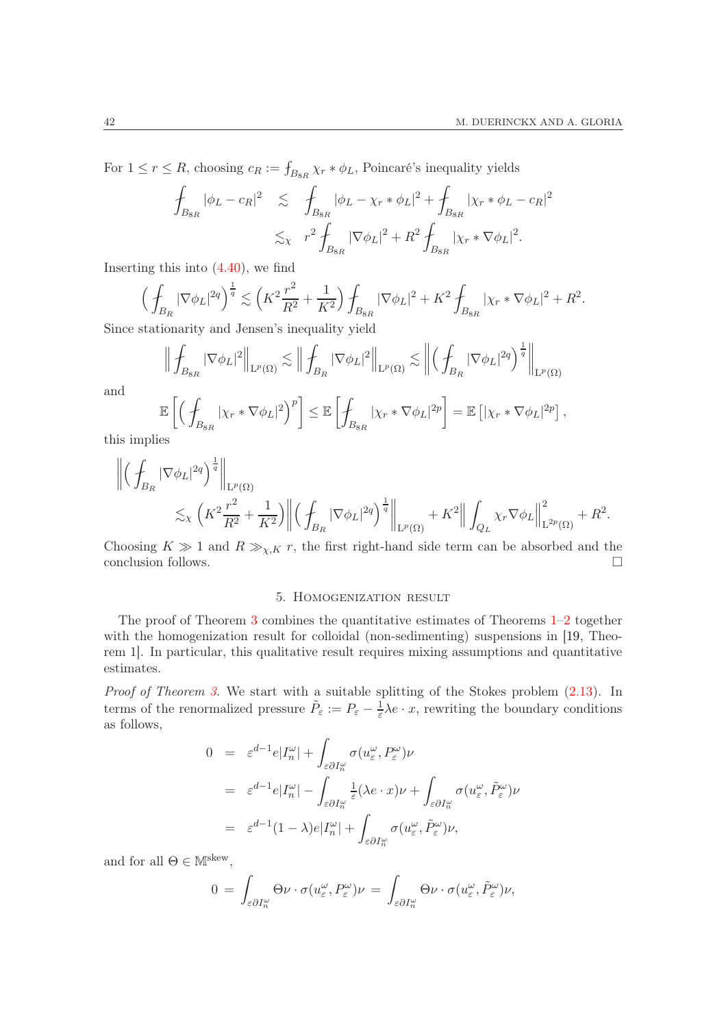For $1 \le r \le R$, choosing $c_R := \fint_{B_{8R}} \chi_r * \phi_L$, Poincaré's inequality yields

$$
\begin{aligned}
\fint_{B_{8R}} |\phi_L - c_R|^2 &\lesssim \fint_{B_{8R}} |\phi_L - \chi_r * \phi_L|^2 + \fint_{B_{8R}} |\chi_r * \phi_L - c_R|^2 \\
&\lesssim_\chi \quad r^2 \fint_{B_{8R}} |\nabla \phi_L|^2 + R^2 \fint_{B_{8R}} |\chi_r * \nabla \phi_L|^2.
\end{aligned}
$$

Inserting this into (4.40), we find

$$
\Big( \fint_{B_R} |\nabla \phi_L|^{2q} \Big)^{\frac1q} \lesssim \Big( K^2 \frac{r^2}{R^2} + \frac{1}{K^2} \Big) \fint_{B_{8R}} |\nabla \phi_L|^2 + K^2 \fint_{B_{8R}} |\chi_r * \nabla \phi_L|^2 + R^2.
$$

Since stationarity and Jensen's inequality yield

$$
\Big\| \fint_{B_{8R}} |\nabla \phi_L|^2 \Big\|_{\mathrm{L}^p(\Omega)} \lesssim \Big\| \fint_{B_R} |\nabla \phi_L|^2 \Big\|_{\mathrm{L}^p(\Omega)} \lesssim \Big\| \Big( \fint_{B_R} |\nabla \phi_L|^{2q} \Big)^{\frac1q} \Big\|_{\mathrm{L}^p(\Omega)}
$$

and

$$
\mathbb{E} \left[ \Big( \fint_{B_{8R}} |\chi_r * \nabla \phi_L|^2 \Big)^p \right] \le \mathbb{E} \left[ \fint_{B_{8R}} |\chi_r * \nabla \phi_L|^{2p} \right] = \mathbb{E} \left[ |\chi_r * \nabla \phi_L|^{2p} \right],
$$

this implies

$$
\begin{aligned}
&\Big\| \Big( \fint_{B_R} |\nabla \phi_L|^{2q} \Big)^{\frac1q} \Big\|_{\mathrm{L}^p(\Omega)} \\
&\qquad \lesssim_\chi \Big( K^2 \frac{r^2}{R^2} + \frac{1}{K^2} \Big) \Big\| \Big( \fint_{B_R} |\nabla \phi_L|^{2q} \Big)^{\frac1q} \Big\|_{\mathrm{L}^p(\Omega)} + K^2 \Big\| \int_{Q_L} \chi_r \nabla \phi_L \Big\|^2_{\mathrm{L}^{2p}(\Omega)} + R^2.
\end{aligned}
$$

Choosing $K \gg 1$ and $R \gg_{\chi, K} r$, the first right-hand side term can be absorbed and the conclusion follows. $\square$

## 5. Homogenization result

The proof of Theorem 3 combines the quantitative estimates of Theorems 1–2 together with the homogenization result for colloidal (non-sedimenting) suspensions in [19, Theorem 1]. In particular, this qualitative result requires mixing assumptions and quantitative estimates.

*Proof of Theorem 3.* We start with a suitable splitting of the Stokes problem (2.13). In terms of the renormalized pressure $\tilde P_\varepsilon := P_\varepsilon - \frac{1}{\varepsilon} \lambda e \cdot x$, rewriting the boundary conditions as follows,

$$
\begin{aligned}
0 &= \varepsilon^{d-1} e |I_n^\omega| + \int_{\varepsilon \partial I_n^\omega} \sigma(u_\varepsilon^\omega, P_\varepsilon^\omega) \nu \\
&= \varepsilon^{d-1} e |I_n^\omega| - \int_{\varepsilon \partial I_n^\omega} \tfrac{1}{\varepsilon} (\lambda e \cdot x) \nu + \int_{\varepsilon \partial I_n^\omega} \sigma(u_\varepsilon^\omega, \tilde P_\varepsilon^\omega) \nu \\
&= \varepsilon^{d-1} (1 - \lambda) e |I_n^\omega| + \int_{\varepsilon \partial I_n^\omega} \sigma(u_\varepsilon^\omega, \tilde P_\varepsilon^\omega) \nu,
\end{aligned}
$$

and for all $\Theta \in \mathbb{M}^{\mathrm{skew}}$,

$$
0 = \int_{\varepsilon \partial I_n^\omega} \Theta \nu \cdot \sigma(u_\varepsilon^\omega, P_\varepsilon^\omega) \nu = \int_{\varepsilon \partial I_n^\omega} \Theta \nu \cdot \sigma(u_\varepsilon^\omega, \tilde P_\varepsilon^\omega) \nu,
$$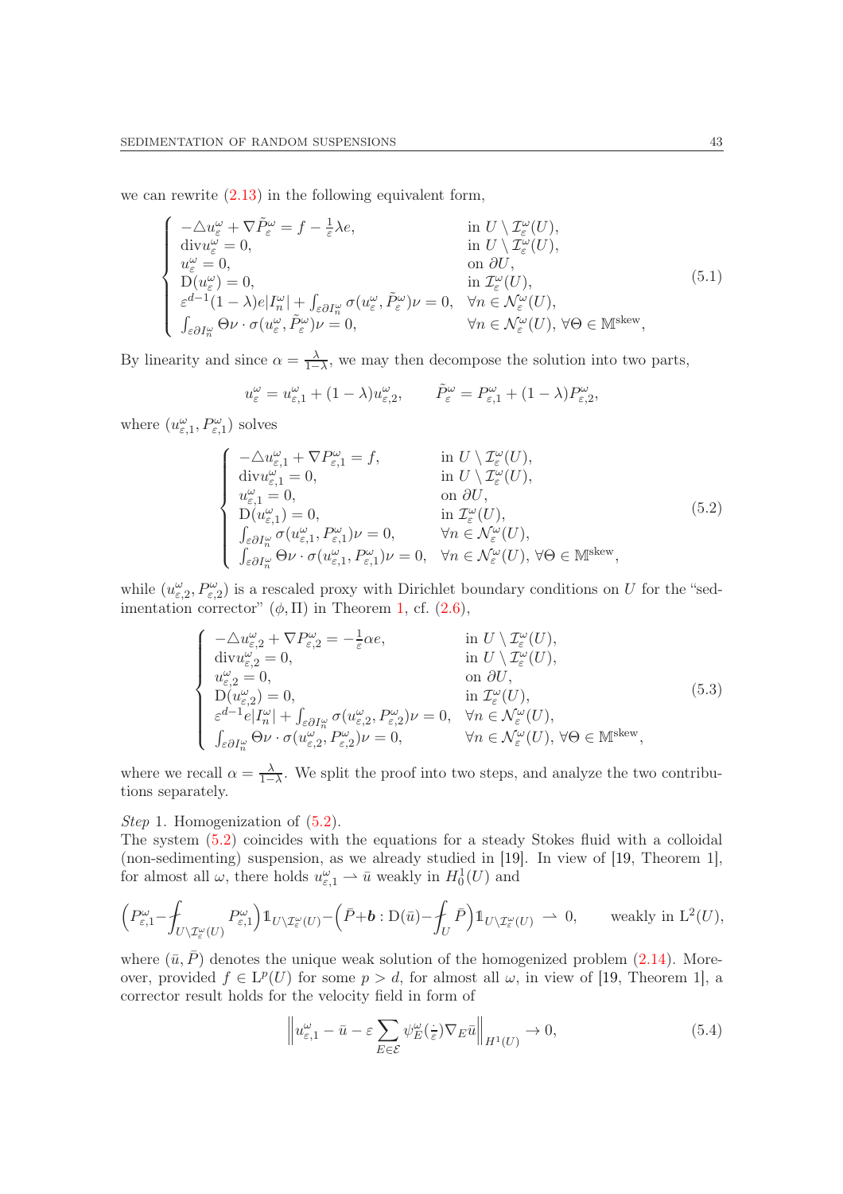we can rewrite (2.13) in the following equivalent form,

$$
\begin{cases}
-\triangle u_\varepsilon^\omega + \nabla \tilde P_\varepsilon^\omega = f - \frac{1}{\varepsilon}\lambda e, & \text{in } U \setminus \mathcal{I}_\varepsilon^\omega(U),\\
\operatorname{div} u_\varepsilon^\omega = 0, & \text{in } U \setminus \mathcal{I}_\varepsilon^\omega(U),\\
u_\varepsilon^\omega = 0, & \text{on } \partial U,\\
\mathrm{D}(u_\varepsilon^\omega) = 0, & \text{in } \mathcal{I}_\varepsilon^\omega(U),\\
\varepsilon^{d-1}(1-\lambda)e|I_n^\omega| + \int_{\varepsilon\partial I_n^\omega} \sigma(u_\varepsilon^\omega, \tilde P_\varepsilon^\omega)\nu = 0, & \forall n \in \mathcal{N}_\varepsilon^\omega(U),\\
\int_{\varepsilon\partial I_n^\omega} \Theta\nu\cdot\sigma(u_\varepsilon^\omega, \tilde P_\varepsilon^\omega)\nu = 0, & \forall n \in \mathcal{N}_\varepsilon^\omega(U),\ \forall \Theta \in \mathbb{M}^{\mathrm{skew}},
\end{cases}
\tag{5.1}
$$

By linearity and since $\alpha = \frac{\lambda}{1-\lambda}$, we may then decompose the solution into two parts,

$$
u_\varepsilon^\omega = u_{\varepsilon,1}^\omega + (1-\lambda)u_{\varepsilon,2}^\omega, \qquad \tilde P_\varepsilon^\omega = P_{\varepsilon,1}^\omega + (1-\lambda)P_{\varepsilon,2}^\omega,
$$

where $(u_{\varepsilon,1}^\omega, P_{\varepsilon,1}^\omega)$ solves

$$
\begin{cases}
-\triangle u_{\varepsilon,1}^\omega + \nabla P_{\varepsilon,1}^\omega = f, & \text{in } U \setminus \mathcal{I}_\varepsilon^\omega(U),\\
\operatorname{div} u_{\varepsilon,1}^\omega = 0, & \text{in } U \setminus \mathcal{I}_\varepsilon^\omega(U),\\
u_{\varepsilon,1}^\omega = 0, & \text{on } \partial U,\\
\mathrm{D}(u_{\varepsilon,1}^\omega) = 0, & \text{in } \mathcal{I}_\varepsilon^\omega(U),\\
\int_{\varepsilon\partial I_n^\omega} \sigma(u_{\varepsilon,1}^\omega, P_{\varepsilon,1}^\omega)\nu = 0, & \forall n \in \mathcal{N}_\varepsilon^\omega(U),\\
\int_{\varepsilon\partial I_n^\omega} \Theta\nu\cdot\sigma(u_{\varepsilon,1}^\omega, P_{\varepsilon,1}^\omega)\nu = 0, & \forall n \in \mathcal{N}_\varepsilon^\omega(U),\ \forall \Theta \in \mathbb{M}^{\mathrm{skew}},
\end{cases}
\tag{5.2}
$$

while $(u_{\varepsilon,2}^\omega, P_{\varepsilon,2}^\omega)$ is a rescaled proxy with Dirichlet boundary conditions on $U$ for the "sedimentation corrector" $(\phi, \Pi)$ in Theorem 1, cf. (2.6),

$$
\begin{cases}
-\triangle u_{\varepsilon,2}^\omega + \nabla P_{\varepsilon,2}^\omega = -\frac{1}{\varepsilon}\alpha e, & \text{in } U \setminus \mathcal{I}_\varepsilon^\omega(U),\\
\operatorname{div} u_{\varepsilon,2}^\omega = 0, & \text{in } U \setminus \mathcal{I}_\varepsilon^\omega(U),\\
u_{\varepsilon,2}^\omega = 0, & \text{on } \partial U,\\
\mathrm{D}(u_{\varepsilon,2}^\omega) = 0, & \text{in } \mathcal{I}_\varepsilon^\omega(U),\\
\varepsilon^{d-1}e|I_n^\omega| + \int_{\varepsilon\partial I_n^\omega} \sigma(u_{\varepsilon,2}^\omega, P_{\varepsilon,2}^\omega)\nu = 0, & \forall n \in \mathcal{N}_\varepsilon^\omega(U),\\
\int_{\varepsilon\partial I_n^\omega} \Theta\nu\cdot\sigma(u_{\varepsilon,2}^\omega, P_{\varepsilon,2}^\omega)\nu = 0, & \forall n \in \mathcal{N}_\varepsilon^\omega(U),\ \forall \Theta \in \mathbb{M}^{\mathrm{skew}},
\end{cases}
\tag{5.3}
$$

where we recall $\alpha = \frac{\lambda}{1-\lambda}$. We split the proof into two steps, and analyze the two contributions separately.

*Step* 1. Homogenization of (5.2).
The system (5.2) coincides with the equations for a steady Stokes fluid with a colloidal (non-sedimenting) suspension, as we already studied in [19]. In view of [19, Theorem 1], for almost all $\omega$, there holds $u_{\varepsilon,1}^\omega \rightharpoonup \bar u$ weakly in $H_0^1(U)$ and

$$
\Big(P_{\varepsilon,1}^\omega - \fint_{U\setminus\mathcal{I}_\varepsilon^\omega(U)} P_{\varepsilon,1}^\omega\Big)\mathbb{1}_{U\setminus\mathcal{I}_\varepsilon^\omega(U)} - \Big(\bar P + \boldsymbol{b} : \mathrm{D}(\bar u) - \fint_U \bar P\Big)\mathbb{1}_{U\setminus\mathcal{I}_\varepsilon^\omega(U)} \rightharpoonup 0, \qquad \text{weakly in } \mathrm{L}^2(U),
$$

where $(\bar u, \bar P)$ denotes the unique weak solution of the homogenized problem (2.14). Moreover, provided $f \in \mathrm{L}^p(U)$ for some $p > d$, for almost all $\omega$, in view of [19, Theorem 1], a corrector result holds for the velocity field in form of

$$
\Big\| u_{\varepsilon,1}^\omega - \bar u - \varepsilon \sum_{E\in\mathcal{E}} \psi_E^\omega(\tfrac{\cdot}{\varepsilon})\nabla_E \bar u \Big\|_{H^1(U)} \to 0,
\tag{5.4}
$$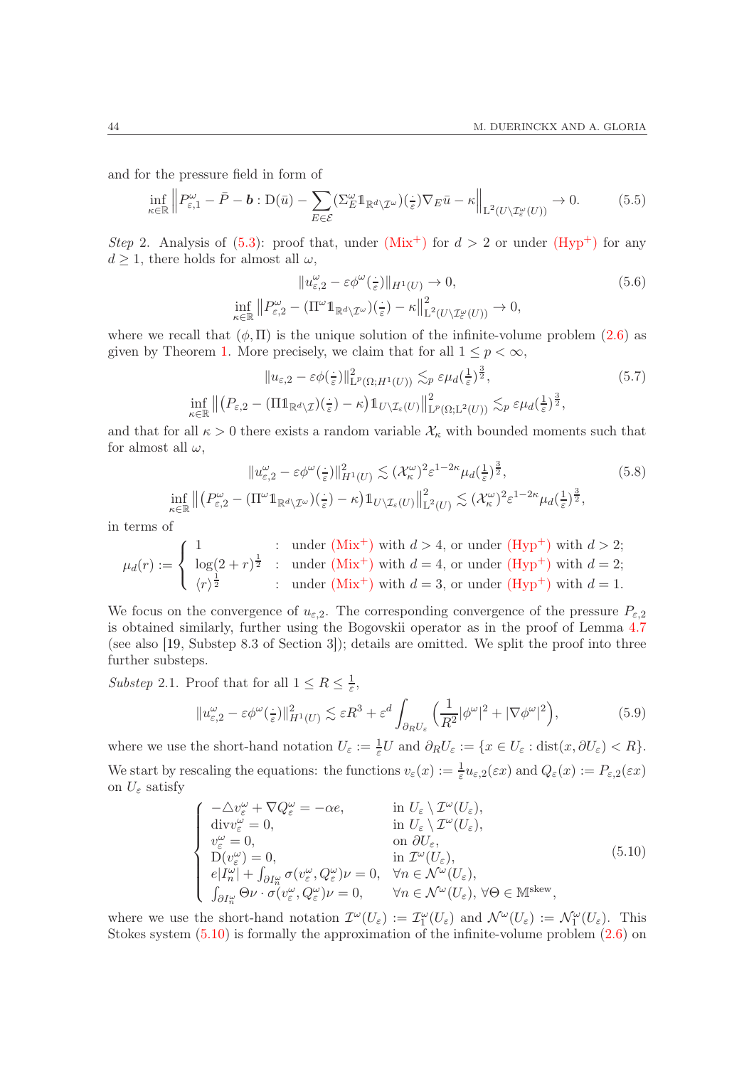and for the pressure field in form of

$$\inf_{\kappa\in\mathbb{R}} \Big\| P^\omega_{\varepsilon,1} - \bar P - \boldsymbol{b} : \mathrm{D}(\bar u) - \sum_{E\in\mathcal{E}} (\Sigma^\omega_E \mathbb{1}_{\mathbb{R}^d\setminus\mathcal{I}^\omega})(\tfrac{\cdot}{\varepsilon}) \nabla_E \bar u - \kappa \Big\|_{\mathrm{L}^2(U\setminus \mathcal{I}^\omega_\varepsilon(U))} \to 0. \tag{5.5}$$

*Step* 2. Analysis of (5.3): proof that, under (Mix$^+$) for $d>2$ or under (Hyp$^+$) for any $d\ge 1$, there holds for almost all $\omega$,

$$\begin{gathered} \|u^\omega_{\varepsilon,2} - \varepsilon\phi^\omega(\tfrac{\cdot}{\varepsilon})\|_{H^1(U)} \to 0, \\ \inf_{\kappa\in\mathbb{R}} \big\| P^\omega_{\varepsilon,2} - (\Pi^\omega \mathbb{1}_{\mathbb{R}^d\setminus\mathcal{I}^\omega})(\tfrac{\cdot}{\varepsilon}) - \kappa\big\|^2_{\mathrm{L}^2(U\setminus\mathcal{I}^\omega_\varepsilon(U))} \to 0, \end{gathered} \tag{5.6}$$

where we recall that $(\phi,\Pi)$ is the unique solution of the infinite-volume problem (2.6) as given by Theorem 1. More precisely, we claim that for all $1\le p<\infty$,

$$\begin{gathered} \|u_{\varepsilon,2} - \varepsilon\phi(\tfrac{\cdot}{\varepsilon})\|^2_{\mathrm{L}^p(\Omega;H^1(U))} \lesssim_p \varepsilon \mu_d(\tfrac{1}{\varepsilon})^{\frac32}, \\ \inf_{\kappa\in\mathbb{R}} \big\| \big(P_{\varepsilon,2} - (\Pi \mathbb{1}_{\mathbb{R}^d\setminus\mathcal{I}})(\tfrac{\cdot}{\varepsilon}) - \kappa\big) \mathbb{1}_{U\setminus\mathcal{I}_\varepsilon(U)}\big\|^2_{\mathrm{L}^p(\Omega;\mathrm{L}^2(U))} \lesssim_p \varepsilon \mu_d(\tfrac{1}{\varepsilon})^{\frac32}, \end{gathered} \tag{5.7}$$

and that for all $\kappa>0$ there exists a random variable $\mathcal{X}_\kappa$ with bounded moments such that for almost all $\omega$,

$$\begin{gathered} \|u^\omega_{\varepsilon,2} - \varepsilon\phi^\omega(\tfrac{\cdot}{\varepsilon})\|^2_{H^1(U)} \lesssim (\mathcal{X}^\omega_\kappa)^2 \varepsilon^{1-2\kappa} \mu_d(\tfrac{1}{\varepsilon})^{\frac32}, \\ \inf_{\kappa\in\mathbb{R}} \big\| \big(P^\omega_{\varepsilon,2} - (\Pi^\omega \mathbb{1}_{\mathbb{R}^d\setminus\mathcal{I}^\omega})(\tfrac{\cdot}{\varepsilon}) - \kappa\big) \mathbb{1}_{U\setminus\mathcal{I}_\varepsilon(U)}\big\|^2_{\mathrm{L}^2(U)} \lesssim (\mathcal{X}^\omega_\kappa)^2 \varepsilon^{1-2\kappa} \mu_d(\tfrac{1}{\varepsilon})^{\frac32}, \end{gathered} \tag{5.8}$$

in terms of

$$\mu_d(r) := \begin{cases} 1 & : \ \text{under (Mix}^+\text{) with } d>4, \text{ or under (Hyp}^+\text{) with } d>2; \\ \log(2+r)^{\frac12} & : \ \text{under (Mix}^+\text{) with } d=4, \text{ or under (Hyp}^+\text{) with } d=2; \\ \langle r\rangle^{\frac12} & : \ \text{under (Mix}^+\text{) with } d=3, \text{ or under (Hyp}^+\text{) with } d=1. \end{cases}$$

We focus on the convergence of $u_{\varepsilon,2}$. The corresponding convergence of the pressure $P_{\varepsilon,2}$ is obtained similarly, further using the Bogovskii operator as in the proof of Lemma 4.7 (see also [19, Substep 8.3 of Section 3]); details are omitted. We split the proof into three further substeps.

*Substep* 2.1. Proof that for all $1\le R\le \frac1\varepsilon$,

$$\|u^\omega_{\varepsilon,2} - \varepsilon\phi^\omega(\tfrac{\cdot}{\varepsilon})\|^2_{H^1(U)} \lesssim \varepsilon R^3 + \varepsilon^d \int_{\partial_R U_\varepsilon} \Big(\frac{1}{R^2}|\phi^\omega|^2 + |\nabla\phi^\omega|^2\Big), \tag{5.9}$$

where we use the short-hand notation $U_\varepsilon := \frac1\varepsilon U$ and $\partial_R U_\varepsilon := \{x\in U_\varepsilon : \operatorname{dist}(x,\partial U_\varepsilon)<R\}$. We start by rescaling the equations: the functions $v_\varepsilon(x) := \frac1\varepsilon u_{\varepsilon,2}(\varepsilon x)$ and $Q_\varepsilon(x) := P_{\varepsilon,2}(\varepsilon x)$ on $U_\varepsilon$ satisfy

$$\left\{\begin{array}{ll} -\triangle v^\omega_\varepsilon + \nabla Q^\omega_\varepsilon = -\alpha e, & \text{in } U_\varepsilon\setminus\mathcal{I}^\omega(U_\varepsilon), \\ \operatorname{div} v^\omega_\varepsilon = 0, & \text{in } U_\varepsilon\setminus\mathcal{I}^\omega(U_\varepsilon), \\ v^\omega_\varepsilon = 0, & \text{on } \partial U_\varepsilon, \\ \mathrm{D}(v^\omega_\varepsilon) = 0, & \text{in } \mathcal{I}^\omega(U_\varepsilon), \\ e|I^\omega_n| + \int_{\partial I^\omega_n} \sigma(v^\omega_\varepsilon, Q^\omega_\varepsilon)\nu = 0, & \forall n\in\mathcal{N}^\omega(U_\varepsilon), \\ \int_{\partial I^\omega_n} \Theta\nu\cdot\sigma(v^\omega_\varepsilon, Q^\omega_\varepsilon)\nu = 0, & \forall n\in\mathcal{N}^\omega(U_\varepsilon),\ \forall\Theta\in\mathbb{M}^{\mathrm{skew}}, \end{array}\right. \tag{5.10}$$

where we use the short-hand notation $\mathcal{I}^\omega(U_\varepsilon) := \mathcal{I}^\omega_1(U_\varepsilon)$ and $\mathcal{N}^\omega(U_\varepsilon) := \mathcal{N}^\omega_1(U_\varepsilon)$. This Stokes system (5.10) is formally the approximation of the infinite-volume problem (2.6) on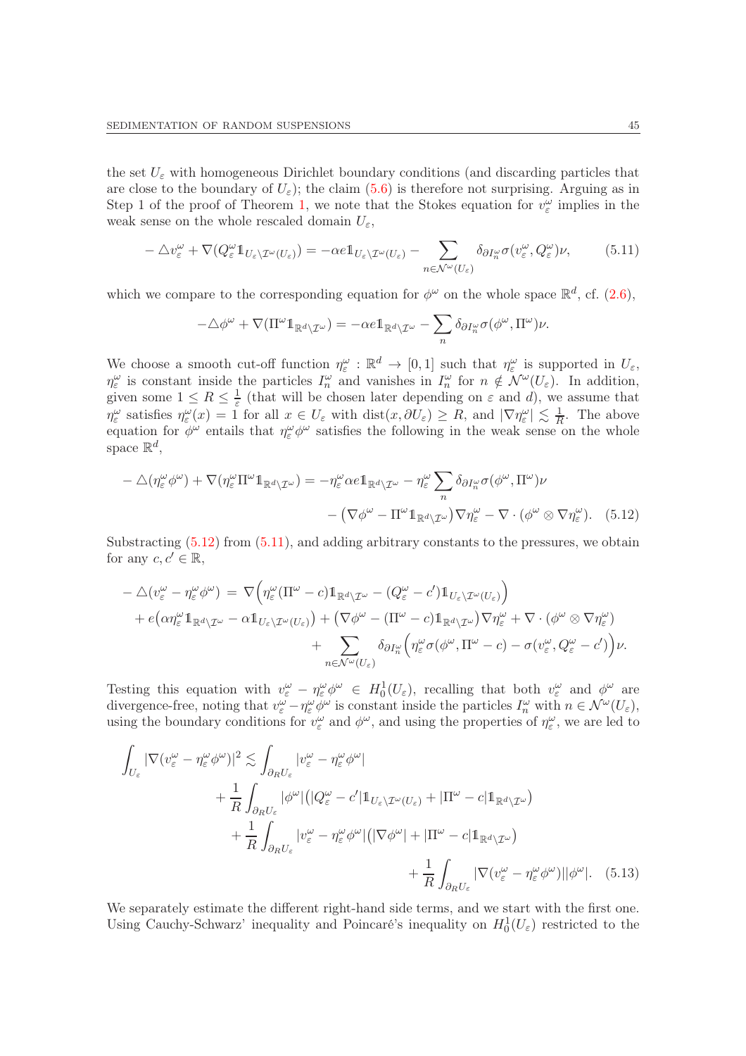the set $U_\varepsilon$ with homogeneous Dirichlet boundary conditions (and discarding particles that are close to the boundary of $U_\varepsilon$); the claim (5.6) is therefore not surprising. Arguing as in Step 1 of the proof of Theorem 1, we note that the Stokes equation for $v^\omega_\varepsilon$ implies in the weak sense on the whole rescaled domain $U_\varepsilon$,

$$-\triangle v^\omega_\varepsilon + \nabla(Q^\omega_\varepsilon \mathbb{1}_{U_\varepsilon\setminus\mathcal{I}^\omega(U_\varepsilon)}) = -\alpha e \mathbb{1}_{U_\varepsilon\setminus\mathcal{I}^\omega(U_\varepsilon)} - \sum_{n\in\mathcal{N}^\omega(U_\varepsilon)} \delta_{\partial I^\omega_n}\sigma(v^\omega_\varepsilon, Q^\omega_\varepsilon)\nu, \tag{5.11}$$

which we compare to the corresponding equation for $\phi^\omega$ on the whole space $\mathbb{R}^d$, cf. (2.6),

$$-\triangle\phi^\omega + \nabla(\Pi^\omega \mathbb{1}_{\mathbb{R}^d\setminus\mathcal{I}^\omega}) = -\alpha e\mathbb{1}_{\mathbb{R}^d\setminus\mathcal{I}^\omega} - \sum_n \delta_{\partial I^\omega_n}\sigma(\phi^\omega,\Pi^\omega)\nu.$$

We choose a smooth cut-off function $\eta^\omega_\varepsilon : \mathbb{R}^d \to [0,1]$ such that $\eta^\omega_\varepsilon$ is supported in $U_\varepsilon$, $\eta^\omega_\varepsilon$ is constant inside the particles $I^\omega_n$ and vanishes in $I^\omega_n$ for $n \notin \mathcal{N}^\omega(U_\varepsilon)$. In addition, given some $1 \le R \le \frac{1}{\varepsilon}$ (that will be chosen later depending on $\varepsilon$ and $d$), we assume that $\eta^\omega_\varepsilon$ satisfies $\eta^\omega_\varepsilon(x) = 1$ for all $x \in U_\varepsilon$ with $\operatorname{dist}(x, \partial U_\varepsilon) \ge R$, and $|\nabla\eta^\omega_\varepsilon| \lesssim \frac{1}{R}$. The above equation for $\phi^\omega$ entails that $\eta^\omega_\varepsilon\phi^\omega$ satisfies the following in the weak sense on the whole space $\mathbb{R}^d$,

$$\begin{aligned}-\triangle(\eta^\omega_\varepsilon\phi^\omega) + \nabla(\eta^\omega_\varepsilon\Pi^\omega\mathbb{1}_{\mathbb{R}^d\setminus\mathcal{I}^\omega}) &= -\eta^\omega_\varepsilon\alpha e\mathbb{1}_{\mathbb{R}^d\setminus\mathcal{I}^\omega} - \eta^\omega_\varepsilon\sum_n \delta_{\partial I^\omega_n}\sigma(\phi^\omega,\Pi^\omega)\nu \\ &\quad - \big(\nabla\phi^\omega - \Pi^\omega\mathbb{1}_{\mathbb{R}^d\setminus\mathcal{I}^\omega}\big)\nabla\eta^\omega_\varepsilon - \nabla\cdot(\phi^\omega\otimes\nabla\eta^\omega_\varepsilon).\end{aligned} \tag{5.12}$$

Substracting (5.12) from (5.11), and adding arbitrary constants to the pressures, we obtain for any $c, c' \in \mathbb{R}$,

$$\begin{aligned}-\triangle(v^\omega_\varepsilon - \eta^\omega_\varepsilon\phi^\omega) &= \nabla\Big(\eta^\omega_\varepsilon(\Pi^\omega - c)\mathbb{1}_{\mathbb{R}^d\setminus\mathcal{I}^\omega} - (Q^\omega_\varepsilon - c')\mathbb{1}_{U_\varepsilon\setminus\mathcal{I}^\omega(U_\varepsilon)}\Big) \\ &\quad + e\big(\alpha\eta^\omega_\varepsilon\mathbb{1}_{\mathbb{R}^d\setminus\mathcal{I}^\omega} - \alpha\mathbb{1}_{U_\varepsilon\setminus\mathcal{I}^\omega(U_\varepsilon)}\big) + \big(\nabla\phi^\omega - (\Pi^\omega - c)\mathbb{1}_{\mathbb{R}^d\setminus\mathcal{I}^\omega}\big)\nabla\eta^\omega_\varepsilon + \nabla\cdot(\phi^\omega\otimes\nabla\eta^\omega_\varepsilon) \\ &\quad + \sum_{n\in\mathcal{N}^\omega(U_\varepsilon)}\delta_{\partial I^\omega_n}\Big(\eta^\omega_\varepsilon\sigma(\phi^\omega,\Pi^\omega - c) - \sigma(v^\omega_\varepsilon, Q^\omega_\varepsilon - c')\Big)\nu.\end{aligned}$$

Testing this equation with $v^\omega_\varepsilon - \eta^\omega_\varepsilon\phi^\omega \in H^1_0(U_\varepsilon)$, recalling that both $v^\omega_\varepsilon$ and $\phi^\omega$ are divergence-free, noting that $v^\omega_\varepsilon - \eta^\omega_\varepsilon\phi^\omega$ is constant inside the particles $I^\omega_n$ with $n \in \mathcal{N}^\omega(U_\varepsilon)$, using the boundary conditions for $v^\omega_\varepsilon$ and $\phi^\omega$, and using the properties of $\eta^\omega_\varepsilon$, we are led to

$$\begin{aligned}\int_{U_\varepsilon}|\nabla(v^\omega_\varepsilon - \eta^\omega_\varepsilon\phi^\omega)|^2 &\lesssim \int_{\partial_R U_\varepsilon}|v^\omega_\varepsilon - \eta^\omega_\varepsilon\phi^\omega| \\ &\quad + \frac{1}{R}\int_{\partial_R U_\varepsilon}|\phi^\omega|\big(|Q^\omega_\varepsilon - c'|\mathbb{1}_{U_\varepsilon\setminus\mathcal{I}^\omega(U_\varepsilon)} + |\Pi^\omega - c|\mathbb{1}_{\mathbb{R}^d\setminus\mathcal{I}^\omega}\big) \\ &\quad + \frac{1}{R}\int_{\partial_R U_\varepsilon}|v^\omega_\varepsilon - \eta^\omega_\varepsilon\phi^\omega|\big(|\nabla\phi^\omega| + |\Pi^\omega - c|\mathbb{1}_{\mathbb{R}^d\setminus\mathcal{I}^\omega}\big) \\ &\quad + \frac{1}{R}\int_{\partial_R U_\varepsilon}|\nabla(v^\omega_\varepsilon - \eta^\omega_\varepsilon\phi^\omega)||\phi^\omega|.\end{aligned} \tag{5.13}$$

We separately estimate the different right-hand side terms, and we start with the first one. Using Cauchy-Schwarz' inequality and Poincaré's inequality on $H^1_0(U_\varepsilon)$ restricted to the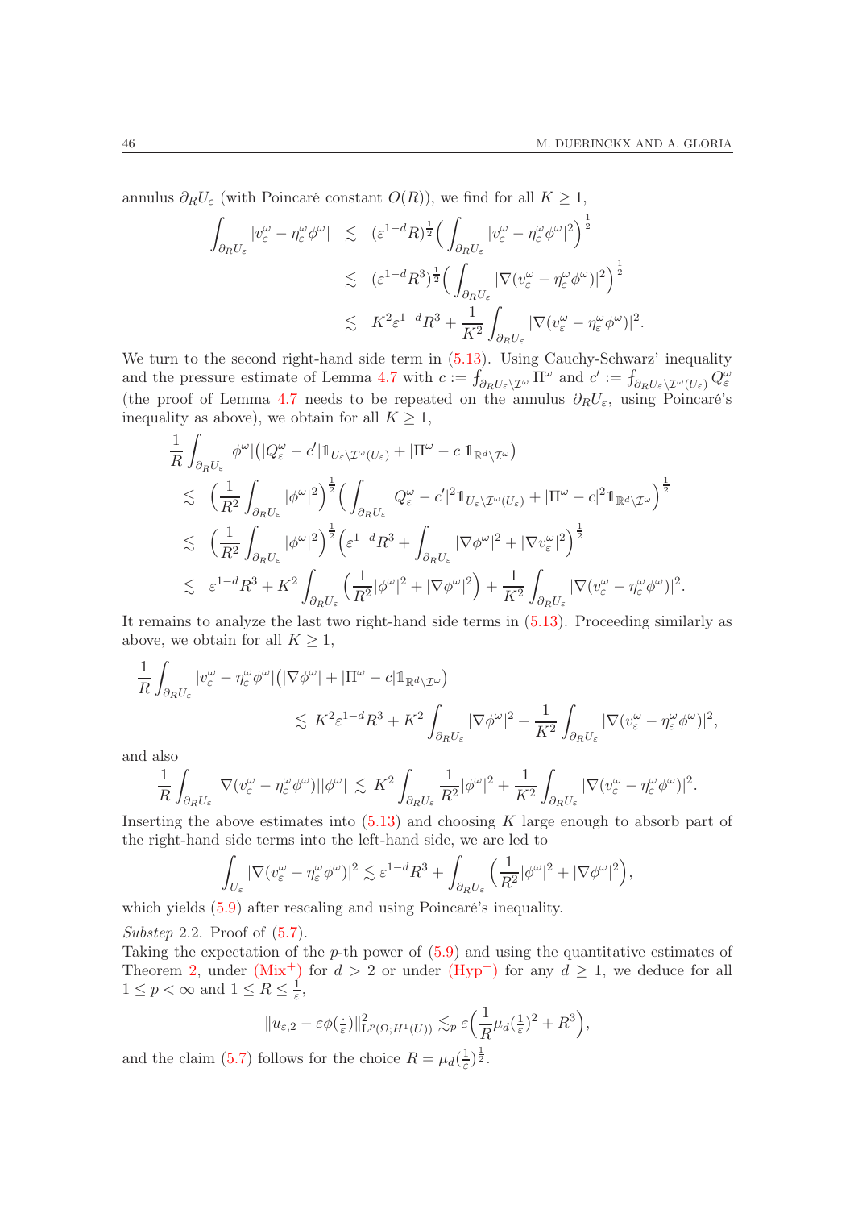annulus $\partial_R U_\varepsilon$ (with Poincaré constant $O(R)$), we find for all $K \geq 1$,

$$
\begin{aligned}
\int_{\partial_R U_\varepsilon} |v_\varepsilon^\omega - \eta_\varepsilon^\omega \phi^\omega| &\lesssim (\varepsilon^{1-d} R)^{\frac12} \Big( \int_{\partial_R U_\varepsilon} |v_\varepsilon^\omega - \eta_\varepsilon^\omega \phi^\omega|^2 \Big)^{\frac12} \\
&\lesssim (\varepsilon^{1-d} R^3)^{\frac12} \Big( \int_{\partial_R U_\varepsilon} |\nabla (v_\varepsilon^\omega - \eta_\varepsilon^\omega \phi^\omega)|^2 \Big)^{\frac12} \\
&\lesssim K^2 \varepsilon^{1-d} R^3 + \frac{1}{K^2} \int_{\partial_R U_\varepsilon} |\nabla (v_\varepsilon^\omega - \eta_\varepsilon^\omega \phi^\omega)|^2.
\end{aligned}
$$

We turn to the second right-hand side term in (5.13). Using Cauchy-Schwarz' inequality and the pressure estimate of Lemma 4.7 with $c := \fint_{\partial_R U_\varepsilon \setminus \mathcal{I}^\omega} \Pi^\omega$ and $c' := \fint_{\partial_R U_\varepsilon \setminus \mathcal{I}^\omega(U_\varepsilon)} Q_\varepsilon^\omega$ (the proof of Lemma 4.7 needs to be repeated on the annulus $\partial_R U_\varepsilon$, using Poincaré's inequality as above), we obtain for all $K \geq 1$,

$$
\begin{aligned}
&\frac{1}{R} \int_{\partial_R U_\varepsilon} |\phi^\omega| \big( |Q_\varepsilon^\omega - c'| \mathbb{1}_{U_\varepsilon \setminus \mathcal{I}^\omega(U_\varepsilon)} + |\Pi^\omega - c| \mathbb{1}_{\mathbb{R}^d \setminus \mathcal{I}^\omega} \big) \\
&\lesssim \Big( \frac{1}{R^2} \int_{\partial_R U_\varepsilon} |\phi^\omega|^2 \Big)^{\frac12} \Big( \int_{\partial_R U_\varepsilon} |Q_\varepsilon^\omega - c'|^2 \mathbb{1}_{U_\varepsilon \setminus \mathcal{I}^\omega(U_\varepsilon)} + |\Pi^\omega - c|^2 \mathbb{1}_{\mathbb{R}^d \setminus \mathcal{I}^\omega} \Big)^{\frac12} \\
&\lesssim \Big( \frac{1}{R^2} \int_{\partial_R U_\varepsilon} |\phi^\omega|^2 \Big)^{\frac12} \Big( \varepsilon^{1-d} R^3 + \int_{\partial_R U_\varepsilon} |\nabla \phi^\omega|^2 + |\nabla v_\varepsilon^\omega|^2 \Big)^{\frac12} \\
&\lesssim \varepsilon^{1-d} R^3 + K^2 \int_{\partial_R U_\varepsilon} \Big( \frac{1}{R^2} |\phi^\omega|^2 + |\nabla \phi^\omega|^2 \Big) + \frac{1}{K^2} \int_{\partial_R U_\varepsilon} |\nabla (v_\varepsilon^\omega - \eta_\varepsilon^\omega \phi^\omega)|^2.
\end{aligned}
$$

It remains to analyze the last two right-hand side terms in (5.13). Proceeding similarly as above, we obtain for all $K \geq 1$,

$$
\begin{aligned}
\frac{1}{R} \int_{\partial_R U_\varepsilon} |v_\varepsilon^\omega - \eta_\varepsilon^\omega \phi^\omega| \big( |\nabla \phi^\omega| + |\Pi^\omega - c| \mathbb{1}_{\mathbb{R}^d \setminus \mathcal{I}^\omega} \big) \qquad& \\
\lesssim K^2 \varepsilon^{1-d} R^3 + K^2 \int_{\partial_R U_\varepsilon} |\nabla \phi^\omega|^2 + \frac{1}{K^2} \int_{\partial_R U_\varepsilon} &|\nabla (v_\varepsilon^\omega - \eta_\varepsilon^\omega \phi^\omega)|^2,
\end{aligned}
$$

and also

$$
\frac{1}{R} \int_{\partial_R U_\varepsilon} |\nabla (v_\varepsilon^\omega - \eta_\varepsilon^\omega \phi^\omega)| |\phi^\omega| \lesssim K^2 \int_{\partial_R U_\varepsilon} \frac{1}{R^2} |\phi^\omega|^2 + \frac{1}{K^2} \int_{\partial_R U_\varepsilon} |\nabla (v_\varepsilon^\omega - \eta_\varepsilon^\omega \phi^\omega)|^2.
$$

Inserting the above estimates into (5.13) and choosing $K$ large enough to absorb part of the right-hand side terms into the left-hand side, we are led to

$$
\int_{U_\varepsilon} |\nabla (v_\varepsilon^\omega - \eta_\varepsilon^\omega \phi^\omega)|^2 \lesssim \varepsilon^{1-d} R^3 + \int_{\partial_R U_\varepsilon} \Big( \frac{1}{R^2} |\phi^\omega|^2 + |\nabla \phi^\omega|^2 \Big),
$$

which yields (5.9) after rescaling and using Poincaré's inequality.

*Substep* 2.2. Proof of (5.7).

Taking the expectation of the $p$-th power of (5.9) and using the quantitative estimates of Theorem 2, under (Mix$^+$) for $d > 2$ or under (Hyp$^+$) for any $d \geq 1$, we deduce for all $1 \leq p < \infty$ and $1 \leq R \leq \frac{1}{\varepsilon}$,

$$
\|u_{\varepsilon,2} - \varepsilon \phi(\tfrac{\cdot}{\varepsilon})\|^2_{\mathrm{L}^p(\Omega; H^1(U))} \lesssim_p \varepsilon \Big( \frac{1}{R} \mu_d(\tfrac{1}{\varepsilon})^2 + R^3 \Big),
$$

and the claim (5.7) follows for the choice $R = \mu_d(\frac{1}{\varepsilon})^{\frac12}$.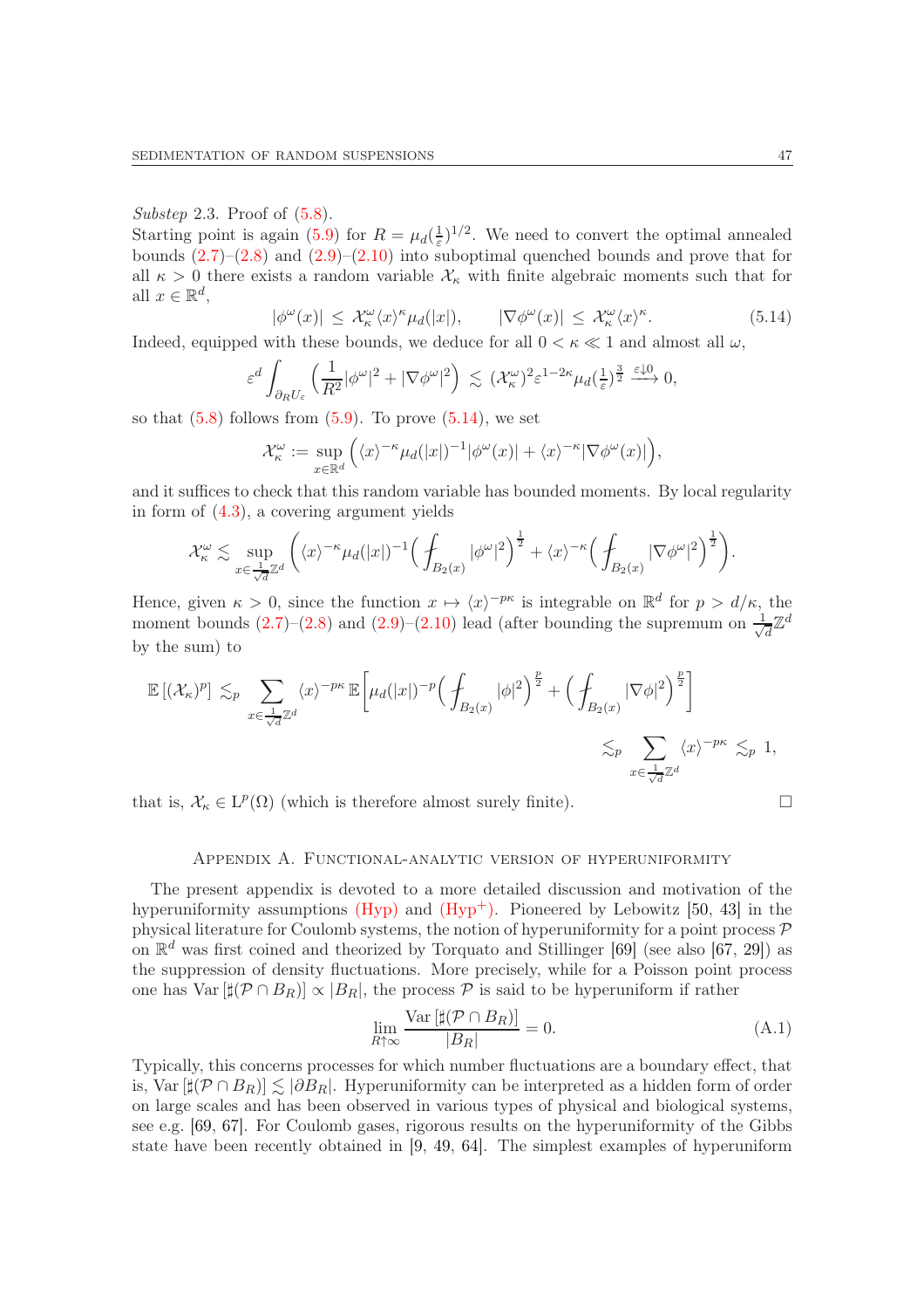*Substep* 2.3. Proof of (5.8).

Starting point is again (5.9) for $R = \mu_d(\frac{1}{\varepsilon})^{1/2}$. We need to convert the optimal annealed bounds (2.7)–(2.8) and (2.9)–(2.10) into suboptimal quenched bounds and prove that for all $\kappa > 0$ there exists a random variable $\mathcal{X}_\kappa$ with finite algebraic moments such that for all $x \in \mathbb{R}^d$,

$$|\phi^\omega(x)| \le \mathcal{X}_\kappa^\omega \langle x\rangle^\kappa \mu_d(|x|), \qquad |\nabla\phi^\omega(x)| \le \mathcal{X}_\kappa^\omega \langle x\rangle^\kappa. \tag{5.14}$$

Indeed, equipped with these bounds, we deduce for all $0 < \kappa \ll 1$ and almost all $\omega$,

$$\varepsilon^d \int_{\partial_R U_\varepsilon} \Big(\frac{1}{R^2}|\phi^\omega|^2 + |\nabla\phi^\omega|^2\Big) \lesssim (\mathcal{X}_\kappa^\omega)^2 \varepsilon^{1-2\kappa} \mu_d(\tfrac{1}{\varepsilon})^{\frac32} \xrightarrow{\varepsilon\downarrow 0} 0,$$

so that (5.8) follows from (5.9). To prove (5.14), we set

$$\mathcal{X}_\kappa^\omega := \sup_{x\in\mathbb{R}^d} \Big(\langle x\rangle^{-\kappa}\mu_d(|x|)^{-1}|\phi^\omega(x)| + \langle x\rangle^{-\kappa}|\nabla\phi^\omega(x)|\Big),$$

and it suffices to check that this random variable has bounded moments. By local regularity in form of (4.3), a covering argument yields

$$\mathcal{X}_\kappa^\omega \lesssim \sup_{x\in\frac{1}{\sqrt d}\mathbb{Z}^d} \bigg(\langle x\rangle^{-\kappa}\mu_d(|x|)^{-1}\Big(\fint_{B_2(x)}|\phi^\omega|^2\Big)^{\frac12} + \langle x\rangle^{-\kappa}\Big(\fint_{B_2(x)}|\nabla\phi^\omega|^2\Big)^{\frac12}\bigg).$$

Hence, given $\kappa > 0$, since the function $x \mapsto \langle x\rangle^{-p\kappa}$ is integrable on $\mathbb{R}^d$ for $p > d/\kappa$, the moment bounds (2.7)–(2.8) and (2.9)–(2.10) lead (after bounding the supremum on $\frac{1}{\sqrt d}\mathbb{Z}^d$ by the sum) to

$$\mathbb{E}\left[(\mathcal{X}_\kappa)^p\right] \lesssim_p \sum_{x\in\frac{1}{\sqrt d}\mathbb{Z}^d} \langle x\rangle^{-p\kappa}\,\mathbb{E}\bigg[\mu_d(|x|)^{-p}\Big(\fint_{B_2(x)}|\phi|^2\Big)^{\frac p2} + \Big(\fint_{B_2(x)}|\nabla\phi|^2\Big)^{\frac p2}\bigg]$$

$$\lesssim_p \sum_{x\in\frac{1}{\sqrt d}\mathbb{Z}^d} \langle x\rangle^{-p\kappa} \lesssim_p 1,$$

that is, $\mathcal{X}_\kappa \in \mathrm{L}^p(\Omega)$ (which is therefore almost surely finite). $\square$

## Appendix A. Functional-analytic version of hyperuniformity

The present appendix is devoted to a more detailed discussion and motivation of the hyperuniformity assumptions (Hyp) and (Hyp$^+$). Pioneered by Lebowitz [50, 43] in the physical literature for Coulomb systems, the notion of hyperuniformity for a point process $\mathcal{P}$ on $\mathbb{R}^d$ was first coined and theorized by Torquato and Stillinger [69] (see also [67, 29]) as the suppression of density fluctuations. More precisely, while for a Poisson point process one has $\mathrm{Var}\left[\sharp(\mathcal{P}\cap B_R)\right] \propto |B_R|$, the process $\mathcal{P}$ is said to be hyperuniform if rather

$$\lim_{R\uparrow\infty} \frac{\mathrm{Var}\left[\sharp(\mathcal{P}\cap B_R)\right]}{|B_R|} = 0. \tag{A.1}$$

Typically, this concerns processes for which number fluctuations are a boundary effect, that is, $\mathrm{Var}\left[\sharp(\mathcal{P}\cap B_R)\right] \lesssim |\partial B_R|$. Hyperuniformity can be interpreted as a hidden form of order on large scales and has been observed in various types of physical and biological systems, see e.g. [69, 67]. For Coulomb gases, rigorous results on the hyperuniformity of the Gibbs state have been recently obtained in [9, 49, 64]. The simplest examples of hyperuniform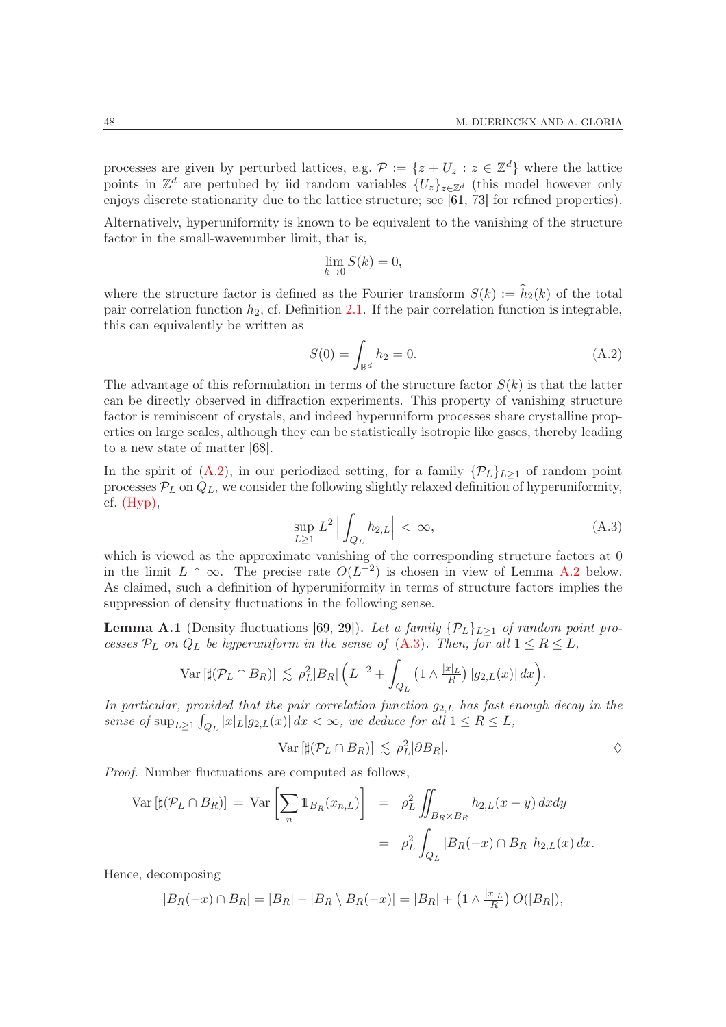processes are given by perturbed lattices, e.g. $\mathcal{P} := \{z + U_z : z \in \mathbb{Z}^d\}$ where the lattice points in $\mathbb{Z}^d$ are pertubed by iid random variables $\{U_z\}_{z\in\mathbb{Z}^d}$ (this model however only enjoys discrete stationarity due to the lattice structure; see [61, 73] for refined properties).

Alternatively, hyperuniformity is known to be equivalent to the vanishing of the structure factor in the small-wavenumber limit, that is,

$$\lim_{k\to 0} S(k) = 0,$$

where the structure factor is defined as the Fourier transform $S(k) := \widehat{h}_2(k)$ of the total pair correlation function $h_2$, cf. Definition 2.1. If the pair correlation function is integrable, this can equivalently be written as

$$S(0) = \int_{\mathbb{R}^d} h_2 = 0. \tag{A.2}$$

The advantage of this reformulation in terms of the structure factor $S(k)$ is that the latter can be directly observed in diffraction experiments. This property of vanishing structure factor is reminiscent of crystals, and indeed hyperuniform processes share crystalline properties on large scales, although they can be statistically isotropic like gases, thereby leading to a new state of matter [68].

In the spirit of (A.2), in our periodized setting, for a family $\{\mathcal{P}_L\}_{L\ge1}$ of random point processes $\mathcal{P}_L$ on $Q_L$, we consider the following slightly relaxed definition of hyperuniformity, cf. (Hyp),

$$\sup_{L\ge1} L^2 \Big| \int_{Q_L} h_{2,L} \Big| < \infty, \tag{A.3}$$

which is viewed as the approximate vanishing of the corresponding structure factors at 0 in the limit $L \uparrow \infty$. The precise rate $O(L^{-2})$ is chosen in view of Lemma A.2 below. As claimed, such a definition of hyperuniformity in terms of structure factors implies the suppression of density fluctuations in the following sense.

**Lemma A.1** (Density fluctuations [69, 29])**.** *Let a family $\{\mathcal{P}_L\}_{L\ge1}$ of random point processes $\mathcal{P}_L$ on $Q_L$ be hyperuniform in the sense of (A.3). Then, for all $1 \le R \le L$,*

$$\mathrm{Var}\left[\sharp(\mathcal{P}_L \cap B_R)\right] \lesssim \rho_L^2 |B_R| \Big( L^{-2} + \int_{Q_L} \big(1 \wedge \tfrac{|x|_L}{R}\big) |g_{2,L}(x)|\, dx \Big).$$

*In particular, provided that the pair correlation function $g_{2,L}$ has fast enough decay in the sense of $\sup_{L\ge1} \int_{Q_L} |x|_L |g_{2,L}(x)|\, dx < \infty$, we deduce for all $1 \le R \le L$,*

$$\mathrm{Var}\left[\sharp(\mathcal{P}_L \cap B_R)\right] \lesssim \rho_L^2 |\partial B_R|. \qquad \Diamond$$

*Proof.* Number fluctuations are computed as follows,

$$\begin{aligned}
\mathrm{Var}\left[\sharp(\mathcal{P}_L \cap B_R)\right] = \mathrm{Var}\Big[\sum_n \mathbb{1}_{B_R}(x_{n,L})\Big] &= \rho_L^2 \iint_{B_R\times B_R} h_{2,L}(x-y)\, dx dy \\
&= \rho_L^2 \int_{Q_L} |B_R(-x) \cap B_R|\, h_{2,L}(x)\, dx.
\end{aligned}$$

Hence, decomposing

$$|B_R(-x) \cap B_R| = |B_R| - |B_R \setminus B_R(-x)| = |B_R| + \big(1 \wedge \tfrac{|x|_L}{R}\big)\, O(|B_R|),$$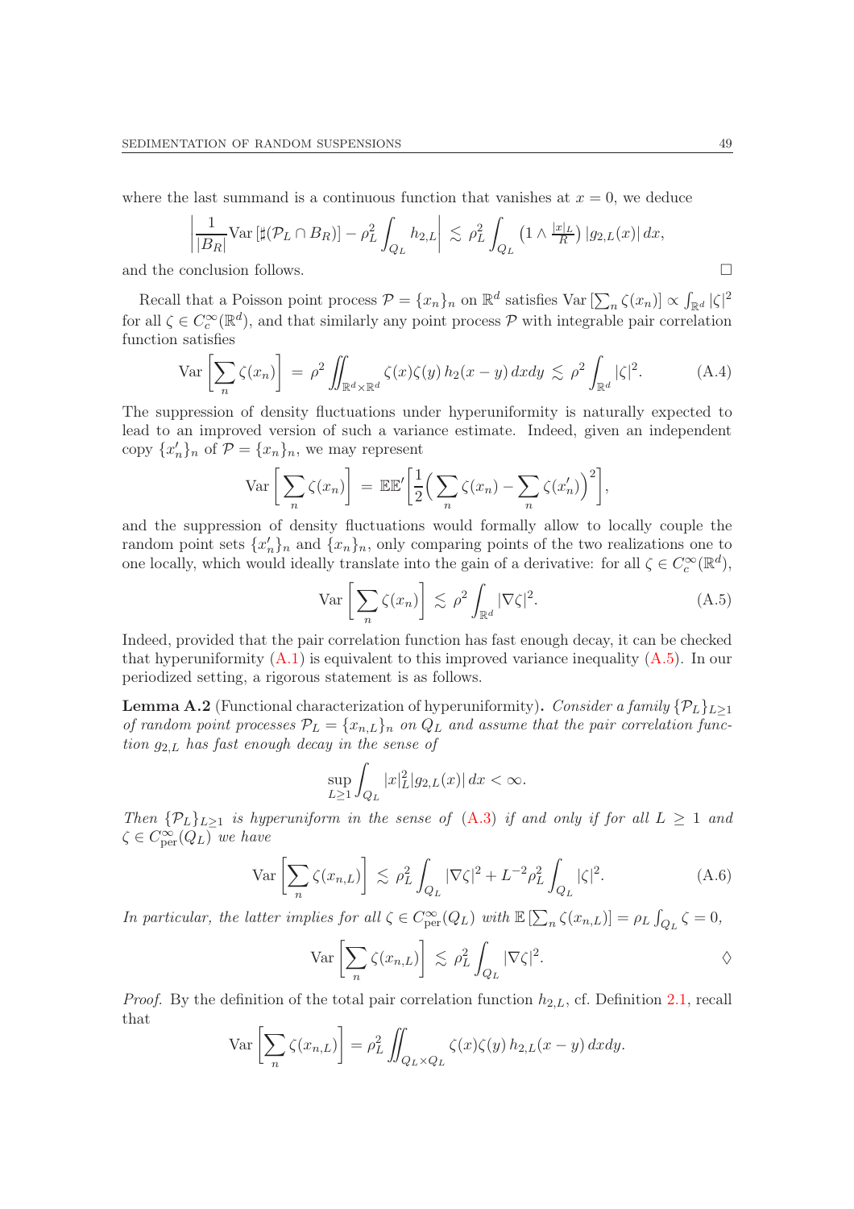where the last summand is a continuous function that vanishes at $x = 0$, we deduce

$$\left| \frac{1}{|B_R|} \mathrm{Var}\left[\sharp(\mathcal{P}_L \cap B_R)\right] - \rho_L^2 \int_{Q_L} h_{2,L} \right| \lesssim \rho_L^2 \int_{Q_L} \left(1 \wedge \tfrac{|x|_L}{R}\right) |g_{2,L}(x)|\, dx,$$

and the conclusion follows. □

Recall that a Poisson point process $\mathcal{P} = \{x_n\}_n$ on $\mathbb{R}^d$ satisfies $\mathrm{Var}\left[\sum_n \zeta(x_n)\right] \propto \int_{\mathbb{R}^d} |\zeta|^2$ for all $\zeta \in C_c^\infty(\mathbb{R}^d)$, and that similarly any point process $\mathcal{P}$ with integrable pair correlation function satisfies

$$\mathrm{Var}\left[\sum_n \zeta(x_n)\right] = \rho^2 \iint_{\mathbb{R}^d \times \mathbb{R}^d} \zeta(x)\zeta(y)\, h_2(x-y)\, dx dy \lesssim \rho^2 \int_{\mathbb{R}^d} |\zeta|^2. \tag{A.4}$$

The suppression of density fluctuations under hyperuniformity is naturally expected to lead to an improved version of such a variance estimate. Indeed, given an independent copy $\{x_n'\}_n$ of $\mathcal{P} = \{x_n\}_n$, we may represent

$$\mathrm{Var}\left[\sum_n \zeta(x_n)\right] = \mathbb{E}\mathbb{E}'\left[\frac{1}{2}\Big(\sum_n \zeta(x_n) - \sum_n \zeta(x_n')\Big)^2\right],$$

and the suppression of density fluctuations would formally allow to locally couple the random point sets $\{x_n'\}_n$ and $\{x_n\}_n$, only comparing points of the two realizations one to one locally, which would ideally translate into the gain of a derivative: for all $\zeta \in C_c^\infty(\mathbb{R}^d)$,

$$\mathrm{Var}\left[\sum_n \zeta(x_n)\right] \lesssim \rho^2 \int_{\mathbb{R}^d} |\nabla \zeta|^2. \tag{A.5}$$

Indeed, provided that the pair correlation function has fast enough decay, it can be checked that hyperuniformity (A.1) is equivalent to this improved variance inequality (A.5). In our periodized setting, a rigorous statement is as follows.

**Lemma A.2** (Functional characterization of hyperuniformity)**.** *Consider a family $\{\mathcal{P}_L\}_{L\ge 1}$ of random point processes $\mathcal{P}_L = \{x_{n,L}\}_n$ on $Q_L$ and assume that the pair correlation function $g_{2,L}$ has fast enough decay in the sense of*

$$\sup_{L\ge 1} \int_{Q_L} |x|_L^2 |g_{2,L}(x)|\, dx < \infty.$$

*Then $\{\mathcal{P}_L\}_{L\ge 1}$ is hyperuniform in the sense of (A.3) if and only if for all $L \ge 1$ and $\zeta \in C^\infty_{\mathrm{per}}(Q_L)$ we have*

$$\mathrm{Var}\left[\sum_n \zeta(x_{n,L})\right] \lesssim \rho_L^2 \int_{Q_L} |\nabla \zeta|^2 + L^{-2} \rho_L^2 \int_{Q_L} |\zeta|^2. \tag{A.6}$$

*In particular, the latter implies for all $\zeta \in C^\infty_{\mathrm{per}}(Q_L)$ with $\mathbb{E}\left[\sum_n \zeta(x_{n,L})\right] = \rho_L \int_{Q_L} \zeta = 0$,*

$$\mathrm{Var}\left[\sum_n \zeta(x_{n,L})\right] \lesssim \rho_L^2 \int_{Q_L} |\nabla \zeta|^2. \qquad \lozenge$$

*Proof.* By the definition of the total pair correlation function $h_{2,L}$, cf. Definition 2.1, recall that

$$\mathrm{Var}\left[\sum_n \zeta(x_{n,L})\right] = \rho_L^2 \iint_{Q_L \times Q_L} \zeta(x)\zeta(y)\, h_{2,L}(x-y)\, dx dy.$$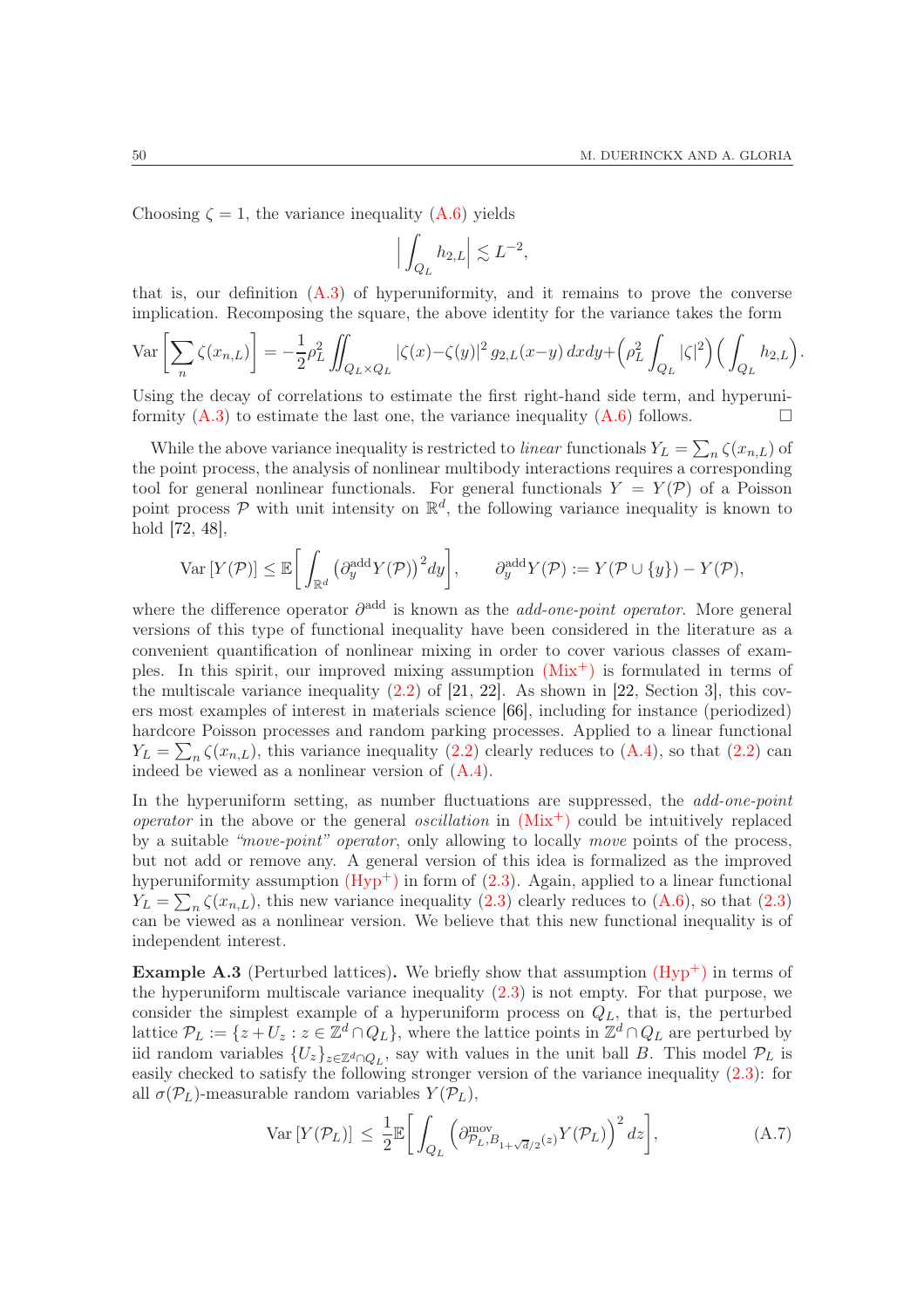Choosing $\zeta = 1$, the variance inequality (A.6) yields

$$\Big| \int_{Q_L} h_{2,L} \Big| \lesssim L^{-2},$$

that is, our definition (A.3) of hyperuniformity, and it remains to prove the converse implication. Recomposing the square, the above identity for the variance takes the form

$$\mathrm{Var}\Big[\sum_n \zeta(x_{n,L})\Big] = -\frac{1}{2}\rho_L^2 \iint_{Q_L \times Q_L} |\zeta(x)-\zeta(y)|^2\, g_{2,L}(x-y)\, dx dy + \Big(\rho_L^2 \int_{Q_L} |\zeta|^2\Big)\Big(\int_{Q_L} h_{2,L}\Big).$$

Using the decay of correlations to estimate the first right-hand side term, and hyperuniformity (A.3) to estimate the last one, the variance inequality (A.6) follows. ☐

While the above variance inequality is restricted to *linear* functionals $Y_L = \sum_n \zeta(x_{n,L})$ of the point process, the analysis of nonlinear multibody interactions requires a corresponding tool for general nonlinear functionals. For general functionals $Y = Y(\mathcal{P})$ of a Poisson point process $\mathcal{P}$ with unit intensity on $\mathbb{R}^d$, the following variance inequality is known to hold [72, 48],

$$\mathrm{Var}\,[Y(\mathcal{P})] \le \mathbb{E}\bigg[\int_{\mathbb{R}^d} \big(\partial^{\mathrm{add}}_y Y(\mathcal{P})\big)^2 dy\bigg], \qquad \partial^{\mathrm{add}}_y Y(\mathcal{P}) := Y(\mathcal{P}\cup\{y\}) - Y(\mathcal{P}),$$

where the difference operator $\partial^{\mathrm{add}}$ is known as the *add-one-point operator*. More general versions of this type of functional inequality have been considered in the literature as a convenient quantification of nonlinear mixing in order to cover various classes of examples. In this spirit, our improved mixing assumption (Mix$^+$) is formulated in terms of the multiscale variance inequality (2.2) of [21, 22]. As shown in [22, Section 3], this covers most examples of interest in materials science [66], including for instance (periodized) hardcore Poisson processes and random parking processes. Applied to a linear functional $Y_L = \sum_n \zeta(x_{n,L})$, this variance inequality (2.2) clearly reduces to (A.4), so that (2.2) can indeed be viewed as a nonlinear version of (A.4).

In the hyperuniform setting, as number fluctuations are suppressed, the *add-one-point operator* in the above or the general *oscillation* in (Mix$^+$) could be intuitively replaced by a suitable *"move-point" operator*, only allowing to locally *move* points of the process, but not add or remove any. A general version of this idea is formalized as the improved hyperuniformity assumption (Hyp$^+$) in form of (2.3). Again, applied to a linear functional $Y_L = \sum_n \zeta(x_{n,L})$, this new variance inequality (2.3) clearly reduces to (A.6), so that (2.3) can be viewed as a nonlinear version. We believe that this new functional inequality is of independent interest.

**Example A.3** (Perturbed lattices)**.** We briefly show that assumption (Hyp$^+$) in terms of the hyperuniform multiscale variance inequality (2.3) is not empty. For that purpose, we consider the simplest example of a hyperuniform process on $Q_L$, that is, the perturbed lattice $\mathcal{P}_L := \{z + U_z : z \in \mathbb{Z}^d \cap Q_L\}$, where the lattice points in $\mathbb{Z}^d \cap Q_L$ are perturbed by iid random variables $\{U_z\}_{z\in\mathbb{Z}^d\cap Q_L}$, say with values in the unit ball $B$. This model $\mathcal{P}_L$ is easily checked to satisfy the following stronger version of the variance inequality (2.3): for all $\sigma(\mathcal{P}_L)$-measurable random variables $Y(\mathcal{P}_L)$,

$$\mathrm{Var}\,[Y(\mathcal{P}_L)] \le \frac{1}{2}\mathbb{E}\bigg[\int_{Q_L} \Big(\partial^{\mathrm{mov}}_{\mathcal{P}_L, B_{1+\sqrt{d}/2}(z)} Y(\mathcal{P}_L)\Big)^2 dz\bigg], \tag{A.7}$$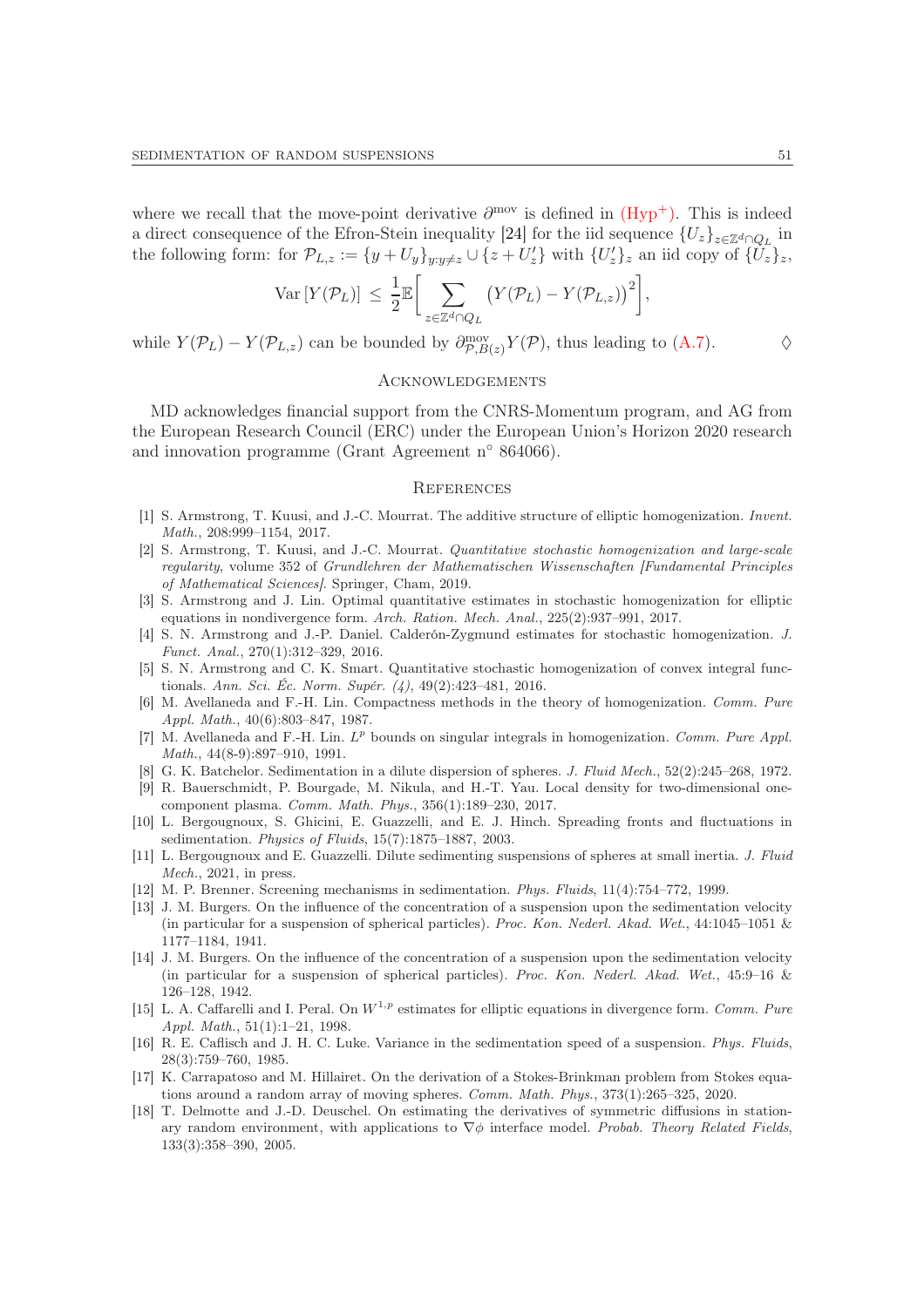where we recall that the move-point derivative $\partial^{\mathrm{mov}}$ is defined in (Hyp$^+$). This is indeed a direct consequence of the Efron-Stein inequality [24] for the iid sequence $\{U_z\}_{z\in\mathbb{Z}^d\cap Q_L}$ in the following form: for $\mathcal{P}_{L,z} := \{y+U_y\}_{y:y\neq z} \cup \{z+U'_z\}$ with $\{U'_z\}_z$ an iid copy of $\{U_z\}_z$,

$$\mathrm{Var}\left[Y(\mathcal{P}_L)\right] \,\le\, \frac{1}{2}\mathbb{E}\bigg[\sum_{z\in\mathbb{Z}^d\cap Q_L}\big(Y(\mathcal{P}_L)-Y(\mathcal{P}_{L,z})\big)^2\bigg],$$

while $Y(\mathcal{P}_L)-Y(\mathcal{P}_{L,z})$ can be bounded by $\partial^{\mathrm{mov}}_{\mathcal{P},B(z)}Y(\mathcal{P})$, thus leading to (A.7). $\Diamond$

## Acknowledgements

MD acknowledges financial support from the CNRS-Momentum program, and AG from the European Research Council (ERC) under the European Union's Horizon 2020 research and innovation programme (Grant Agreement n° 864066).

## References

[1] S. Armstrong, T. Kuusi, and J.-C. Mourrat. The additive structure of elliptic homogenization. *Invent. Math.*, 208:999–1154, 2017.

[2] S. Armstrong, T. Kuusi, and J.-C. Mourrat. *Quantitative stochastic homogenization and large-scale regularity*, volume 352 of *Grundlehren der Mathematischen Wissenschaften [Fundamental Principles of Mathematical Sciences]*. Springer, Cham, 2019.

[3] S. Armstrong and J. Lin. Optimal quantitative estimates in stochastic homogenization for elliptic equations in nondivergence form. *Arch. Ration. Mech. Anal.*, 225(2):937–991, 2017.

[4] S. N. Armstrong and J.-P. Daniel. Calderón-Zygmund estimates for stochastic homogenization. *J. Funct. Anal.*, 270(1):312–329, 2016.

[5] S. N. Armstrong and C. K. Smart. Quantitative stochastic homogenization of convex integral functionals. *Ann. Sci. Éc. Norm. Supér. (4)*, 49(2):423–481, 2016.

[6] M. Avellaneda and F.-H. Lin. Compactness methods in the theory of homogenization. *Comm. Pure Appl. Math.*, 40(6):803–847, 1987.

[7] M. Avellaneda and F.-H. Lin. $L^p$ bounds on singular integrals in homogenization. *Comm. Pure Appl. Math.*, 44(8-9):897–910, 1991.

[8] G. K. Batchelor. Sedimentation in a dilute dispersion of spheres. *J. Fluid Mech.*, 52(2):245–268, 1972.

[9] R. Bauerschmidt, P. Bourgade, M. Nikula, and H.-T. Yau. Local density for two-dimensional one-component plasma. *Comm. Math. Phys.*, 356(1):189–230, 2017.

[10] L. Bergougnoux, S. Ghicini, E. Guazzelli, and E. J. Hinch. Spreading fronts and fluctuations in sedimentation. *Physics of Fluids*, 15(7):1875–1887, 2003.

[11] L. Bergougnoux and E. Guazzelli. Dilute sedimenting suspensions of spheres at small inertia. *J. Fluid Mech.*, 2021, in press.

[12] M. P. Brenner. Screening mechanisms in sedimentation. *Phys. Fluids*, 11(4):754–772, 1999.

[13] J. M. Burgers. On the influence of the concentration of a suspension upon the sedimentation velocity (in particular for a suspension of spherical particles). *Proc. Kon. Nederl. Akad. Wet.*, 44:1045–1051 & 1177–1184, 1941.

[14] J. M. Burgers. On the influence of the concentration of a suspension upon the sedimentation velocity (in particular for a suspension of spherical particles). *Proc. Kon. Nederl. Akad. Wet.*, 45:9–16 & 126–128, 1942.

[15] L. A. Caffarelli and I. Peral. On $W^{1,p}$ estimates for elliptic equations in divergence form. *Comm. Pure Appl. Math.*, 51(1):1–21, 1998.

[16] R. E. Caflisch and J. H. C. Luke. Variance in the sedimentation speed of a suspension. *Phys. Fluids*, 28(3):759–760, 1985.

[17] K. Carrapatoso and M. Hillairet. On the derivation of a Stokes-Brinkman problem from Stokes equations around a random array of moving spheres. *Comm. Math. Phys.*, 373(1):265–325, 2020.

[18] T. Delmotte and J.-D. Deuschel. On estimating the derivatives of symmetric diffusions in stationary random environment, with applications to $\nabla\phi$ interface model. *Probab. Theory Related Fields*, 133(3):358–390, 2005.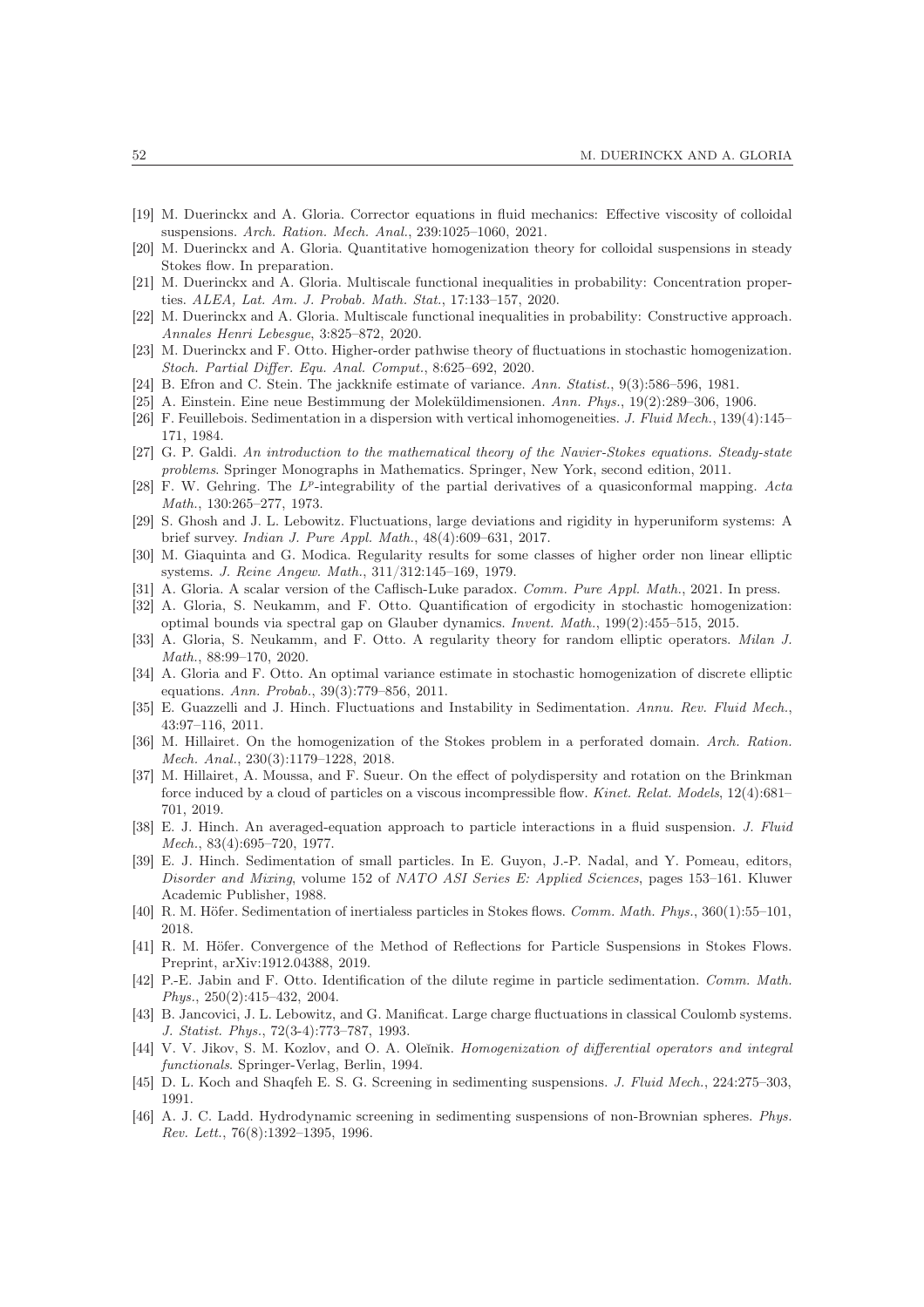[19] M. Duerinckx and A. Gloria. Corrector equations in fluid mechanics: Effective viscosity of colloidal suspensions. *Arch. Ration. Mech. Anal.*, 239:1025–1060, 2021.

[20] M. Duerinckx and A. Gloria. Quantitative homogenization theory for colloidal suspensions in steady Stokes flow. In preparation.

[21] M. Duerinckx and A. Gloria. Multiscale functional inequalities in probability: Concentration properties. *ALEA, Lat. Am. J. Probab. Math. Stat.*, 17:133–157, 2020.

[22] M. Duerinckx and A. Gloria. Multiscale functional inequalities in probability: Constructive approach. *Annales Henri Lebesgue*, 3:825–872, 2020.

[23] M. Duerinckx and F. Otto. Higher-order pathwise theory of fluctuations in stochastic homogenization. *Stoch. Partial Differ. Equ. Anal. Comput.*, 8:625–692, 2020.

[24] B. Efron and C. Stein. The jackknife estimate of variance. *Ann. Statist.*, 9(3):586–596, 1981.

[25] A. Einstein. Eine neue Bestimmung der Moleküldimensionen. *Ann. Phys.*, 19(2):289–306, 1906.

[26] F. Feuillebois. Sedimentation in a dispersion with vertical inhomogeneities. *J. Fluid Mech.*, 139(4):145–171, 1984.

[27] G. P. Galdi. *An introduction to the mathematical theory of the Navier-Stokes equations. Steady-state problems*. Springer Monographs in Mathematics. Springer, New York, second edition, 2011.

[28] F. W. Gehring. The $L^p$-integrability of the partial derivatives of a quasiconformal mapping. *Acta Math.*, 130:265–277, 1973.

[29] S. Ghosh and J. L. Lebowitz. Fluctuations, large deviations and rigidity in hyperuniform systems: A brief survey. *Indian J. Pure Appl. Math.*, 48(4):609–631, 2017.

[30] M. Giaquinta and G. Modica. Regularity results for some classes of higher order non linear elliptic systems. *J. Reine Angew. Math.*, 311/312:145–169, 1979.

[31] A. Gloria. A scalar version of the Caflisch-Luke paradox. *Comm. Pure Appl. Math.*, 2021. In press.

[32] A. Gloria, S. Neukamm, and F. Otto. Quantification of ergodicity in stochastic homogenization: optimal bounds via spectral gap on Glauber dynamics. *Invent. Math.*, 199(2):455–515, 2015.

[33] A. Gloria, S. Neukamm, and F. Otto. A regularity theory for random elliptic operators. *Milan J. Math.*, 88:99–170, 2020.

[34] A. Gloria and F. Otto. An optimal variance estimate in stochastic homogenization of discrete elliptic equations. *Ann. Probab.*, 39(3):779–856, 2011.

[35] E. Guazzelli and J. Hinch. Fluctuations and Instability in Sedimentation. *Annu. Rev. Fluid Mech.*, 43:97–116, 2011.

[36] M. Hillairet. On the homogenization of the Stokes problem in a perforated domain. *Arch. Ration. Mech. Anal.*, 230(3):1179–1228, 2018.

[37] M. Hillairet, A. Moussa, and F. Sueur. On the effect of polydispersity and rotation on the Brinkman force induced by a cloud of particles on a viscous incompressible flow. *Kinet. Relat. Models*, 12(4):681–701, 2019.

[38] E. J. Hinch. An averaged-equation approach to particle interactions in a fluid suspension. *J. Fluid Mech.*, 83(4):695–720, 1977.

[39] E. J. Hinch. Sedimentation of small particles. In E. Guyon, J.-P. Nadal, and Y. Pomeau, editors, *Disorder and Mixing*, volume 152 of *NATO ASI Series E: Applied Sciences*, pages 153–161. Kluwer Academic Publisher, 1988.

[40] R. M. Höfer. Sedimentation of inertialess particles in Stokes flows. *Comm. Math. Phys.*, 360(1):55–101, 2018.

[41] R. M. Höfer. Convergence of the Method of Reflections for Particle Suspensions in Stokes Flows. Preprint, arXiv:1912.04388, 2019.

[42] P.-E. Jabin and F. Otto. Identification of the dilute regime in particle sedimentation. *Comm. Math. Phys.*, 250(2):415–432, 2004.

[43] B. Jancovici, J. L. Lebowitz, and G. Manificat. Large charge fluctuations in classical Coulomb systems. *J. Statist. Phys.*, 72(3-4):773–787, 1993.

[44] V. V. Jikov, S. M. Kozlov, and O. A. Oleĭnik. *Homogenization of differential operators and integral functionals*. Springer-Verlag, Berlin, 1994.

[45] D. L. Koch and Shaqfeh E. S. G. Screening in sedimenting suspensions. *J. Fluid Mech.*, 224:275–303, 1991.

[46] A. J. C. Ladd. Hydrodynamic screening in sedimenting suspensions of non-Brownian spheres. *Phys. Rev. Lett.*, 76(8):1392–1395, 1996.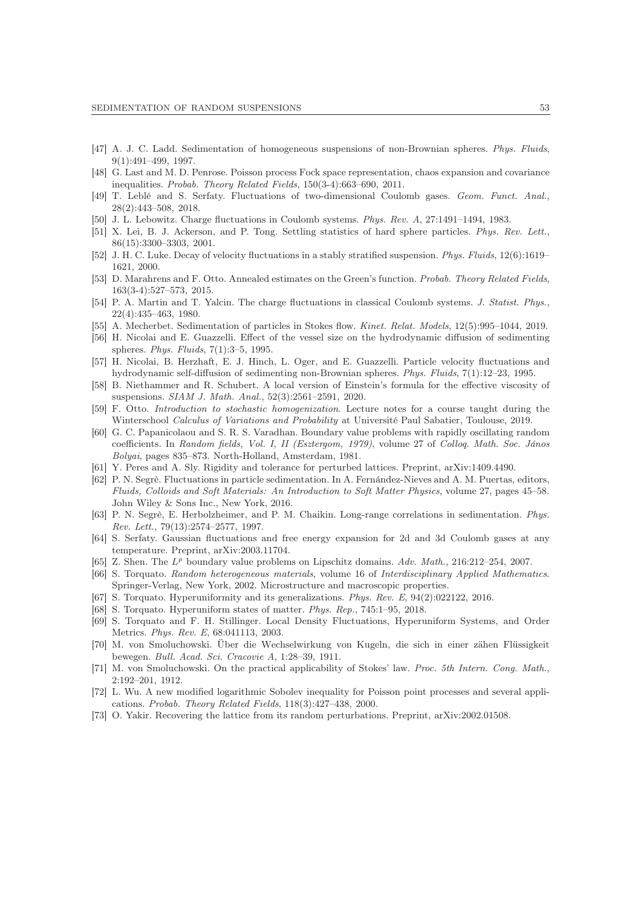[47] A. J. C. Ladd. Sedimentation of homogeneous suspensions of non-Brownian spheres. *Phys. Fluids*, 9(1):491–499, 1997.

[48] G. Last and M. D. Penrose. Poisson process Fock space representation, chaos expansion and covariance inequalities. *Probab. Theory Related Fields*, 150(3-4):663–690, 2011.

[49] T. Leblé and S. Serfaty. Fluctuations of two-dimensional Coulomb gases. *Geom. Funct. Anal.*, 28(2):443–508, 2018.

[50] J. L. Lebowitz. Charge fluctuations in Coulomb systems. *Phys. Rev. A*, 27:1491–1494, 1983.

[51] X. Lei, B. J. Ackerson, and P. Tong. Settling statistics of hard sphere particles. *Phys. Rev. Lett.*, 86(15):3300–3303, 2001.

[52] J. H. C. Luke. Decay of velocity fluctuations in a stably stratified suspension. *Phys. Fluids*, 12(6):1619–1621, 2000.

[53] D. Marahrens and F. Otto. Annealed estimates on the Green's function. *Probab. Theory Related Fields*, 163(3-4):527–573, 2015.

[54] P. A. Martin and T. Yalcin. The charge fluctuations in classical Coulomb systems. *J. Statist. Phys.*, 22(4):435–463, 1980.

[55] A. Mecherbet. Sedimentation of particles in Stokes flow. *Kinet. Relat. Models*, 12(5):995–1044, 2019.

[56] H. Nicolai and E. Guazzelli. Effect of the vessel size on the hydrodynamic diffusion of sedimenting spheres. *Phys. Fluids*, 7(1):3–5, 1995.

[57] H. Nicolai, B. Herzhaft, E. J. Hinch, L. Oger, and E. Guazzelli. Particle velocity fluctuations and hydrodynamic self-diffusion of sedimenting non-Brownian spheres. *Phys. Fluids*, 7(1):12–23, 1995.

[58] B. Niethammer and R. Schubert. A local version of Einstein's formula for the effective viscosity of suspensions. *SIAM J. Math. Anal.*, 52(3):2561–2591, 2020.

[59] F. Otto. *Introduction to stochastic homogenization*. Lecture notes for a course taught during the Winterschool *Calculus of Variations and Probability* at Université Paul Sabatier, Toulouse, 2019.

[60] G. C. Papanicolaou and S. R. S. Varadhan. Boundary value problems with rapidly oscillating random coefficients. In *Random fields, Vol. I, II (Esztergom, 1979)*, volume 27 of *Colloq. Math. Soc. János Bolyai*, pages 835–873. North-Holland, Amsterdam, 1981.

[61] Y. Peres and A. Sly. Rigidity and tolerance for perturbed lattices. Preprint, arXiv:1409.4490.

[62] P. N. Segrè. Fluctuations in particle sedimentation. In A. Fernández-Nieves and A. M. Puertas, editors, *Fluids, Colloids and Soft Materials: An Introduction to Soft Matter Physics*, volume 27, pages 45–58. John Wiley & Sons Inc., New York, 2016.

[63] P. N. Segrè, E. Herbolzheimer, and P. M. Chaikin. Long-range correlations in sedimentation. *Phys. Rev. Lett.*, 79(13):2574–2577, 1997.

[64] S. Serfaty. Gaussian fluctuations and free energy expansion for 2d and 3d Coulomb gases at any temperature. Preprint, arXiv:2003.11704.

[65] Z. Shen. The $L^p$ boundary value problems on Lipschitz domains. *Adv. Math.*, 216:212–254, 2007.

[66] S. Torquato. *Random heterogeneous materials*, volume 16 of *Interdisciplinary Applied Mathematics*. Springer-Verlag, New York, 2002. Microstructure and macroscopic properties.

[67] S. Torquato. Hyperuniformity and its generalizations. *Phys. Rev. E*, 94(2):022122, 2016.

[68] S. Torquato. Hyperuniform states of matter. *Phys. Rep.*, 745:1–95, 2018.

[69] S. Torquato and F. H. Stillinger. Local Density Fluctuations, Hyperuniform Systems, and Order Metrics. *Phys. Rev. E*, 68:041113, 2003.

[70] M. von Smoluchowski. Über die Wechselwirkung von Kugeln, die sich in einer zähen Flüssigkeit bewegen. *Bull. Acad. Sci. Cracovie A*, 1:28–39, 1911.

[71] M. von Smoluchowski. On the practical applicability of Stokes' law. *Proc. 5th Intern. Cong. Math.*, 2:192–201, 1912.

[72] L. Wu. A new modified logarithmic Sobolev inequality for Poisson point processes and several applications. *Probab. Theory Related Fields*, 118(3):427–438, 2000.

[73] O. Yakir. Recovering the lattice from its random perturbations. Preprint, arXiv:2002.01508.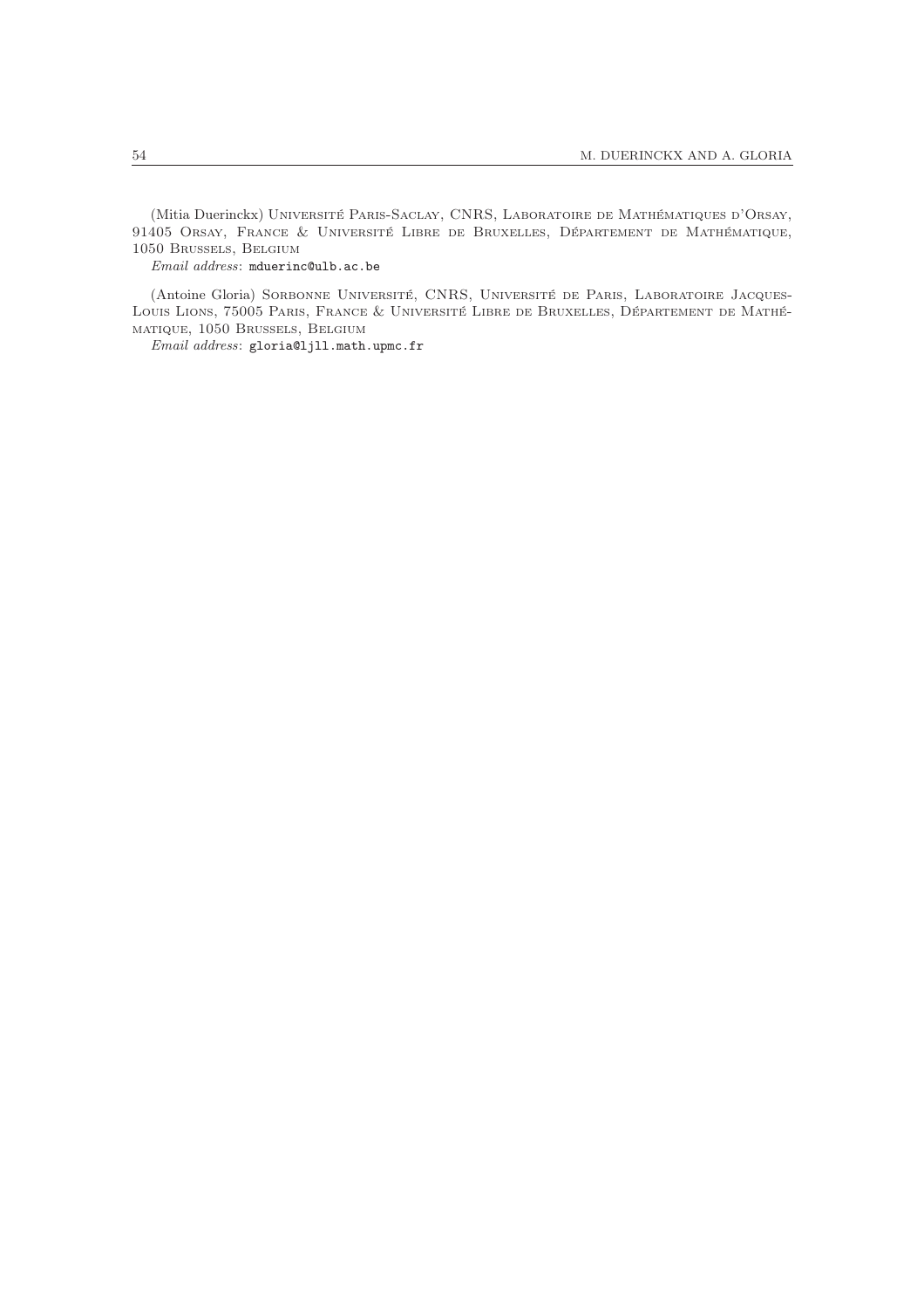(Mitia Duerinckx) Université Paris-Saclay, CNRS, Laboratoire de Mathématiques d'Orsay, 91405 Orsay, France & Université Libre de Bruxelles, Département de Mathématique, 1050 Brussels, Belgium

*Email address*: mduerinc@ulb.ac.be

(Antoine Gloria) Sorbonne Université, CNRS, Université de Paris, Laboratoire Jacques-Louis Lions, 75005 Paris, France & Université Libre de Bruxelles, Département de Mathématique, 1050 Brussels, Belgium

*Email address*: gloria@ljll.math.upmc.fr